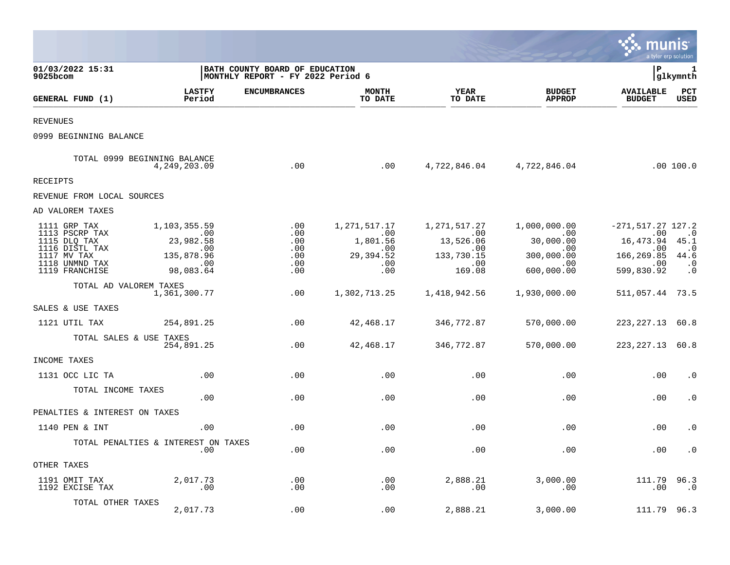**01/03/2022 15:31**
**9025bcom**

**BATH COUNTY BOARD OF EDUCATION**
**MONTHLY REPORT - FY 2022 Period 6**

**P 1**
**glkymnth**

| GENERAL FUND (1) | LASTFY Period | ENCUMBRANCES | MONTH TO DATE | YEAR TO DATE | BUDGET APPROP | AVAILABLE BUDGET | PCT USED |
|---|---|---|---|---|---|---|---|
| REVENUES | | | | | | | |
| 0999 BEGINNING BALANCE | | | | | | | |
| TOTAL 0999 BEGINNING BALANCE | 4,249,203.09 | .00 | .00 | 4,722,846.04 | 4,722,846.04 | .00 | 100.0 |
| RECEIPTS | | | | | | | |
| REVENUE FROM LOCAL SOURCES | | | | | | | |
| AD VALOREM TAXES | | | | | | | |
| 1111 GRP TAX | 1,103,355.59 | .00 | 1,271,517.17 | 1,271,517.27 | 1,000,000.00 | -271,517.27 | 127.2 |
| 1113 PSCRP TAX | .00 | .00 | .00 | .00 | .00 | .00 | .0 |
| 1115 DLQ TAX | 23,982.58 | .00 | 1,801.56 | 13,526.06 | 30,000.00 | 16,473.94 | 45.1 |
| 1116 DISTL TAX | .00 | .00 | .00 | .00 | .00 | .00 | .0 |
| 1117 MV TAX | 135,878.96 | .00 | 29,394.52 | 133,730.15 | 300,000.00 | 166,269.85 | 44.6 |
| 1118 UNMND TAX | .00 | .00 | .00 | .00 | .00 | .00 | .0 |
| 1119 FRANCHISE | 98,083.64 | .00 | .00 | 169.08 | 600,000.00 | 599,830.92 | .0 |
| TOTAL AD VALOREM TAXES | 1,361,300.77 | .00 | 1,302,713.25 | 1,418,942.56 | 1,930,000.00 | 511,057.44 | 73.5 |
| SALES & USE TAXES | | | | | | | |
| 1121 UTIL TAX | 254,891.25 | .00 | 42,468.17 | 346,772.87 | 570,000.00 | 223,227.13 | 60.8 |
| TOTAL SALES & USE TAXES | 254,891.25 | .00 | 42,468.17 | 346,772.87 | 570,000.00 | 223,227.13 | 60.8 |
| INCOME TAXES | | | | | | | |
| 1131 OCC LIC TA | .00 | .00 | .00 | .00 | .00 | .00 | .0 |
| TOTAL INCOME TAXES | .00 | .00 | .00 | .00 | .00 | .00 | .0 |
| PENALTIES & INTEREST ON TAXES | | | | | | | |
| 1140 PEN & INT | .00 | .00 | .00 | .00 | .00 | .00 | .0 |
| TOTAL PENALTIES & INTEREST ON TAXES | .00 | .00 | .00 | .00 | .00 | .00 | .0 |
| OTHER TAXES | | | | | | | |
| 1191 OMIT TAX | 2,017.73 | .00 | .00 | 2,888.21 | 3,000.00 | 111.79 | 96.3 |
| 1192 EXCISE TAX | .00 | .00 | .00 | .00 | .00 | .00 | .0 |
| TOTAL OTHER TAXES | 2,017.73 | .00 | .00 | 2,888.21 | 3,000.00 | 111.79 | 96.3 |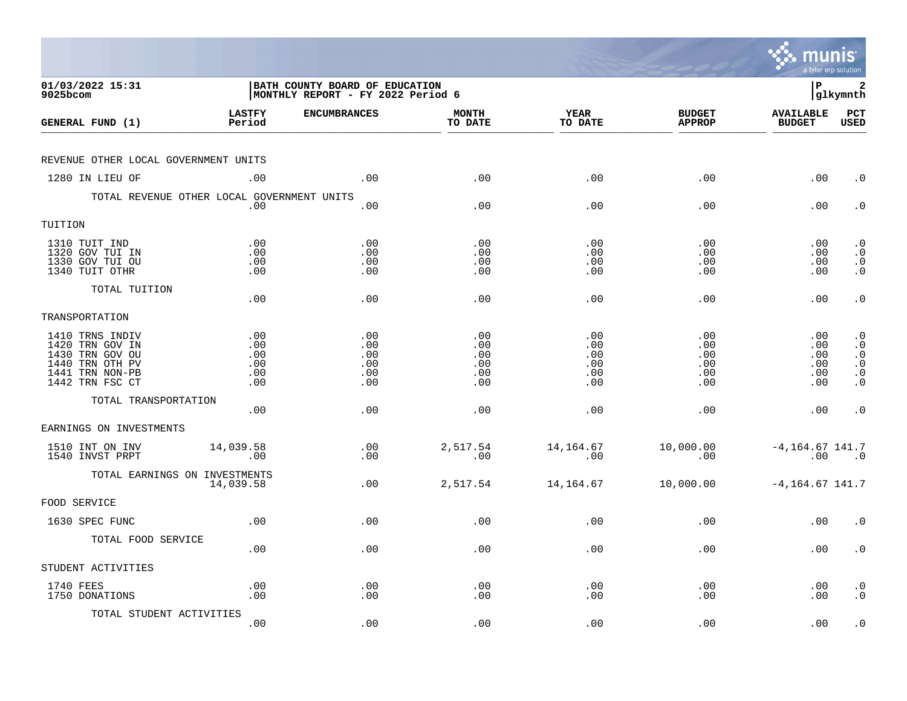01/03/2022 15:31
9025bcom

**BATH COUNTY BOARD OF EDUCATION**
**MONTHLY REPORT - FY 2022 Period 6**

| GENERAL FUND (1) | LASTFY Period | ENCUMBRANCES | MONTH TO DATE | YEAR TO DATE | BUDGET APPROP | AVAILABLE BUDGET | PCT USED |
|---|---|---|---|---|---|---|---|
| REVENUE OTHER LOCAL GOVERNMENT UNITS | | | | | | | |
| 1280 IN LIEU OF | .00 | .00 | .00 | .00 | .00 | .00 | .0 |
| TOTAL REVENUE OTHER LOCAL GOVERNMENT UNITS | .00 | .00 | .00 | .00 | .00 | .00 | .0 |
| TUITION | | | | | | | |
| 1310 TUIT IND | .00 | .00 | .00 | .00 | .00 | .00 | .0 |
| 1320 GOV TUI IN | .00 | .00 | .00 | .00 | .00 | .00 | .0 |
| 1330 GOV TUI OU | .00 | .00 | .00 | .00 | .00 | .00 | .0 |
| 1340 TUIT OTHR | .00 | .00 | .00 | .00 | .00 | .00 | .0 |
| TOTAL TUITION | .00 | .00 | .00 | .00 | .00 | .00 | .0 |
| TRANSPORTATION | | | | | | | |
| 1410 TRNS INDIV | .00 | .00 | .00 | .00 | .00 | .00 | .0 |
| 1420 TRN GOV IN | .00 | .00 | .00 | .00 | .00 | .00 | .0 |
| 1430 TRN GOV OU | .00 | .00 | .00 | .00 | .00 | .00 | .0 |
| 1440 TRN OTH PV | .00 | .00 | .00 | .00 | .00 | .00 | .0 |
| 1441 TRN NON-PB | .00 | .00 | .00 | .00 | .00 | .00 | .0 |
| 1442 TRN FSC CT | .00 | .00 | .00 | .00 | .00 | .00 | .0 |
| TOTAL TRANSPORTATION | .00 | .00 | .00 | .00 | .00 | .00 | .0 |
| EARNINGS ON INVESTMENTS | | | | | | | |
| 1510 INT ON INV | 14,039.58 | .00 | 2,517.54 | 14,164.67 | 10,000.00 | -4,164.67 | 141.7 |
| 1540 INVST PRPT | .00 | .00 | .00 | .00 | .00 | .00 | .0 |
| TOTAL EARNINGS ON INVESTMENTS | 14,039.58 | .00 | 2,517.54 | 14,164.67 | 10,000.00 | -4,164.67 | 141.7 |
| FOOD SERVICE | | | | | | | |
| 1630 SPEC FUNC | .00 | .00 | .00 | .00 | .00 | .00 | .0 |
| TOTAL FOOD SERVICE | .00 | .00 | .00 | .00 | .00 | .00 | .0 |
| STUDENT ACTIVITIES | | | | | | | |
| 1740 FEES | .00 | .00 | .00 | .00 | .00 | .00 | .0 |
| 1750 DONATIONS | .00 | .00 | .00 | .00 | .00 | .00 | .0 |
| TOTAL STUDENT ACTIVITIES | .00 | .00 | .00 | .00 | .00 | .00 | .0 |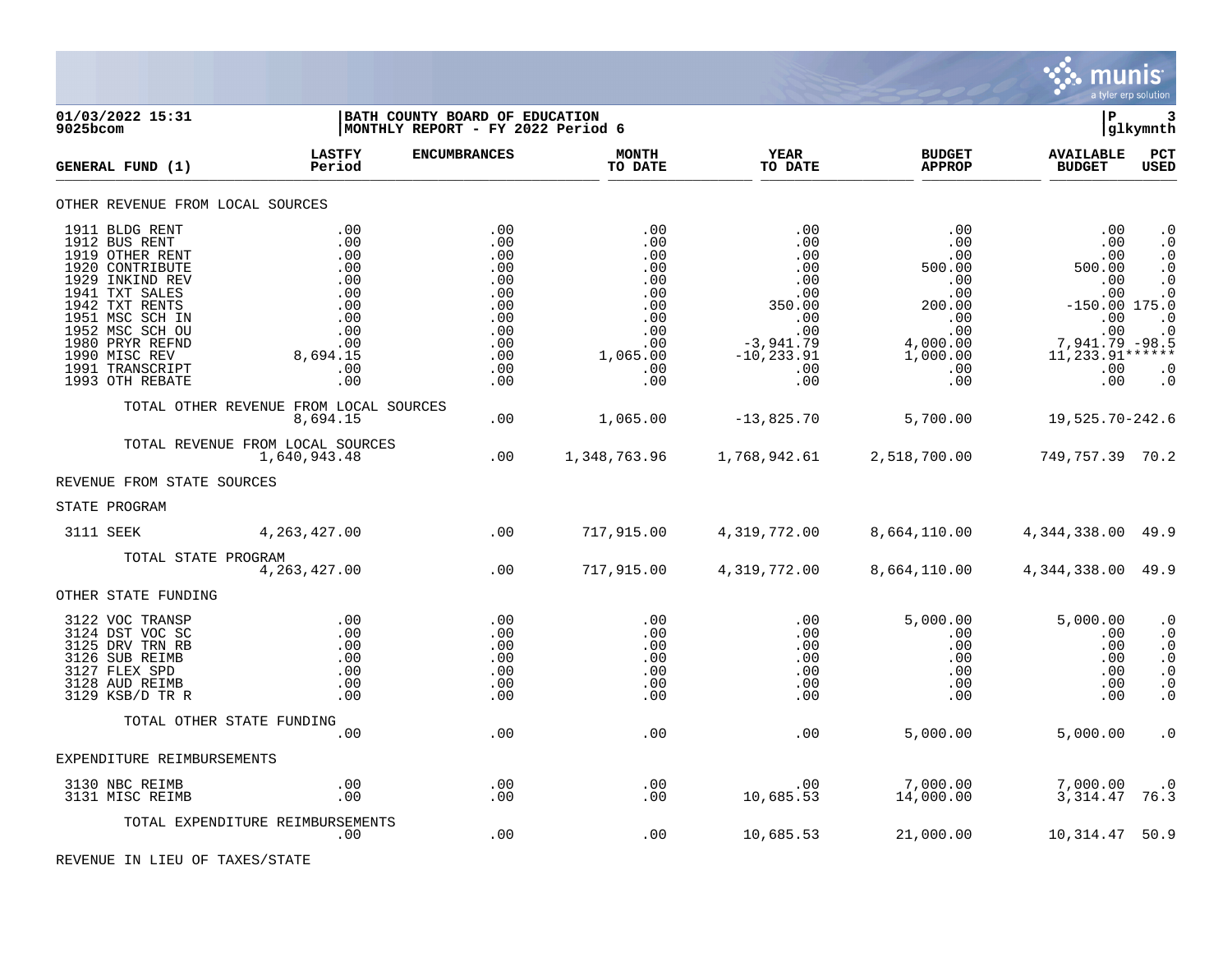**01/03/2022 15:31**
**9025bcom**

**BATH COUNTY BOARD OF EDUCATION**
**MONTHLY REPORT - FY 2022 Period 6**

**P 3**
**glkymnth**

| GENERAL FUND (1) | LASTFY Period | ENCUMBRANCES | MONTH TO DATE | YEAR TO DATE | BUDGET APPROP | AVAILABLE BUDGET | PCT USED |
|---|---|---|---|---|---|---|---|
| **OTHER REVENUE FROM LOCAL SOURCES** | | | | | | | |
| 1911 BLDG RENT | .00 | .00 | .00 | .00 | .00 | .00 | .0 |
| 1912 BUS RENT | .00 | .00 | .00 | .00 | .00 | .00 | .0 |
| 1919 OTHER RENT | .00 | .00 | .00 | .00 | .00 | .00 | .0 |
| 1920 CONTRIBUTE | .00 | .00 | .00 | .00 | 500.00 | 500.00 | .0 |
| 1929 INKIND REV | .00 | .00 | .00 | .00 | .00 | .00 | .0 |
| 1941 TXT SALES | .00 | .00 | .00 | .00 | .00 | .00 | .0 |
| 1942 TXT RENTS | .00 | .00 | .00 | 350.00 | 200.00 | -150.00 | 175.0 |
| 1951 MSC SCH IN | .00 | .00 | .00 | .00 | .00 | .00 | .0 |
| 1952 MSC SCH OU | .00 | .00 | .00 | .00 | .00 | .00 | .0 |
| 1980 PRYR REFND | .00 | .00 | .00 | -3,941.79 | 4,000.00 | 7,941.79 | -98.5 |
| 1990 MISC REV | 8,694.15 | .00 | 1,065.00 | -10,233.91 | 1,000.00 | 11,233.91 | ****** |
| 1991 TRANSCRIPT | .00 | .00 | .00 | .00 | .00 | .00 | .0 |
| 1993 OTH REBATE | .00 | .00 | .00 | .00 | .00 | .00 | .0 |
| TOTAL OTHER REVENUE FROM LOCAL SOURCES | 8,694.15 | .00 | 1,065.00 | -13,825.70 | 5,700.00 | 19,525.70 | -242.6 |
| TOTAL REVENUE FROM LOCAL SOURCES | 1,640,943.48 | .00 | 1,348,763.96 | 1,768,942.61 | 2,518,700.00 | 749,757.39 | 70.2 |
| **REVENUE FROM STATE SOURCES** | | | | | | | |
| **STATE PROGRAM** | | | | | | | |
| 3111 SEEK | 4,263,427.00 | .00 | 717,915.00 | 4,319,772.00 | 8,664,110.00 | 4,344,338.00 | 49.9 |
| TOTAL STATE PROGRAM | 4,263,427.00 | .00 | 717,915.00 | 4,319,772.00 | 8,664,110.00 | 4,344,338.00 | 49.9 |
| **OTHER STATE FUNDING** | | | | | | | |
| 3122 VOC TRANSP | .00 | .00 | .00 | .00 | 5,000.00 | 5,000.00 | .0 |
| 3124 DST VOC SC | .00 | .00 | .00 | .00 | .00 | .00 | .0 |
| 3125 DRV TRN RB | .00 | .00 | .00 | .00 | .00 | .00 | .0 |
| 3126 SUB REIMB | .00 | .00 | .00 | .00 | .00 | .00 | .0 |
| 3127 FLEX SPD | .00 | .00 | .00 | .00 | .00 | .00 | .0 |
| 3128 AUD REIMB | .00 | .00 | .00 | .00 | .00 | .00 | .0 |
| 3129 KSB/D TR R | .00 | .00 | .00 | .00 | .00 | .00 | .0 |
| TOTAL OTHER STATE FUNDING | .00 | .00 | .00 | .00 | 5,000.00 | 5,000.00 | .0 |
| **EXPENDITURE REIMBURSEMENTS** | | | | | | | |
| 3130 NBC REIMB | .00 | .00 | .00 | .00 | 7,000.00 | 7,000.00 | .0 |
| 3131 MISC REIMB | .00 | .00 | .00 | 10,685.53 | 14,000.00 | 3,314.47 | 76.3 |
| TOTAL EXPENDITURE REIMBURSEMENTS | .00 | .00 | .00 | 10,685.53 | 21,000.00 | 10,314.47 | 50.9 |
| **REVENUE IN LIEU OF TAXES/STATE** | | | | | | | |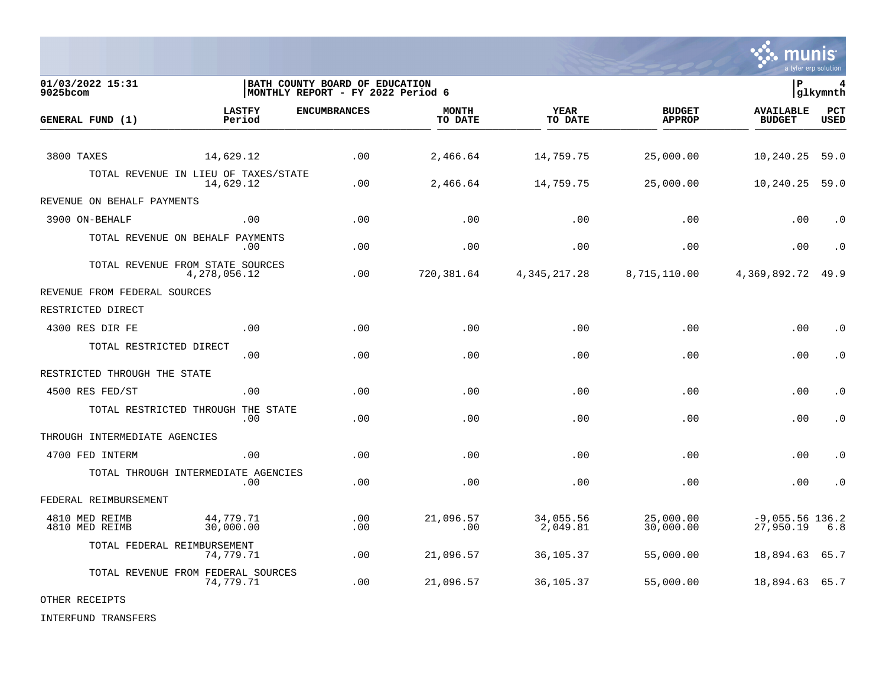01/03/2022 15:31 | BATH COUNTY BOARD OF EDUCATION | P 4
9025bcom | MONTHLY REPORT - FY 2022 Period 6 | glkymnth

| GENERAL FUND (1) | LASTFY Period | ENCUMBRANCES | MONTH TO DATE | YEAR TO DATE | BUDGET APPROP | AVAILABLE BUDGET | PCT USED |
|---|---|---|---|---|---|---|---|
| 3800 TAXES | 14,629.12 | .00 | 2,466.64 | 14,759.75 | 25,000.00 | 10,240.25 | 59.0 |
| TOTAL REVENUE IN LIEU OF TAXES/STATE | 14,629.12 | .00 | 2,466.64 | 14,759.75 | 25,000.00 | 10,240.25 | 59.0 |
| REVENUE ON BEHALF PAYMENTS | | | | | | | |
| 3900 ON-BEHALF | .00 | .00 | .00 | .00 | .00 | .00 | .0 |
| TOTAL REVENUE ON BEHALF PAYMENTS | .00 | .00 | .00 | .00 | .00 | .00 | .0 |
| TOTAL REVENUE FROM STATE SOURCES | 4,278,056.12 | .00 | 720,381.64 | 4,345,217.28 | 8,715,110.00 | 4,369,892.72 | 49.9 |
| REVENUE FROM FEDERAL SOURCES | | | | | | | |
| RESTRICTED DIRECT | | | | | | | |
| 4300 RES DIR FE | .00 | .00 | .00 | .00 | .00 | .00 | .0 |
| TOTAL RESTRICTED DIRECT | .00 | .00 | .00 | .00 | .00 | .00 | .0 |
| RESTRICTED THROUGH THE STATE | | | | | | | |
| 4500 RES FED/ST | .00 | .00 | .00 | .00 | .00 | .00 | .0 |
| TOTAL RESTRICTED THROUGH THE STATE | .00 | .00 | .00 | .00 | .00 | .00 | .0 |
| THROUGH INTERMEDIATE AGENCIES | | | | | | | |
| 4700 FED INTERM | .00 | .00 | .00 | .00 | .00 | .00 | .0 |
| TOTAL THROUGH INTERMEDIATE AGENCIES | .00 | .00 | .00 | .00 | .00 | .00 | .0 |
| FEDERAL REIMBURSEMENT | | | | | | | |
| 4810 MED REIMB | 44,779.71 | .00 | 21,096.57 | 34,055.56 | 25,000.00 | -9,055.56 | 136.2 |
| 4810 MED REIMB | 30,000.00 | .00 | .00 | 2,049.81 | 30,000.00 | 27,950.19 | 6.8 |
| TOTAL FEDERAL REIMBURSEMENT | 74,779.71 | .00 | 21,096.57 | 36,105.37 | 55,000.00 | 18,894.63 | 65.7 |
| TOTAL REVENUE FROM FEDERAL SOURCES | 74,779.71 | .00 | 21,096.57 | 36,105.37 | 55,000.00 | 18,894.63 | 65.7 |
| OTHER RECEIPTS | | | | | | | |
| INTERFUND TRANSFERS | | | | | | | |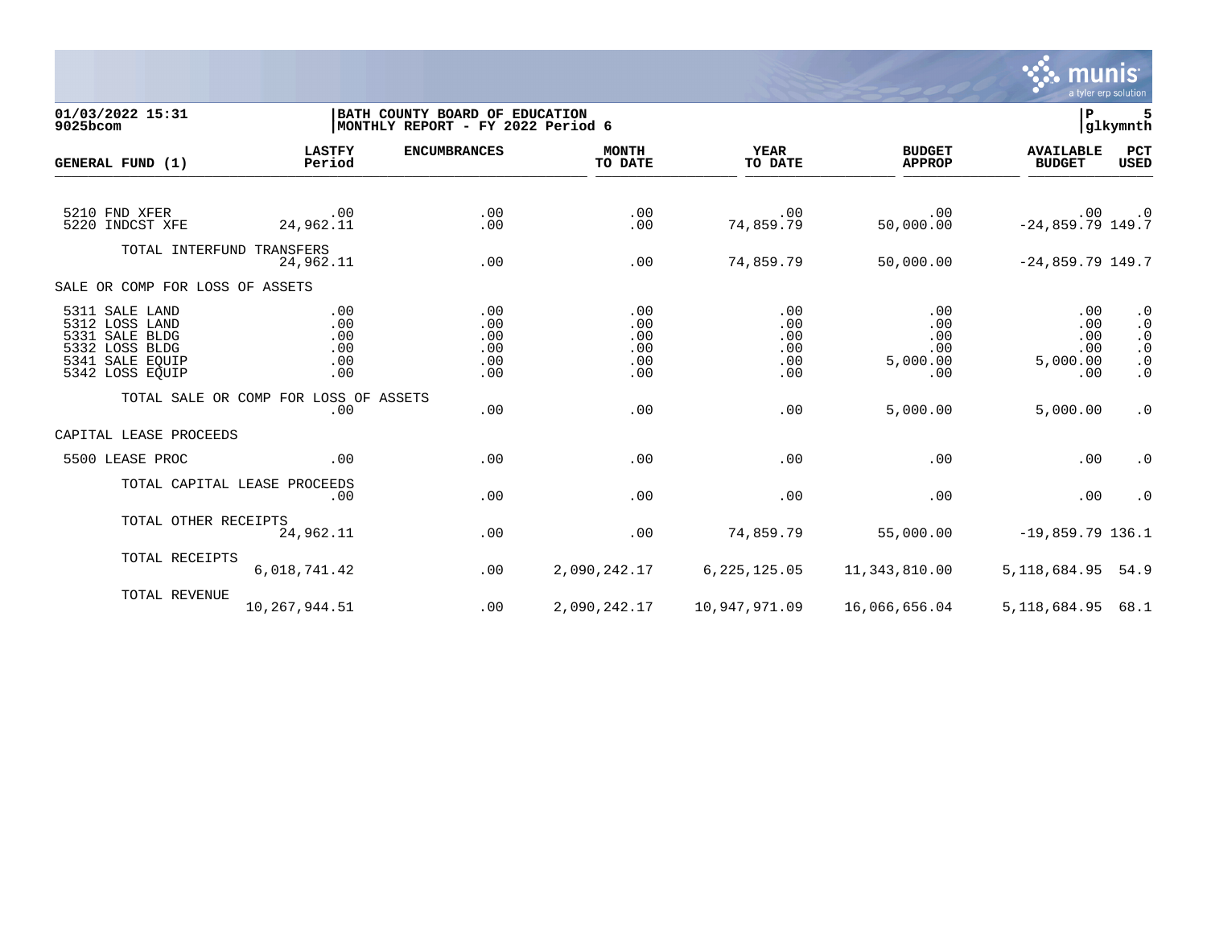**01/03/2022 15:31**
**9025bcom**

**BATH COUNTY BOARD OF EDUCATION**
**MONTHLY REPORT - FY 2022 Period 6**

**P 5**
**glkymnth**

| GENERAL FUND (1) | LASTFY Period | ENCUMBRANCES | MONTH TO DATE | YEAR TO DATE | BUDGET APPROP | AVAILABLE BUDGET | PCT USED |
|---|---|---|---|---|---|---|---|
| 5210 FND XFER | .00 | .00 | .00 | .00 | .00 | .00 | .0 |
| 5220 INDCST XFE | 24,962.11 | .00 | .00 | 74,859.79 | 50,000.00 | -24,859.79 | 149.7 |
| TOTAL INTERFUND TRANSFERS | 24,962.11 | .00 | .00 | 74,859.79 | 50,000.00 | -24,859.79 | 149.7 |
| SALE OR COMP FOR LOSS OF ASSETS | | | | | | | |
| 5311 SALE LAND | .00 | .00 | .00 | .00 | .00 | .00 | .0 |
| 5312 LOSS LAND | .00 | .00 | .00 | .00 | .00 | .00 | .0 |
| 5331 SALE BLDG | .00 | .00 | .00 | .00 | .00 | .00 | .0 |
| 5332 LOSS BLDG | .00 | .00 | .00 | .00 | .00 | .00 | .0 |
| 5341 SALE EQUIP | .00 | .00 | .00 | .00 | 5,000.00 | 5,000.00 | .0 |
| 5342 LOSS EQUIP | .00 | .00 | .00 | .00 | .00 | .00 | .0 |
| TOTAL SALE OR COMP FOR LOSS OF ASSETS | .00 | .00 | .00 | .00 | 5,000.00 | 5,000.00 | .0 |
| CAPITAL LEASE PROCEEDS | | | | | | | |
| 5500 LEASE PROC | .00 | .00 | .00 | .00 | .00 | .00 | .0 |
| TOTAL CAPITAL LEASE PROCEEDS | .00 | .00 | .00 | .00 | .00 | .00 | .0 |
| TOTAL OTHER RECEIPTS | 24,962.11 | .00 | .00 | 74,859.79 | 55,000.00 | -19,859.79 | 136.1 |
| TOTAL RECEIPTS | 6,018,741.42 | .00 | 2,090,242.17 | 6,225,125.05 | 11,343,810.00 | 5,118,684.95 | 54.9 |
| TOTAL REVENUE | 10,267,944.51 | .00 | 2,090,242.17 | 10,947,971.09 | 16,066,656.04 | 5,118,684.95 | 68.1 |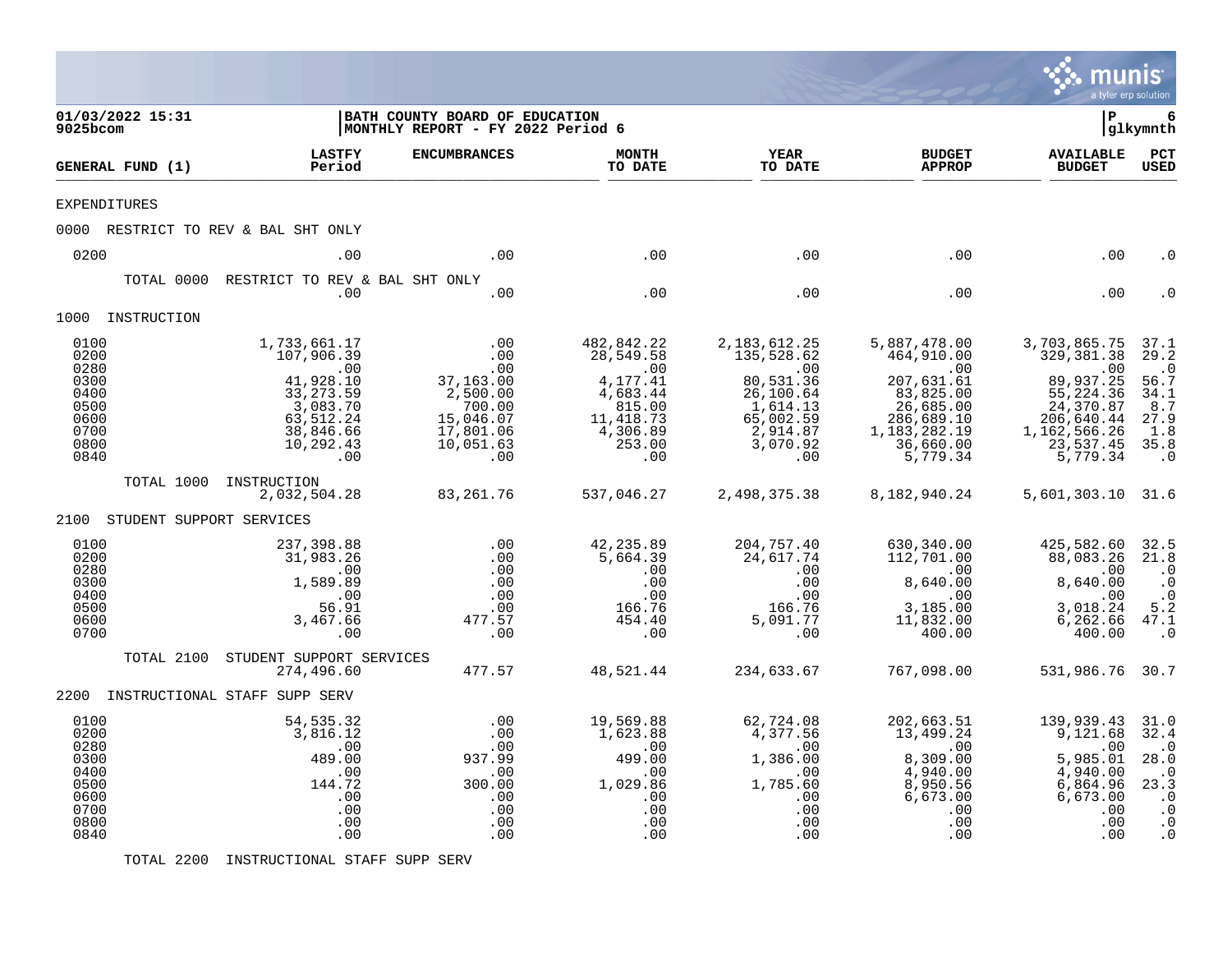01/03/2022 15:31 | BATH COUNTY BOARD OF EDUCATION
9025bcom | MONTHLY REPORT - FY 2022 Period 6 | P 6 glkymnth

| GENERAL FUND (1) | LASTFY Period | ENCUMBRANCES | MONTH TO DATE | YEAR TO DATE | BUDGET APPROP | AVAILABLE BUDGET | PCT USED |
|---|---|---|---|---|---|---|---|
| **EXPENDITURES** | | | | | | | |
| **0000 RESTRICT TO REV & BAL SHT ONLY** | | | | | | | |
| 0200 | .00 | .00 | .00 | .00 | .00 | .00 | .0 |
| TOTAL 0000 RESTRICT TO REV & BAL SHT ONLY | .00 | .00 | .00 | .00 | .00 | .00 | .0 |
| **1000 INSTRUCTION** | | | | | | | |
| 0100 | 1,733,661.17 | .00 | 482,842.22 | 2,183,612.25 | 5,887,478.00 | 3,703,865.75 | 37.1 |
| 0200 | 107,906.39 | .00 | 28,549.58 | 135,528.62 | 464,910.00 | 329,381.38 | 29.2 |
| 0280 | .00 | .00 | .00 | .00 | .00 | .00 | .0 |
| 0300 | 41,928.10 | 37,163.00 | 4,177.41 | 80,531.36 | 207,631.61 | 89,937.25 | 56.7 |
| 0400 | 33,273.59 | 2,500.00 | 4,683.44 | 26,100.64 | 83,825.00 | 55,224.36 | 34.1 |
| 0500 | 3,083.70 | 700.00 | 815.00 | 1,614.13 | 26,685.00 | 24,370.87 | 8.7 |
| 0600 | 63,512.24 | 15,046.07 | 11,418.73 | 65,002.59 | 286,689.10 | 206,640.44 | 27.9 |
| 0700 | 38,846.66 | 17,801.06 | 4,306.89 | 2,914.87 | 1,183,282.19 | 1,162,566.26 | 1.8 |
| 0800 | 10,292.43 | 10,051.63 | 253.00 | 3,070.92 | 36,660.00 | 23,537.45 | 35.8 |
| 0840 | .00 | .00 | .00 | .00 | 5,779.34 | 5,779.34 | .0 |
| TOTAL 1000 INSTRUCTION | 2,032,504.28 | 83,261.76 | 537,046.27 | 2,498,375.38 | 8,182,940.24 | 5,601,303.10 | 31.6 |
| **2100 STUDENT SUPPORT SERVICES** | | | | | | | |
| 0100 | 237,398.88 | .00 | 42,235.89 | 204,757.40 | 630,340.00 | 425,582.60 | 32.5 |
| 0200 | 31,983.26 | .00 | 5,664.39 | 24,617.74 | 112,701.00 | 88,083.26 | 21.8 |
| 0280 | .00 | .00 | .00 | .00 | .00 | .00 | .0 |
| 0300 | 1,589.89 | .00 | .00 | .00 | 8,640.00 | 8,640.00 | .0 |
| 0400 | .00 | .00 | .00 | .00 | .00 | .00 | .0 |
| 0500 | 56.91 | .00 | 166.76 | 166.76 | 3,185.00 | 3,018.24 | 5.2 |
| 0600 | 3,467.66 | 477.57 | 454.40 | 5,091.77 | 11,832.00 | 6,262.66 | 47.1 |
| 0700 | .00 | .00 | .00 | .00 | 400.00 | 400.00 | .0 |
| TOTAL 2100 STUDENT SUPPORT SERVICES | 274,496.60 | 477.57 | 48,521.44 | 234,633.67 | 767,098.00 | 531,986.76 | 30.7 |
| **2200 INSTRUCTIONAL STAFF SUPP SERV** | | | | | | | |
| 0100 | 54,535.32 | .00 | 19,569.88 | 62,724.08 | 202,663.51 | 139,939.43 | 31.0 |
| 0200 | 3,816.12 | .00 | 1,623.88 | 4,377.56 | 13,499.24 | 9,121.68 | 32.4 |
| 0280 | .00 | .00 | .00 | .00 | .00 | .00 | .0 |
| 0300 | 489.00 | 937.99 | 499.00 | 1,386.00 | 8,309.00 | 5,985.01 | 28.0 |
| 0400 | .00 | .00 | .00 | .00 | 4,940.00 | 4,940.00 | .0 |
| 0500 | 144.72 | 300.00 | 1,029.86 | 1,785.60 | 8,950.56 | 6,864.96 | 23.3 |
| 0600 | .00 | .00 | .00 | .00 | 6,673.00 | 6,673.00 | .0 |
| 0700 | .00 | .00 | .00 | .00 | .00 | .00 | .0 |
| 0800 | .00 | .00 | .00 | .00 | .00 | .00 | .0 |
| 0840 | .00 | .00 | .00 | .00 | .00 | .00 | .0 |
| TOTAL 2200 INSTRUCTIONAL STAFF SUPP SERV | | | | | | | |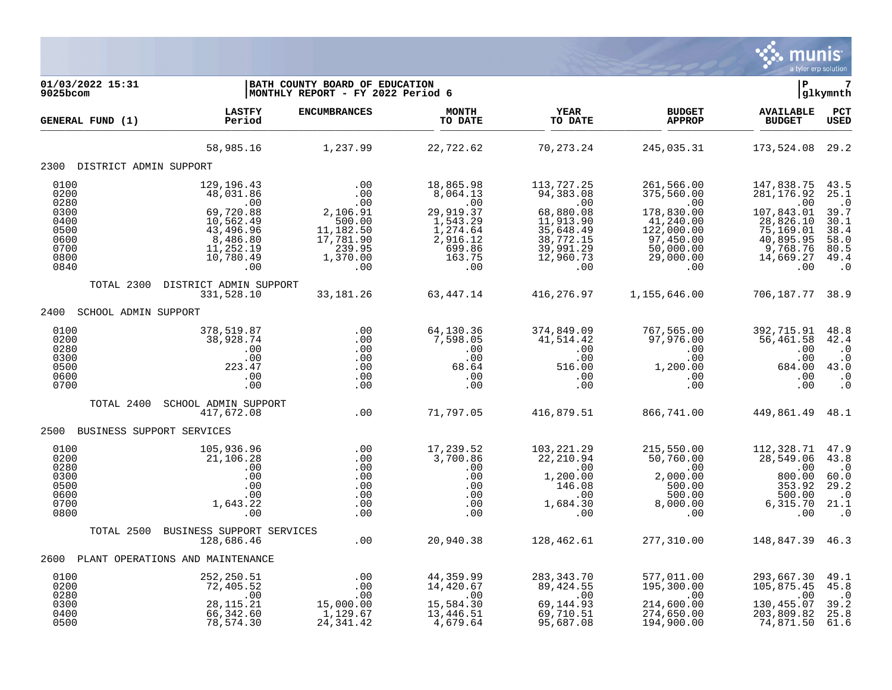01/03/2022 15:31 | BATH COUNTY BOARD OF EDUCATION
9025bcom | MONTHLY REPORT - FY 2022 Period 6

| GENERAL FUND (1) | LASTFY Period | ENCUMBRANCES | MONTH TO DATE | YEAR TO DATE | BUDGET APPROP | AVAILABLE BUDGET | PCT USED |
|---|---|---|---|---|---|---|---|
| | 58,985.16 | 1,237.99 | 22,722.62 | 70,273.24 | 245,035.31 | 173,524.08 | 29.2 |
| **2300 DISTRICT ADMIN SUPPORT** | | | | | | | |
| 0100 | 129,196.43 | .00 | 18,865.98 | 113,727.25 | 261,566.00 | 147,838.75 | 43.5 |
| 0200 | 48,031.86 | .00 | 8,064.13 | 94,383.08 | 375,560.00 | 281,176.92 | 25.1 |
| 0280 | .00 | .00 | .00 | .00 | .00 | .00 | .0 |
| 0300 | 69,720.88 | 2,106.91 | 29,919.37 | 68,880.08 | 178,830.00 | 107,843.01 | 39.7 |
| 0400 | 10,562.49 | 500.00 | 1,543.29 | 11,913.90 | 41,240.00 | 28,826.10 | 30.1 |
| 0500 | 43,496.96 | 11,182.50 | 1,274.64 | 35,648.49 | 122,000.00 | 75,169.01 | 38.4 |
| 0600 | 8,486.80 | 17,781.90 | 2,916.12 | 38,772.15 | 97,450.00 | 40,895.95 | 58.0 |
| 0700 | 11,252.19 | 239.95 | 699.86 | 39,991.29 | 50,000.00 | 9,768.76 | 80.5 |
| 0800 | 10,780.49 | 1,370.00 | 163.75 | 12,960.73 | 29,000.00 | 14,669.27 | 49.4 |
| 0840 | .00 | .00 | .00 | .00 | .00 | .00 | .0 |
| TOTAL 2300 DISTRICT ADMIN SUPPORT | 331,528.10 | 33,181.26 | 63,447.14 | 416,276.97 | 1,155,646.00 | 706,187.77 | 38.9 |
| **2400 SCHOOL ADMIN SUPPORT** | | | | | | | |
| 0100 | 378,519.87 | .00 | 64,130.36 | 374,849.09 | 767,565.00 | 392,715.91 | 48.8 |
| 0200 | 38,928.74 | .00 | 7,598.05 | 41,514.42 | 97,976.00 | 56,461.58 | 42.4 |
| 0280 | .00 | .00 | .00 | .00 | .00 | .00 | .0 |
| 0300 | .00 | .00 | .00 | .00 | .00 | .00 | .0 |
| 0500 | 223.47 | .00 | 68.64 | 516.00 | 1,200.00 | 684.00 | 43.0 |
| 0600 | .00 | .00 | .00 | .00 | .00 | .00 | .0 |
| 0700 | .00 | .00 | .00 | .00 | .00 | .00 | .0 |
| TOTAL 2400 SCHOOL ADMIN SUPPORT | 417,672.08 | .00 | 71,797.05 | 416,879.51 | 866,741.00 | 449,861.49 | 48.1 |
| **2500 BUSINESS SUPPORT SERVICES** | | | | | | | |
| 0100 | 105,936.96 | .00 | 17,239.52 | 103,221.29 | 215,550.00 | 112,328.71 | 47.9 |
| 0200 | 21,106.28 | .00 | 3,700.86 | 22,210.94 | 50,760.00 | 28,549.06 | 43.8 |
| 0280 | .00 | .00 | .00 | .00 | .00 | .00 | .0 |
| 0300 | .00 | .00 | .00 | 1,200.00 | 2,000.00 | 800.00 | 60.0 |
| 0500 | .00 | .00 | .00 | 146.08 | 500.00 | 353.92 | 29.2 |
| 0600 | .00 | .00 | .00 | .00 | 500.00 | 500.00 | .0 |
| 0700 | 1,643.22 | .00 | .00 | 1,684.30 | 8,000.00 | 6,315.70 | 21.1 |
| 0800 | .00 | .00 | .00 | .00 | .00 | .00 | .0 |
| TOTAL 2500 BUSINESS SUPPORT SERVICES | 128,686.46 | .00 | 20,940.38 | 128,462.61 | 277,310.00 | 148,847.39 | 46.3 |
| **2600 PLANT OPERATIONS AND MAINTENANCE** | | | | | | | |
| 0100 | 252,250.51 | .00 | 44,359.99 | 283,343.70 | 577,011.00 | 293,667.30 | 49.1 |
| 0200 | 72,405.52 | .00 | 14,420.67 | 89,424.55 | 195,300.00 | 105,875.45 | 45.8 |
| 0280 | .00 | .00 | .00 | .00 | .00 | .00 | .0 |
| 0300 | 28,115.21 | 15,000.00 | 15,584.30 | 69,144.93 | 214,600.00 | 130,455.07 | 39.2 |
| 0400 | 66,342.60 | 1,129.67 | 13,446.51 | 69,710.51 | 274,650.00 | 203,809.82 | 25.8 |
| 0500 | 78,574.30 | 24,341.42 | 4,679.64 | 95,687.08 | 194,900.00 | 74,871.50 | 61.6 |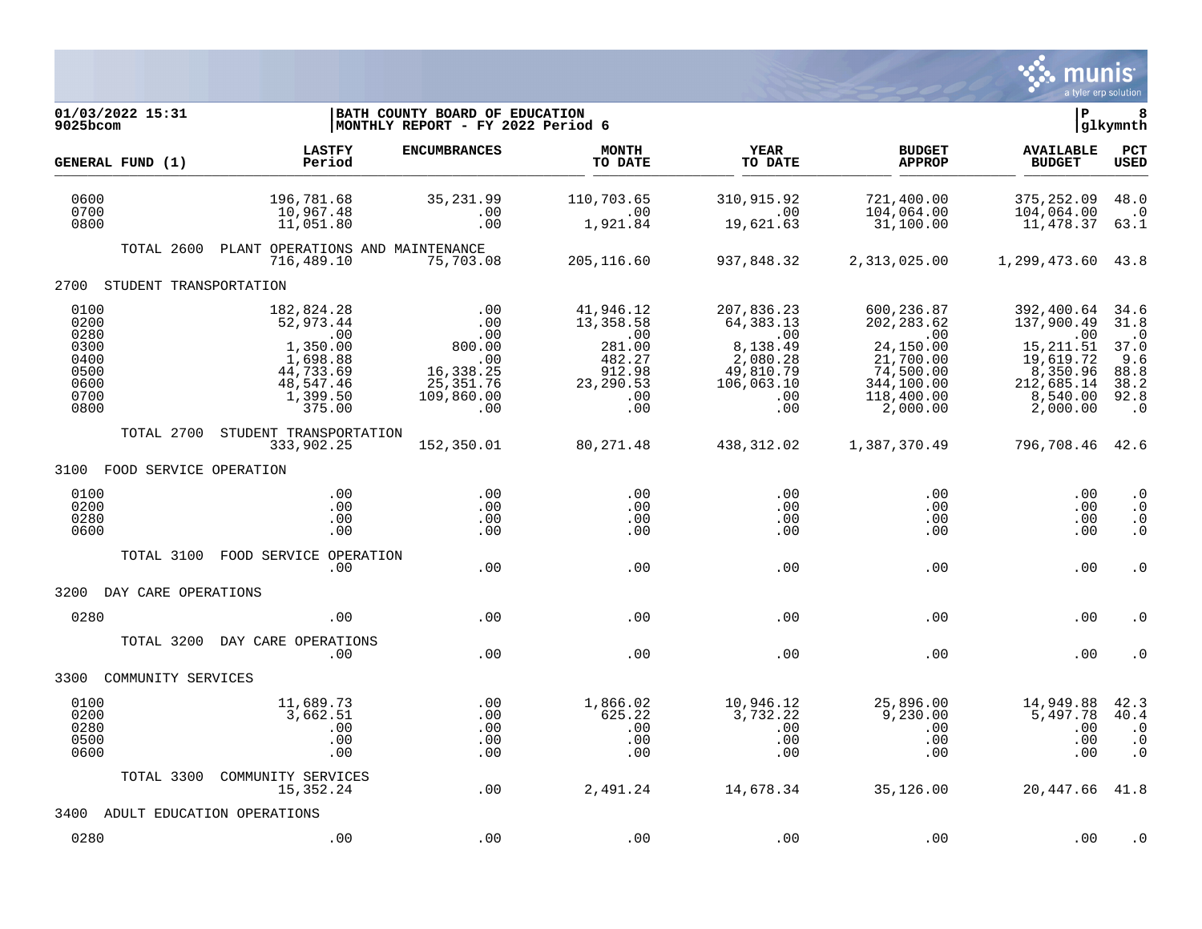**01/03/2022 15:31**
**9025bcom**

**BATH COUNTY BOARD OF EDUCATION**
**MONTHLY REPORT - FY 2022 Period 6**

**P 8**
**glkymnth**

| GENERAL FUND (1) | LASTFY Period | ENCUMBRANCES | MONTH TO DATE | YEAR TO DATE | BUDGET APPROP | AVAILABLE BUDGET | PCT USED |
|---|---|---|---|---|---|---|---|
| 0600 | 196,781.68 | 35,231.99 | 110,703.65 | 310,915.92 | 721,400.00 | 375,252.09 | 48.0 |
| 0700 | 10,967.48 | .00 | .00 | .00 | 104,064.00 | 104,064.00 | .0 |
| 0800 | 11,051.80 | .00 | 1,921.84 | 19,621.63 | 31,100.00 | 11,478.37 | 63.1 |
| TOTAL 2600 PLANT OPERATIONS AND MAINTENANCE | 716,489.10 | 75,703.08 | 205,116.60 | 937,848.32 | 2,313,025.00 | 1,299,473.60 | 43.8 |
| **2700 STUDENT TRANSPORTATION** | | | | | | | |
| 0100 | 182,824.28 | .00 | 41,946.12 | 207,836.23 | 600,236.87 | 392,400.64 | 34.6 |
| 0200 | 52,973.44 | .00 | 13,358.58 | 64,383.13 | 202,283.62 | 137,900.49 | 31.8 |
| 0280 | .00 | .00 | .00 | .00 | .00 | .00 | .0 |
| 0300 | 1,350.00 | 800.00 | 281.00 | 8,138.49 | 24,150.00 | 15,211.51 | 37.0 |
| 0400 | 1,698.88 | .00 | 482.27 | 2,080.28 | 21,700.00 | 19,619.72 | 9.6 |
| 0500 | 44,733.69 | 16,338.25 | 912.98 | 49,810.79 | 74,500.00 | 8,350.96 | 88.8 |
| 0600 | 48,547.46 | 25,351.76 | 23,290.53 | 106,063.10 | 344,100.00 | 212,685.14 | 38.2 |
| 0700 | 1,399.50 | 109,860.00 | .00 | .00 | 118,400.00 | 8,540.00 | 92.8 |
| 0800 | 375.00 | .00 | .00 | .00 | 2,000.00 | 2,000.00 | .0 |
| TOTAL 2700 STUDENT TRANSPORTATION | 333,902.25 | 152,350.01 | 80,271.48 | 438,312.02 | 1,387,370.49 | 796,708.46 | 42.6 |
| **3100 FOOD SERVICE OPERATION** | | | | | | | |
| 0100 | .00 | .00 | .00 | .00 | .00 | .00 | .0 |
| 0200 | .00 | .00 | .00 | .00 | .00 | .00 | .0 |
| 0280 | .00 | .00 | .00 | .00 | .00 | .00 | .0 |
| 0600 | .00 | .00 | .00 | .00 | .00 | .00 | .0 |
| TOTAL 3100 FOOD SERVICE OPERATION | .00 | .00 | .00 | .00 | .00 | .00 | .0 |
| **3200 DAY CARE OPERATIONS** | | | | | | | |
| 0280 | .00 | .00 | .00 | .00 | .00 | .00 | .0 |
| TOTAL 3200 DAY CARE OPERATIONS | .00 | .00 | .00 | .00 | .00 | .00 | .0 |
| **3300 COMMUNITY SERVICES** | | | | | | | |
| 0100 | 11,689.73 | .00 | 1,866.02 | 10,946.12 | 25,896.00 | 14,949.88 | 42.3 |
| 0200 | 3,662.51 | .00 | 625.22 | 3,732.22 | 9,230.00 | 5,497.78 | 40.4 |
| 0280 | .00 | .00 | .00 | .00 | .00 | .00 | .0 |
| 0500 | .00 | .00 | .00 | .00 | .00 | .00 | .0 |
| 0600 | .00 | .00 | .00 | .00 | .00 | .00 | .0 |
| TOTAL 3300 COMMUNITY SERVICES | 15,352.24 | .00 | 2,491.24 | 14,678.34 | 35,126.00 | 20,447.66 | 41.8 |
| **3400 ADULT EDUCATION OPERATIONS** | | | | | | | |
| 0280 | .00 | .00 | .00 | .00 | .00 | .00 | .0 |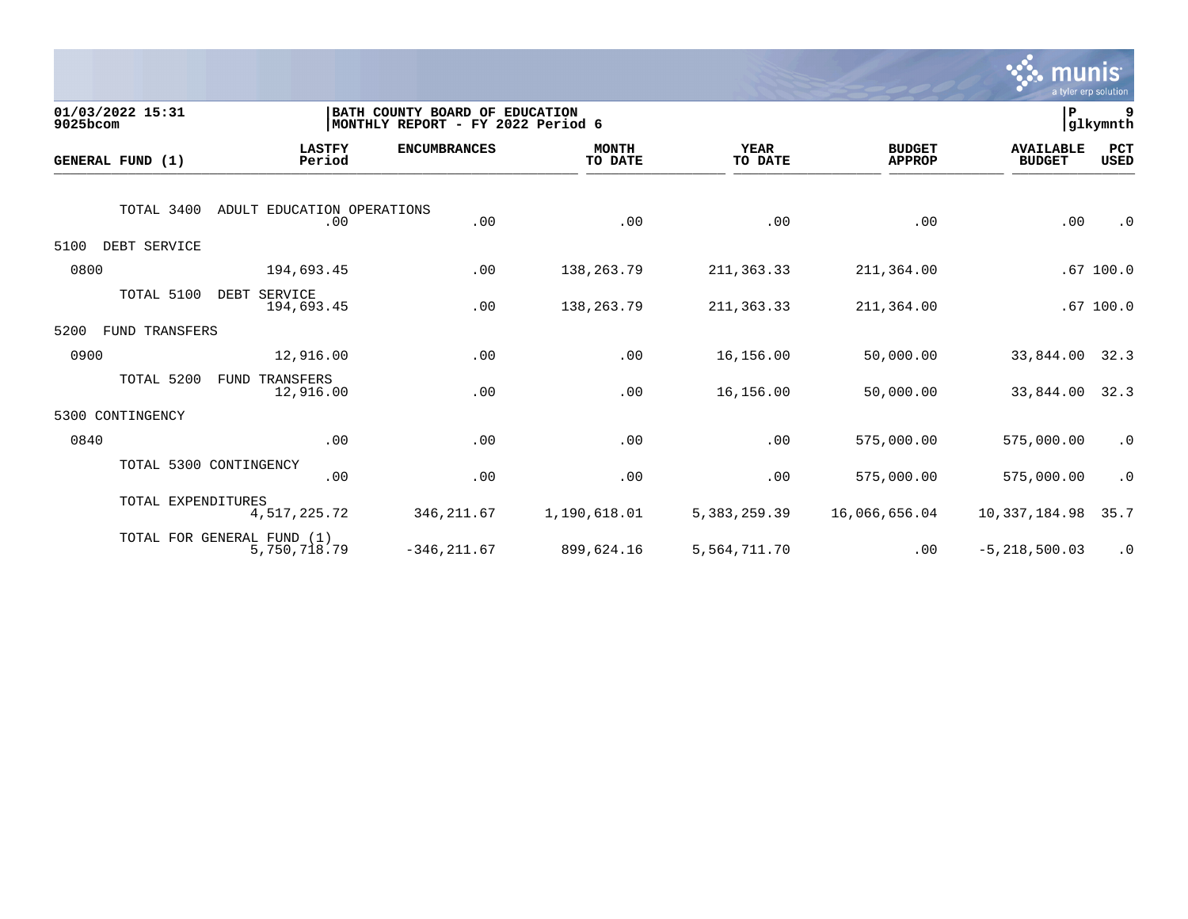**01/03/2022 15:31**
**9025bcom**

**BATH COUNTY BOARD OF EDUCATION**
**MONTHLY REPORT - FY 2022 Period 6**

**P 9**
**glkymnth**

| GENERAL FUND (1) | LASTFY Period | ENCUMBRANCES | MONTH TO DATE | YEAR TO DATE | BUDGET APPROP | AVAILABLE BUDGET | PCT USED |
|---|---|---|---|---|---|---|---|
| TOTAL 3400 ADULT EDUCATION OPERATIONS | .00 | .00 | .00 | .00 | .00 | .00 | .0 |
| 5100 DEBT SERVICE | | | | | | | |
| 0800 | 194,693.45 | .00 | 138,263.79 | 211,363.33 | 211,364.00 | .67 | 100.0 |
| TOTAL 5100 DEBT SERVICE | 194,693.45 | .00 | 138,263.79 | 211,363.33 | 211,364.00 | .67 | 100.0 |
| 5200 FUND TRANSFERS | | | | | | | |
| 0900 | 12,916.00 | .00 | .00 | 16,156.00 | 50,000.00 | 33,844.00 | 32.3 |
| TOTAL 5200 FUND TRANSFERS | 12,916.00 | .00 | .00 | 16,156.00 | 50,000.00 | 33,844.00 | 32.3 |
| 5300 CONTINGENCY | | | | | | | |
| 0840 | .00 | .00 | .00 | .00 | 575,000.00 | 575,000.00 | .0 |
| TOTAL 5300 CONTINGENCY | .00 | .00 | .00 | .00 | 575,000.00 | 575,000.00 | .0 |
| TOTAL EXPENDITURES | 4,517,225.72 | 346,211.67 | 1,190,618.01 | 5,383,259.39 | 16,066,656.04 | 10,337,184.98 | 35.7 |
| TOTAL FOR GENERAL FUND (1) | 5,750,718.79 | -346,211.67 | 899,624.16 | 5,564,711.70 | .00 | -5,218,500.03 | .0 |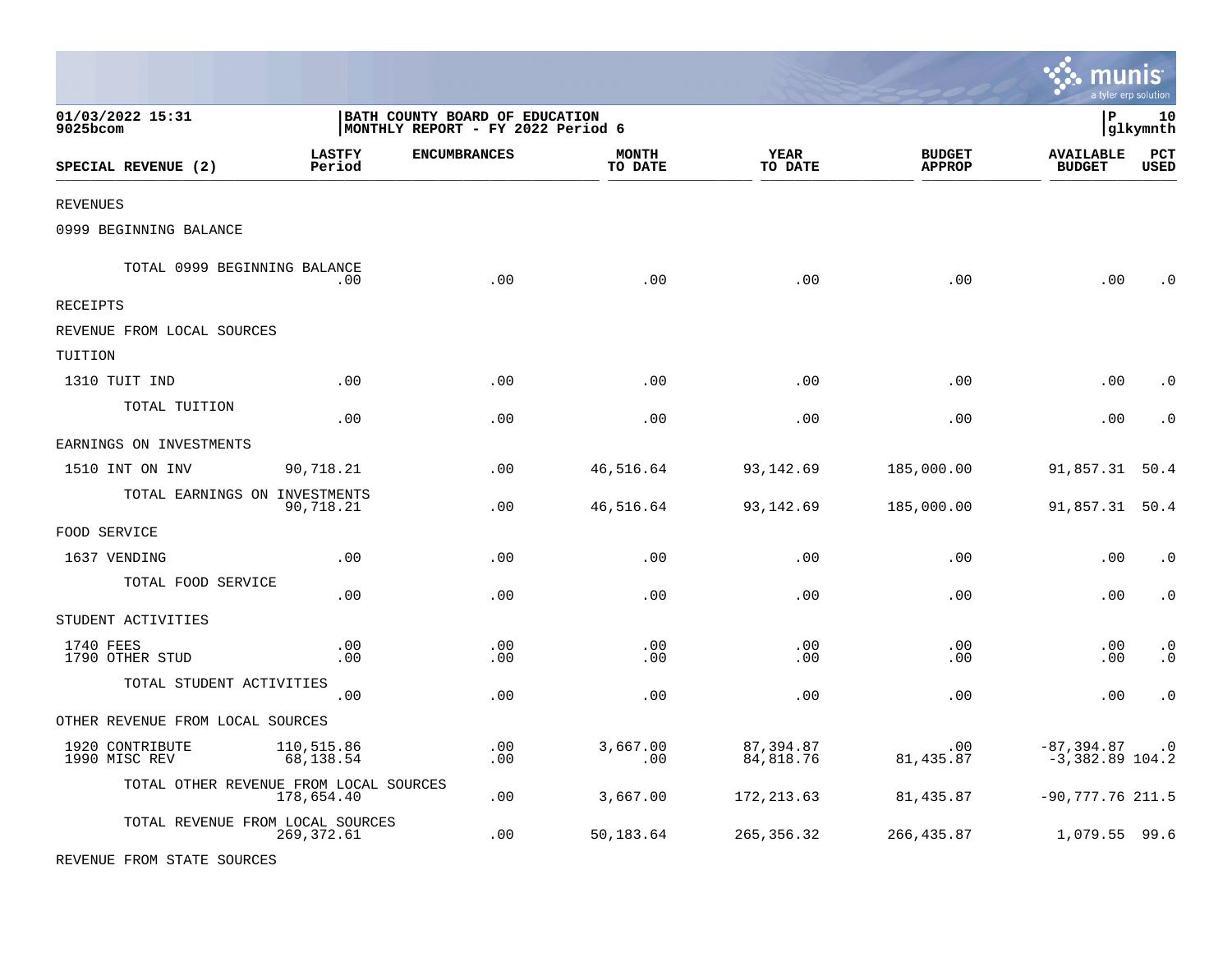01/03/2022 15:31
9025bcom

BATH COUNTY BOARD OF EDUCATION
MONTHLY REPORT - FY 2022 Period 6

P 10
glkymnth

| SPECIAL REVENUE (2) | LASTFY Period | ENCUMBRANCES | MONTH TO DATE | YEAR TO DATE | BUDGET APPROP | AVAILABLE BUDGET | PCT USED |
|---|---|---|---|---|---|---|---|
| REVENUES | | | | | | | |
| 0999 BEGINNING BALANCE | | | | | | | |
| TOTAL 0999 BEGINNING BALANCE | .00 | .00 | .00 | .00 | .00 | .00 | .0 |
| RECEIPTS | | | | | | | |
| REVENUE FROM LOCAL SOURCES | | | | | | | |
| TUITION | | | | | | | |
| 1310 TUIT IND | .00 | .00 | .00 | .00 | .00 | .00 | .0 |
| TOTAL TUITION | .00 | .00 | .00 | .00 | .00 | .00 | .0 |
| EARNINGS ON INVESTMENTS | | | | | | | |
| 1510 INT ON INV | 90,718.21 | .00 | 46,516.64 | 93,142.69 | 185,000.00 | 91,857.31 | 50.4 |
| TOTAL EARNINGS ON INVESTMENTS | 90,718.21 | .00 | 46,516.64 | 93,142.69 | 185,000.00 | 91,857.31 | 50.4 |
| FOOD SERVICE | | | | | | | |
| 1637 VENDING | .00 | .00 | .00 | .00 | .00 | .00 | .0 |
| TOTAL FOOD SERVICE | .00 | .00 | .00 | .00 | .00 | .00 | .0 |
| STUDENT ACTIVITIES | | | | | | | |
| 1740 FEES | .00 | .00 | .00 | .00 | .00 | .00 | .0 |
| 1790 OTHER STUD | .00 | .00 | .00 | .00 | .00 | .00 | .0 |
| TOTAL STUDENT ACTIVITIES | .00 | .00 | .00 | .00 | .00 | .00 | .0 |
| OTHER REVENUE FROM LOCAL SOURCES | | | | | | | |
| 1920 CONTRIBUTE | 110,515.86 | .00 | 3,667.00 | 87,394.87 | .00 | -87,394.87 | .0 |
| 1990 MISC REV | 68,138.54 | .00 | .00 | 84,818.76 | 81,435.87 | -3,382.89 | 104.2 |
| TOTAL OTHER REVENUE FROM LOCAL SOURCES | 178,654.40 | .00 | 3,667.00 | 172,213.63 | 81,435.87 | -90,777.76 | 211.5 |
| TOTAL REVENUE FROM LOCAL SOURCES | 269,372.61 | .00 | 50,183.64 | 265,356.32 | 266,435.87 | 1,079.55 | 99.6 |
| REVENUE FROM STATE SOURCES | | | | | | | |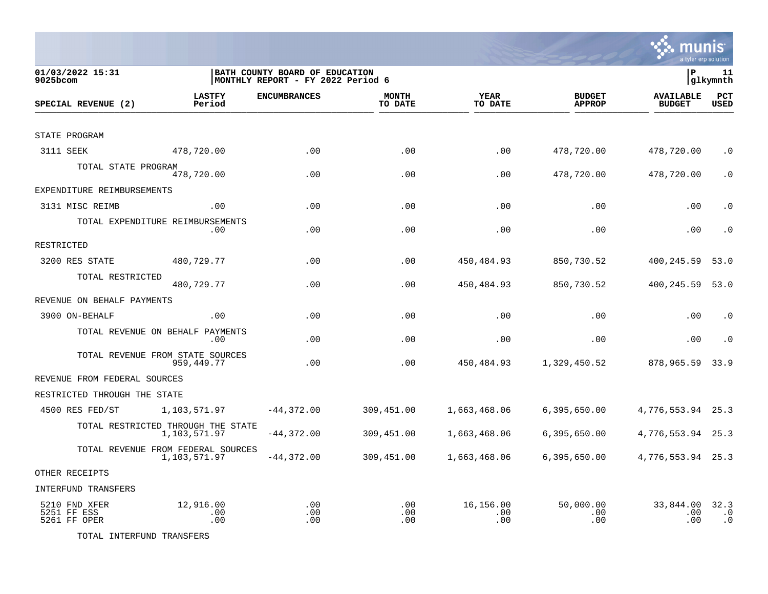01/03/2022 15:31
9025bcom

**BATH COUNTY BOARD OF EDUCATION**
**MONTHLY REPORT - FY 2022 Period 6**

P 11
glkymnth

| SPECIAL REVENUE (2) | LASTFY Period | ENCUMBRANCES | MONTH TO DATE | YEAR TO DATE | BUDGET APPROP | AVAILABLE BUDGET | PCT USED |
|---|---|---|---|---|---|---|---|
| STATE PROGRAM | | | | | | | |
| 3111 SEEK | 478,720.00 | .00 | .00 | .00 | 478,720.00 | 478,720.00 | .0 |
| TOTAL STATE PROGRAM | 478,720.00 | .00 | .00 | .00 | 478,720.00 | 478,720.00 | .0 |
| EXPENDITURE REIMBURSEMENTS | | | | | | | |
| 3131 MISC REIMB | .00 | .00 | .00 | .00 | .00 | .00 | .0 |
| TOTAL EXPENDITURE REIMBURSEMENTS | .00 | .00 | .00 | .00 | .00 | .00 | .0 |
| RESTRICTED | | | | | | | |
| 3200 RES STATE | 480,729.77 | .00 | .00 | 450,484.93 | 850,730.52 | 400,245.59 | 53.0 |
| TOTAL RESTRICTED | 480,729.77 | .00 | .00 | 450,484.93 | 850,730.52 | 400,245.59 | 53.0 |
| REVENUE ON BEHALF PAYMENTS | | | | | | | |
| 3900 ON-BEHALF | .00 | .00 | .00 | .00 | .00 | .00 | .0 |
| TOTAL REVENUE ON BEHALF PAYMENTS | .00 | .00 | .00 | .00 | .00 | .00 | .0 |
| TOTAL REVENUE FROM STATE SOURCES | 959,449.77 | .00 | .00 | 450,484.93 | 1,329,450.52 | 878,965.59 | 33.9 |
| REVENUE FROM FEDERAL SOURCES | | | | | | | |
| RESTRICTED THROUGH THE STATE | | | | | | | |
| 4500 RES FED/ST | 1,103,571.97 | -44,372.00 | 309,451.00 | 1,663,468.06 | 6,395,650.00 | 4,776,553.94 | 25.3 |
| TOTAL RESTRICTED THROUGH THE STATE | 1,103,571.97 | -44,372.00 | 309,451.00 | 1,663,468.06 | 6,395,650.00 | 4,776,553.94 | 25.3 |
| TOTAL REVENUE FROM FEDERAL SOURCES | 1,103,571.97 | -44,372.00 | 309,451.00 | 1,663,468.06 | 6,395,650.00 | 4,776,553.94 | 25.3 |
| OTHER RECEIPTS | | | | | | | |
| INTERFUND TRANSFERS | | | | | | | |
| 5210 FND XFER | 12,916.00 | .00 | .00 | 16,156.00 | 50,000.00 | 33,844.00 | 32.3 |
| 5251 FF ESS | .00 | .00 | .00 | .00 | .00 | .00 | .0 |
| 5261 FF OPER | .00 | .00 | .00 | .00 | .00 | .00 | .0 |
| TOTAL INTERFUND TRANSFERS | | | | | | | |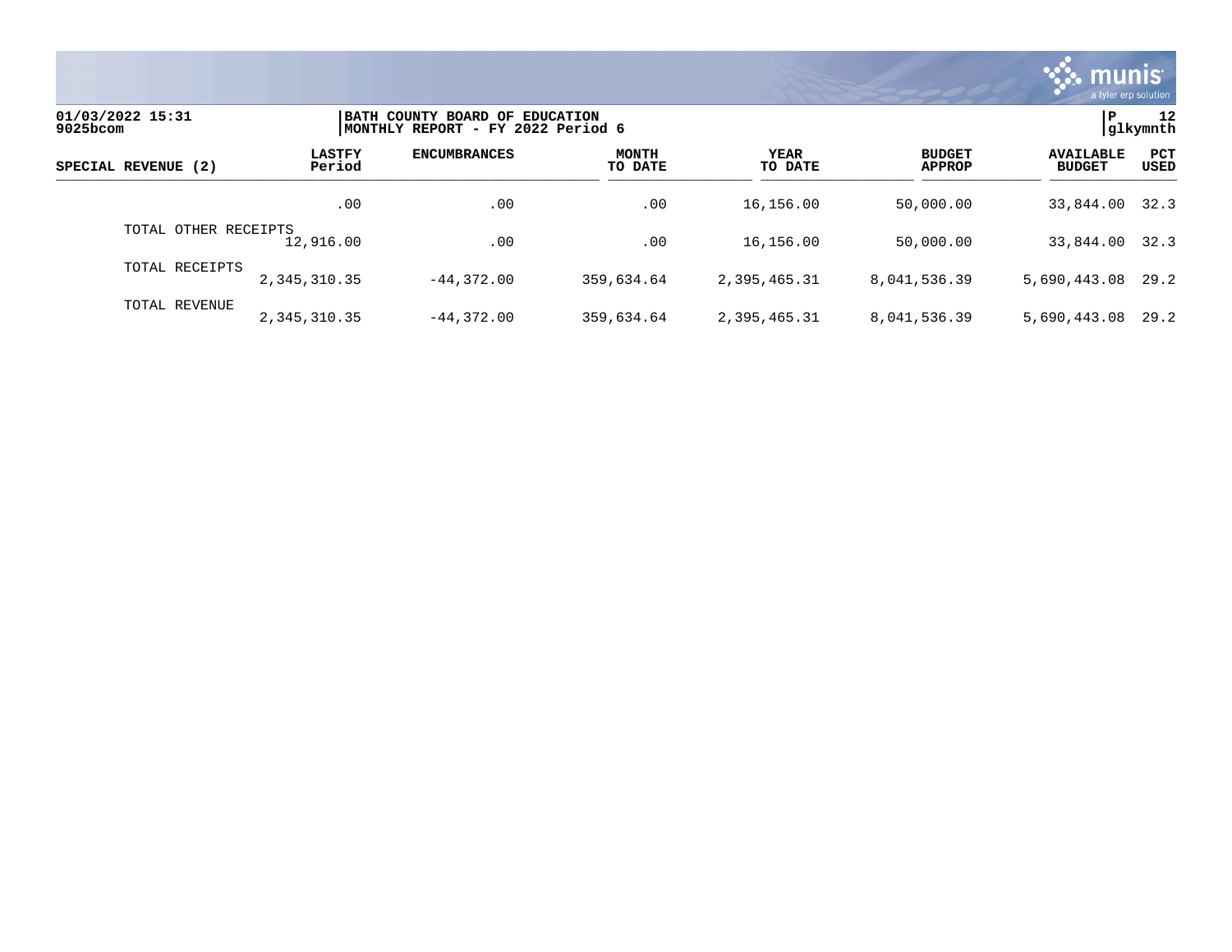01/03/2022 15:31
9025bcom

BATH COUNTY BOARD OF EDUCATION
MONTHLY REPORT - FY 2022 Period 6

P 12
glkymnth

| SPECIAL REVENUE (2) | LASTFY Period | ENCUMBRANCES | MONTH TO DATE | YEAR TO DATE | BUDGET APPROP | AVAILABLE BUDGET | PCT USED |
|---|---|---|---|---|---|---|---|
| | .00 | .00 | .00 | 16,156.00 | 50,000.00 | 33,844.00 | 32.3 |
| TOTAL OTHER RECEIPTS | 12,916.00 | .00 | .00 | 16,156.00 | 50,000.00 | 33,844.00 | 32.3 |
| TOTAL RECEIPTS | 2,345,310.35 | -44,372.00 | 359,634.64 | 2,395,465.31 | 8,041,536.39 | 5,690,443.08 | 29.2 |
| TOTAL REVENUE | 2,345,310.35 | -44,372.00 | 359,634.64 | 2,395,465.31 | 8,041,536.39 | 5,690,443.08 | 29.2 |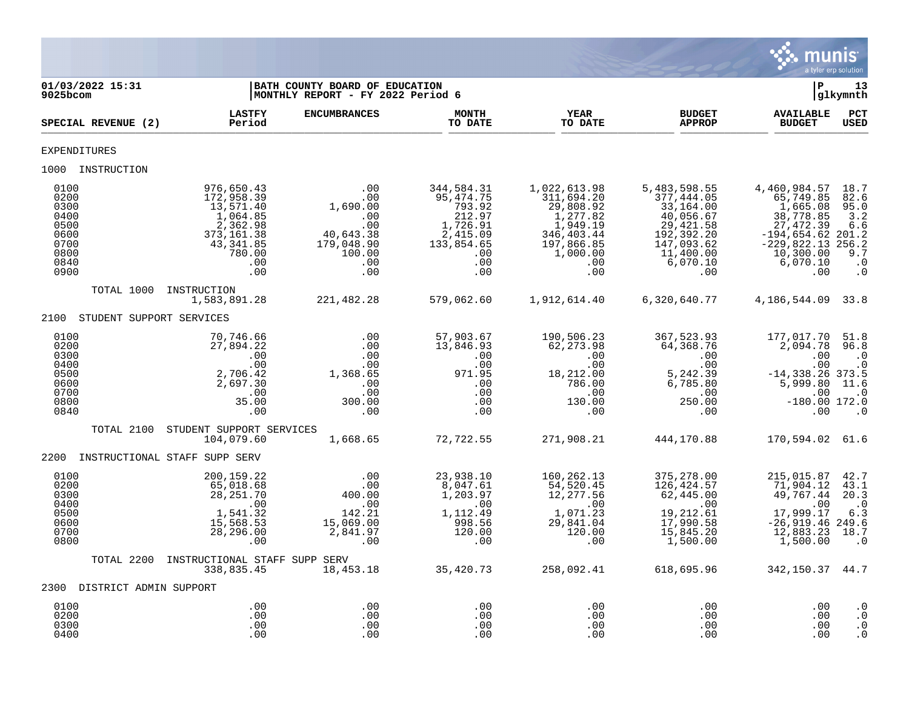01/03/2022 15:31 | BATH COUNTY BOARD OF EDUCATION | P 13
9025bcom | MONTHLY REPORT - FY 2022 Period 6 | glkymnth

| SPECIAL REVENUE (2) | LASTFY Period | ENCUMBRANCES | MONTH TO DATE | YEAR TO DATE | BUDGET APPROP | AVAILABLE BUDGET | PCT USED |
|---|---|---|---|---|---|---|---|
| **EXPENDITURES** | | | | | | | |
| **1000 INSTRUCTION** | | | | | | | |
| 0100 | 976,650.43 | .00 | 344,584.31 | 1,022,613.98 | 5,483,598.55 | 4,460,984.57 | 18.7 |
| 0200 | 172,958.39 | .00 | 95,474.75 | 311,694.20 | 377,444.05 | 65,749.85 | 82.6 |
| 0300 | 13,571.40 | 1,690.00 | 793.92 | 29,808.92 | 33,164.00 | 1,665.08 | 95.0 |
| 0400 | 1,064.85 | .00 | 212.97 | 1,277.82 | 40,056.67 | 38,778.85 | 3.2 |
| 0500 | 2,362.98 | .00 | 1,726.91 | 1,949.19 | 29,421.58 | 27,472.39 | 6.6 |
| 0600 | 373,161.38 | 40,643.38 | 2,415.09 | 346,403.44 | 192,392.20 | -194,654.62 | 201.2 |
| 0700 | 43,341.85 | 179,048.90 | 133,854.65 | 197,866.85 | 147,093.62 | -229,822.13 | 256.2 |
| 0800 | 780.00 | 100.00 | .00 | 1,000.00 | 11,400.00 | 10,300.00 | 9.7 |
| 0840 | .00 | .00 | .00 | .00 | 6,070.10 | 6,070.10 | .0 |
| 0900 | .00 | .00 | .00 | .00 | .00 | .00 | .0 |
| TOTAL 1000 INSTRUCTION | 1,583,891.28 | 221,482.28 | 579,062.60 | 1,912,614.40 | 6,320,640.77 | 4,186,544.09 | 33.8 |
| **2100 STUDENT SUPPORT SERVICES** | | | | | | | |
| 0100 | 70,746.66 | .00 | 57,903.67 | 190,506.23 | 367,523.93 | 177,017.70 | 51.8 |
| 0200 | 27,894.22 | .00 | 13,846.93 | 62,273.98 | 64,368.76 | 2,094.78 | 96.8 |
| 0300 | .00 | .00 | .00 | .00 | .00 | .00 | .0 |
| 0400 | .00 | .00 | .00 | .00 | .00 | .00 | .0 |
| 0500 | 2,706.42 | 1,368.65 | 971.95 | 18,212.00 | 5,242.39 | -14,338.26 | 373.5 |
| 0600 | 2,697.30 | .00 | .00 | 786.00 | 6,785.80 | 5,999.80 | 11.6 |
| 0700 | .00 | .00 | .00 | .00 | .00 | .00 | .0 |
| 0800 | 35.00 | 300.00 | .00 | 130.00 | 250.00 | -180.00 | 172.0 |
| 0840 | .00 | .00 | .00 | .00 | .00 | .00 | .0 |
| TOTAL 2100 STUDENT SUPPORT SERVICES | 104,079.60 | 1,668.65 | 72,722.55 | 271,908.21 | 444,170.88 | 170,594.02 | 61.6 |
| **2200 INSTRUCTIONAL STAFF SUPP SERV** | | | | | | | |
| 0100 | 200,159.22 | .00 | 23,938.10 | 160,262.13 | 375,278.00 | 215,015.87 | 42.7 |
| 0200 | 65,018.68 | .00 | 8,047.61 | 54,520.45 | 126,424.57 | 71,904.12 | 43.1 |
| 0300 | 28,251.70 | 400.00 | 1,203.97 | 12,277.56 | 62,445.00 | 49,767.44 | 20.3 |
| 0400 | .00 | .00 | .00 | .00 | .00 | .00 | .0 |
| 0500 | 1,541.32 | 142.21 | 1,112.49 | 1,071.23 | 19,212.61 | 17,999.17 | 6.3 |
| 0600 | 15,568.53 | 15,069.00 | 998.56 | 29,841.04 | 17,990.58 | -26,919.46 | 249.6 |
| 0700 | 28,296.00 | 2,841.97 | 120.00 | 120.00 | 15,845.20 | 12,883.23 | 18.7 |
| 0800 | .00 | .00 | .00 | .00 | 1,500.00 | 1,500.00 | .0 |
| TOTAL 2200 INSTRUCTIONAL STAFF SUPP SERV | 338,835.45 | 18,453.18 | 35,420.73 | 258,092.41 | 618,695.96 | 342,150.37 | 44.7 |
| **2300 DISTRICT ADMIN SUPPORT** | | | | | | | |
| 0100 | .00 | .00 | .00 | .00 | .00 | .00 | .0 |
| 0200 | .00 | .00 | .00 | .00 | .00 | .00 | .0 |
| 0300 | .00 | .00 | .00 | .00 | .00 | .00 | .0 |
| 0400 | .00 | .00 | .00 | .00 | .00 | .00 | .0 |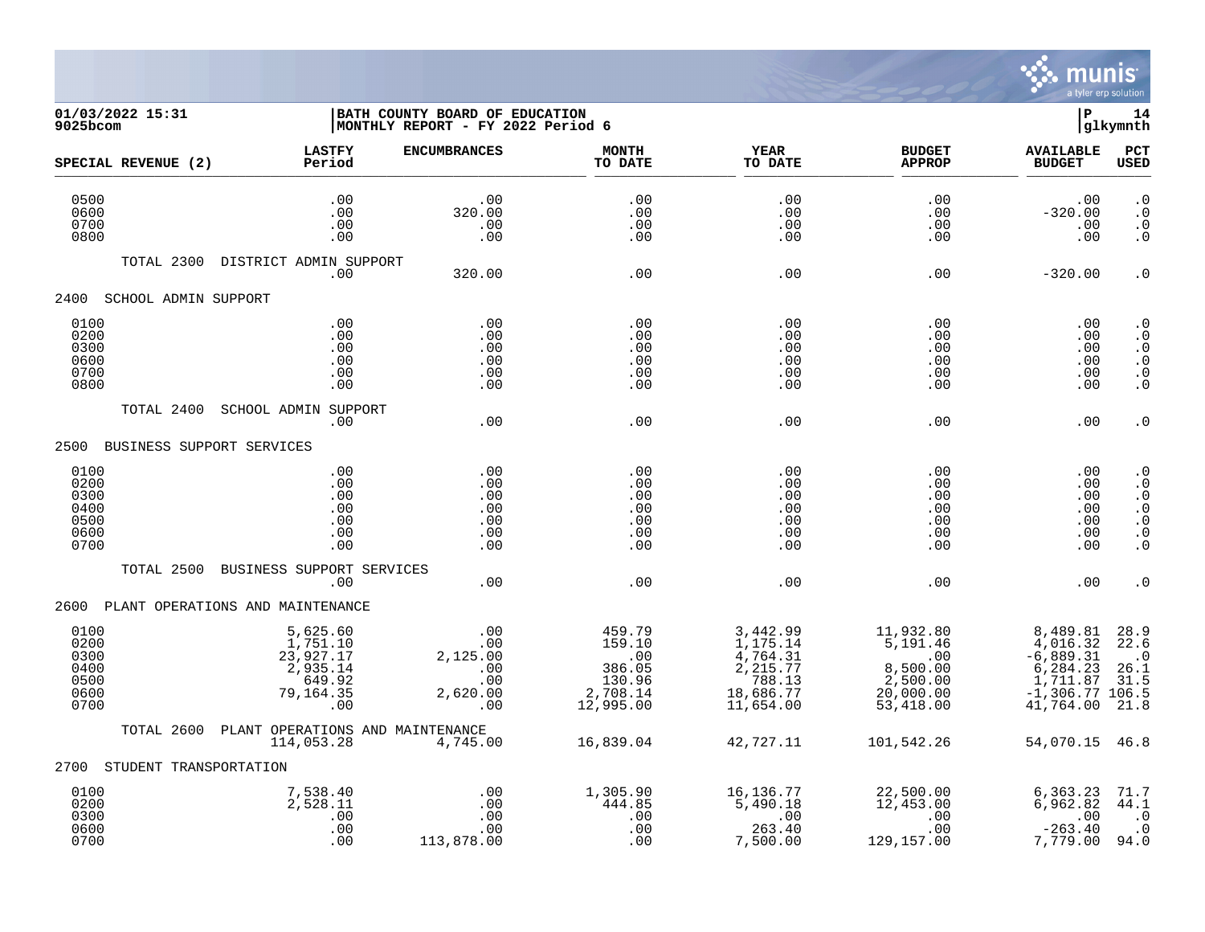01/03/2022 15:31
9025bcom

BATH COUNTY BOARD OF EDUCATION
MONTHLY REPORT - FY 2022 Period 6

| SPECIAL REVENUE (2) | LASTFY Period | ENCUMBRANCES | MONTH TO DATE | YEAR TO DATE | BUDGET APPROP | AVAILABLE BUDGET | PCT USED |
|---|---|---|---|---|---|---|---|
| 0500 | .00 | .00 | .00 | .00 | .00 | .00 | .0 |
| 0600 | .00 | 320.00 | .00 | .00 | .00 | -320.00 | .0 |
| 0700 | .00 | .00 | .00 | .00 | .00 | .00 | .0 |
| 0800 | .00 | .00 | .00 | .00 | .00 | .00 | .0 |
| TOTAL 2300 DISTRICT ADMIN SUPPORT | .00 | 320.00 | .00 | .00 | .00 | -320.00 | .0 |
| **2400 SCHOOL ADMIN SUPPORT** | | | | | | | |
| 0100 | .00 | .00 | .00 | .00 | .00 | .00 | .0 |
| 0200 | .00 | .00 | .00 | .00 | .00 | .00 | .0 |
| 0300 | .00 | .00 | .00 | .00 | .00 | .00 | .0 |
| 0600 | .00 | .00 | .00 | .00 | .00 | .00 | .0 |
| 0700 | .00 | .00 | .00 | .00 | .00 | .00 | .0 |
| 0800 | .00 | .00 | .00 | .00 | .00 | .00 | .0 |
| TOTAL 2400 SCHOOL ADMIN SUPPORT | .00 | .00 | .00 | .00 | .00 | .00 | .0 |
| **2500 BUSINESS SUPPORT SERVICES** | | | | | | | |
| 0100 | .00 | .00 | .00 | .00 | .00 | .00 | .0 |
| 0200 | .00 | .00 | .00 | .00 | .00 | .00 | .0 |
| 0300 | .00 | .00 | .00 | .00 | .00 | .00 | .0 |
| 0400 | .00 | .00 | .00 | .00 | .00 | .00 | .0 |
| 0500 | .00 | .00 | .00 | .00 | .00 | .00 | .0 |
| 0600 | .00 | .00 | .00 | .00 | .00 | .00 | .0 |
| 0700 | .00 | .00 | .00 | .00 | .00 | .00 | .0 |
| TOTAL 2500 BUSINESS SUPPORT SERVICES | .00 | .00 | .00 | .00 | .00 | .00 | .0 |
| **2600 PLANT OPERATIONS AND MAINTENANCE** | | | | | | | |
| 0100 | 5,625.60 | .00 | 459.79 | 3,442.99 | 11,932.80 | 8,489.81 | 28.9 |
| 0200 | 1,751.10 | .00 | 159.10 | 1,175.14 | 5,191.46 | 4,016.32 | 22.6 |
| 0300 | 23,927.17 | 2,125.00 | .00 | 4,764.31 | .00 | -6,889.31 | .0 |
| 0400 | 2,935.14 | .00 | 386.05 | 2,215.77 | 8,500.00 | 6,284.23 | 26.1 |
| 0500 | 649.92 | .00 | 130.96 | 788.13 | 2,500.00 | 1,711.87 | 31.5 |
| 0600 | 79,164.35 | 2,620.00 | 2,708.14 | 18,686.77 | 20,000.00 | -1,306.77 | 106.5 |
| 0700 | .00 | .00 | 12,995.00 | 11,654.00 | 53,418.00 | 41,764.00 | 21.8 |
| TOTAL 2600 PLANT OPERATIONS AND MAINTENANCE | 114,053.28 | 4,745.00 | 16,839.04 | 42,727.11 | 101,542.26 | 54,070.15 | 46.8 |
| **2700 STUDENT TRANSPORTATION** | | | | | | | |
| 0100 | 7,538.40 | .00 | 1,305.90 | 16,136.77 | 22,500.00 | 6,363.23 | 71.7 |
| 0200 | 2,528.11 | .00 | 444.85 | 5,490.18 | 12,453.00 | 6,962.82 | 44.1 |
| 0300 | .00 | .00 | .00 | .00 | .00 | .00 | .0 |
| 0600 | .00 | .00 | .00 | 263.40 | .00 | -263.40 | .0 |
| 0700 | .00 | 113,878.00 | .00 | 7,500.00 | 129,157.00 | 7,779.00 | 94.0 |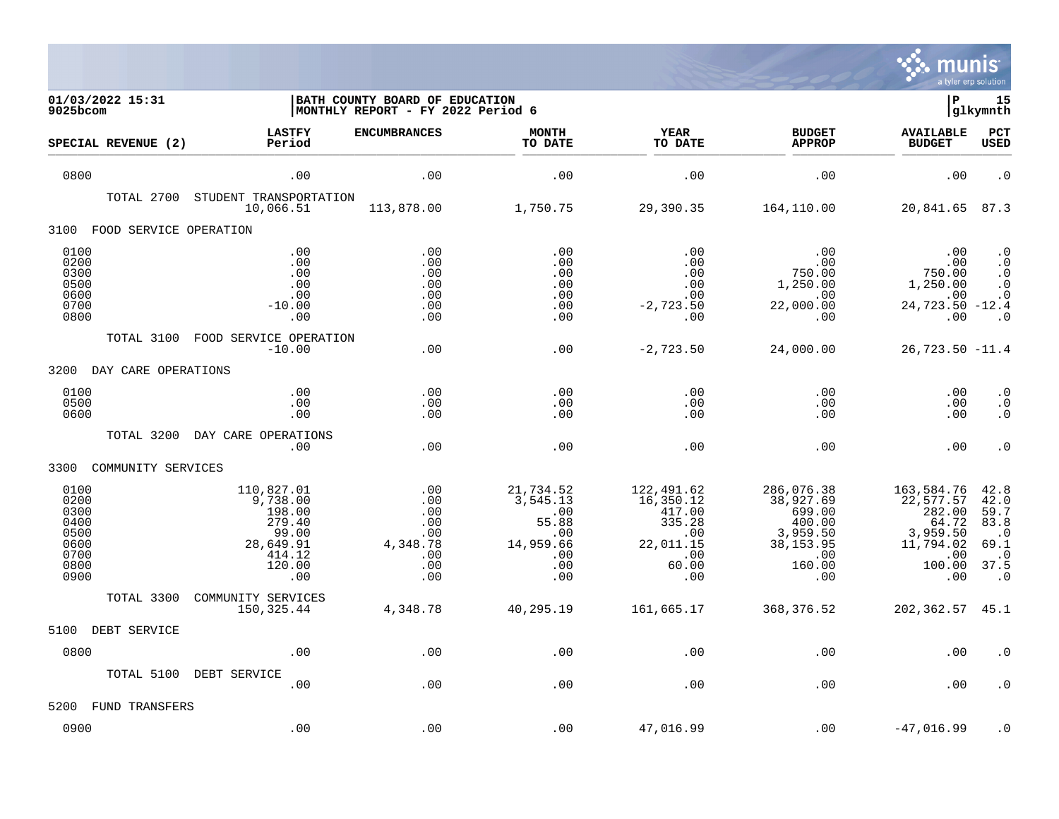| SPECIAL REVENUE (2) | LASTFY Period | ENCUMBRANCES | MONTH TO DATE | YEAR TO DATE | BUDGET APPROP | AVAILABLE BUDGET | PCT USED |
|---|---|---|---|---|---|---|---|
| 0800 | .00 | .00 | .00 | .00 | .00 | .00 | .0 |
| TOTAL 2700 STUDENT TRANSPORTATION | 10,066.51 | 113,878.00 | 1,750.75 | 29,390.35 | 164,110.00 | 20,841.65 | 87.3 |
| **3100 FOOD SERVICE OPERATION** | | | | | | | |
| 0100 | .00 | .00 | .00 | .00 | .00 | .00 | .0 |
| 0200 | .00 | .00 | .00 | .00 | .00 | .00 | .0 |
| 0300 | .00 | .00 | .00 | .00 | 750.00 | 750.00 | .0 |
| 0500 | .00 | .00 | .00 | .00 | 1,250.00 | 1,250.00 | .0 |
| 0600 | .00 | .00 | .00 | .00 | .00 | .00 | .0 |
| 0700 | -10.00 | .00 | .00 | -2,723.50 | 22,000.00 | 24,723.50 | -12.4 |
| 0800 | .00 | .00 | .00 | .00 | .00 | .00 | .0 |
| TOTAL 3100 FOOD SERVICE OPERATION | -10.00 | .00 | .00 | -2,723.50 | 24,000.00 | 26,723.50 | -11.4 |
| **3200 DAY CARE OPERATIONS** | | | | | | | |
| 0100 | .00 | .00 | .00 | .00 | .00 | .00 | .0 |
| 0500 | .00 | .00 | .00 | .00 | .00 | .00 | .0 |
| 0600 | .00 | .00 | .00 | .00 | .00 | .00 | .0 |
| TOTAL 3200 DAY CARE OPERATIONS | .00 | .00 | .00 | .00 | .00 | .00 | .0 |
| **3300 COMMUNITY SERVICES** | | | | | | | |
| 0100 | 110,827.01 | .00 | 21,734.52 | 122,491.62 | 286,076.38 | 163,584.76 | 42.8 |
| 0200 | 9,738.00 | .00 | 3,545.13 | 16,350.12 | 38,927.69 | 22,577.57 | 42.0 |
| 0300 | 198.00 | .00 | .00 | 417.00 | 699.00 | 282.00 | 59.7 |
| 0400 | 279.40 | .00 | 55.88 | 335.28 | 400.00 | 64.72 | 83.8 |
| 0500 | 99.00 | .00 | .00 | .00 | 3,959.50 | 3,959.50 | .0 |
| 0600 | 28,649.91 | 4,348.78 | 14,959.66 | 22,011.15 | 38,153.95 | 11,794.02 | 69.1 |
| 0700 | 414.12 | .00 | .00 | .00 | .00 | .00 | .0 |
| 0800 | 120.00 | .00 | .00 | 60.00 | 160.00 | 100.00 | 37.5 |
| 0900 | .00 | .00 | .00 | .00 | .00 | .00 | .0 |
| TOTAL 3300 COMMUNITY SERVICES | 150,325.44 | 4,348.78 | 40,295.19 | 161,665.17 | 368,376.52 | 202,362.57 | 45.1 |
| **5100 DEBT SERVICE** | | | | | | | |
| 0800 | .00 | .00 | .00 | .00 | .00 | .00 | .0 |
| TOTAL 5100 DEBT SERVICE | .00 | .00 | .00 | .00 | .00 | .00 | .0 |
| **5200 FUND TRANSFERS** | | | | | | | |
| 0900 | .00 | .00 | .00 | 47,016.99 | .00 | -47,016.99 | .0 |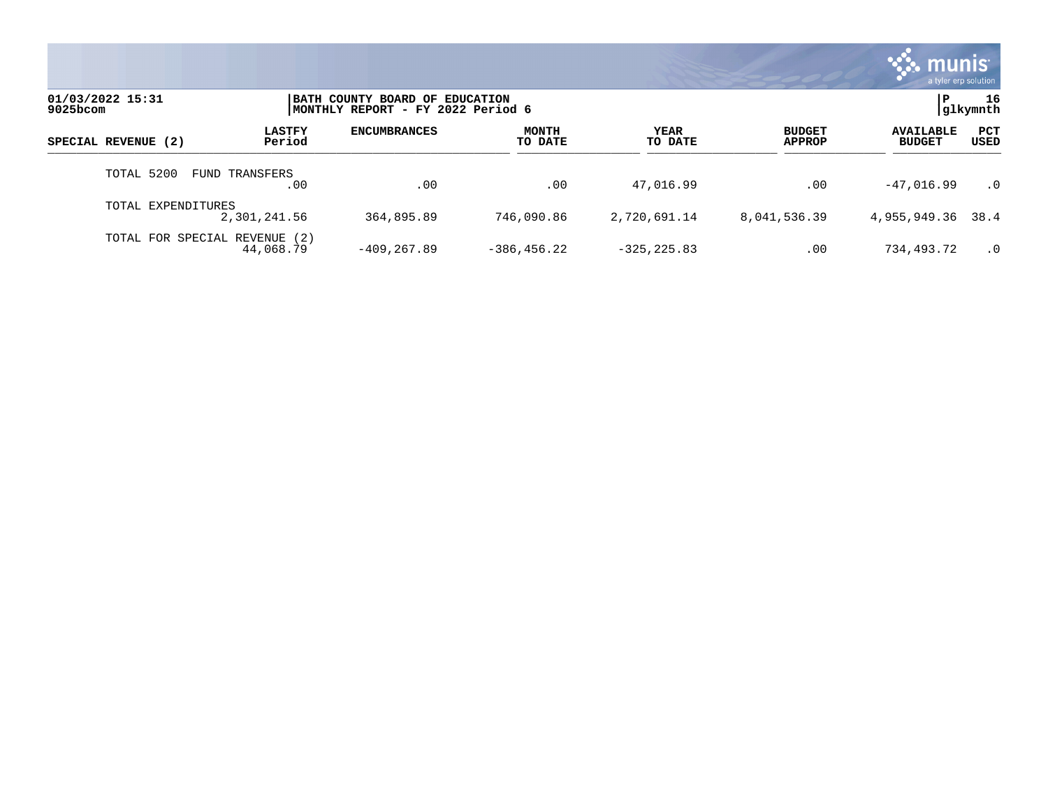| SPECIAL REVENUE (2) | LASTFY Period | ENCUMBRANCES | MONTH TO DATE | YEAR TO DATE | BUDGET APPROP | AVAILABLE BUDGET | PCT USED |
|---|---|---|---|---|---|---|---|
| TOTAL 5200 FUND TRANSFERS | .00 | .00 | .00 | 47,016.99 | .00 | -47,016.99 | .0 |
| TOTAL EXPENDITURES | 2,301,241.56 | 364,895.89 | 746,090.86 | 2,720,691.14 | 8,041,536.39 | 4,955,949.36 | 38.4 |
| TOTAL FOR SPECIAL REVENUE (2) | 44,068.79 | -409,267.89 | -386,456.22 | -325,225.83 | .00 | 734,493.72 | .0 |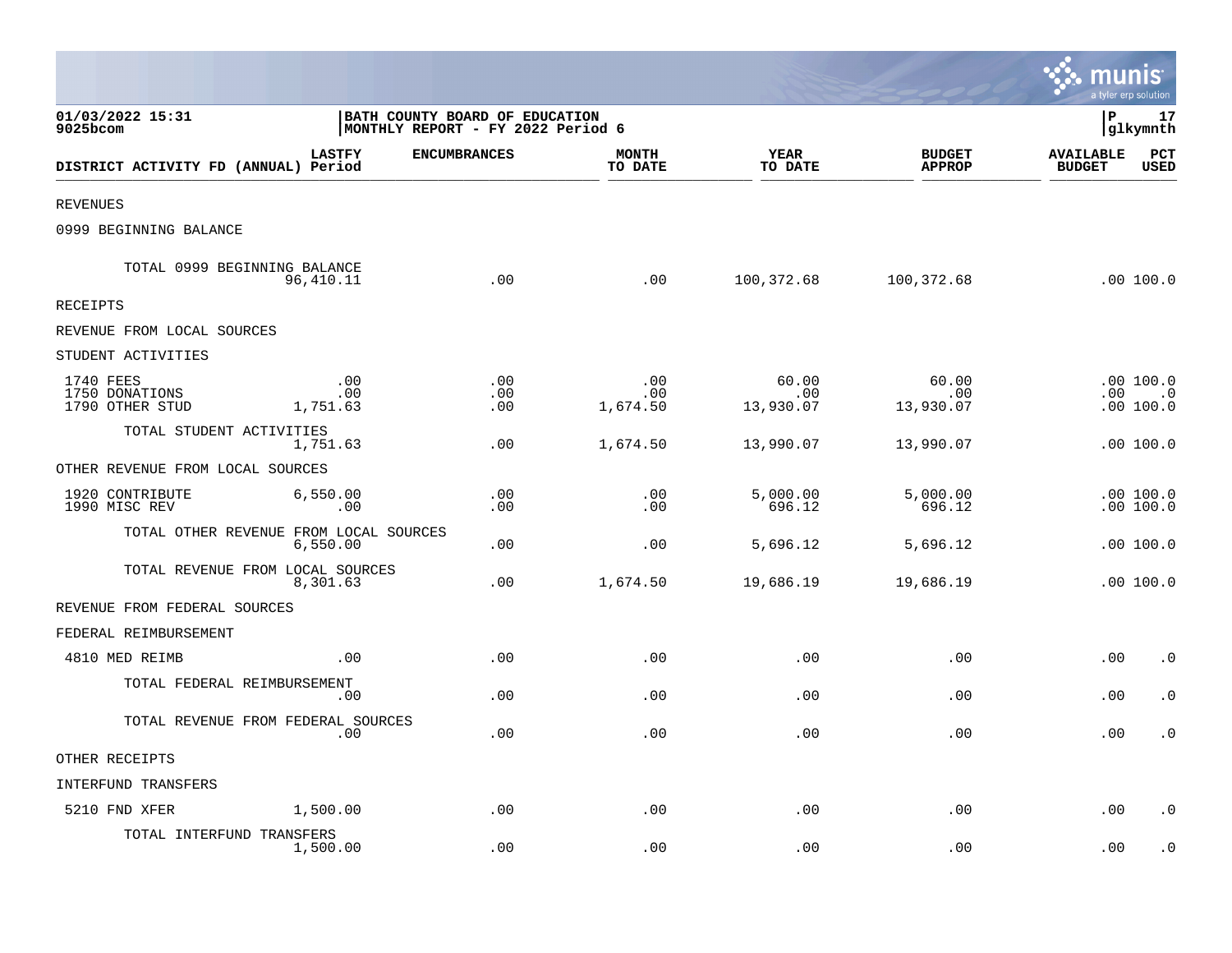01/03/2022 15:31
9025bcom

BATH COUNTY BOARD OF EDUCATION
MONTHLY REPORT - FY 2022 Period 6

| DISTRICT ACTIVITY FD (ANNUAL) | LASTFY Period | ENCUMBRANCES | MONTH TO DATE | YEAR TO DATE | BUDGET APPROP | AVAILABLE BUDGET | PCT USED |
|---|---|---|---|---|---|---|---|
| REVENUES | | | | | | | |
| 0999 BEGINNING BALANCE | | | | | | | |
| TOTAL 0999 BEGINNING BALANCE | 96,410.11 | .00 | .00 | 100,372.68 | 100,372.68 | .00 | 100.0 |
| RECEIPTS | | | | | | | |
| REVENUE FROM LOCAL SOURCES | | | | | | | |
| STUDENT ACTIVITIES | | | | | | | |
| 1740 FEES | .00 | .00 | .00 | 60.00 | 60.00 | .00 | 100.0 |
| 1750 DONATIONS | .00 | .00 | .00 | .00 | .00 | .00 | .0 |
| 1790 OTHER STUD | 1,751.63 | .00 | 1,674.50 | 13,930.07 | 13,930.07 | .00 | 100.0 |
| TOTAL STUDENT ACTIVITIES | 1,751.63 | .00 | 1,674.50 | 13,990.07 | 13,990.07 | .00 | 100.0 |
| OTHER REVENUE FROM LOCAL SOURCES | | | | | | | |
| 1920 CONTRIBUTE | 6,550.00 | .00 | .00 | 5,000.00 | 5,000.00 | .00 | 100.0 |
| 1990 MISC REV | .00 | .00 | .00 | 696.12 | 696.12 | .00 | 100.0 |
| TOTAL OTHER REVENUE FROM LOCAL SOURCES | 6,550.00 | .00 | .00 | 5,696.12 | 5,696.12 | .00 | 100.0 |
| TOTAL REVENUE FROM LOCAL SOURCES | 8,301.63 | .00 | 1,674.50 | 19,686.19 | 19,686.19 | .00 | 100.0 |
| REVENUE FROM FEDERAL SOURCES | | | | | | | |
| FEDERAL REIMBURSEMENT | | | | | | | |
| 4810 MED REIMB | .00 | .00 | .00 | .00 | .00 | .00 | .0 |
| TOTAL FEDERAL REIMBURSEMENT | .00 | .00 | .00 | .00 | .00 | .00 | .0 |
| TOTAL REVENUE FROM FEDERAL SOURCES | .00 | .00 | .00 | .00 | .00 | .00 | .0 |
| OTHER RECEIPTS | | | | | | | |
| INTERFUND TRANSFERS | | | | | | | |
| 5210 FND XFER | 1,500.00 | .00 | .00 | .00 | .00 | .00 | .0 |
| TOTAL INTERFUND TRANSFERS | 1,500.00 | .00 | .00 | .00 | .00 | .00 | .0 |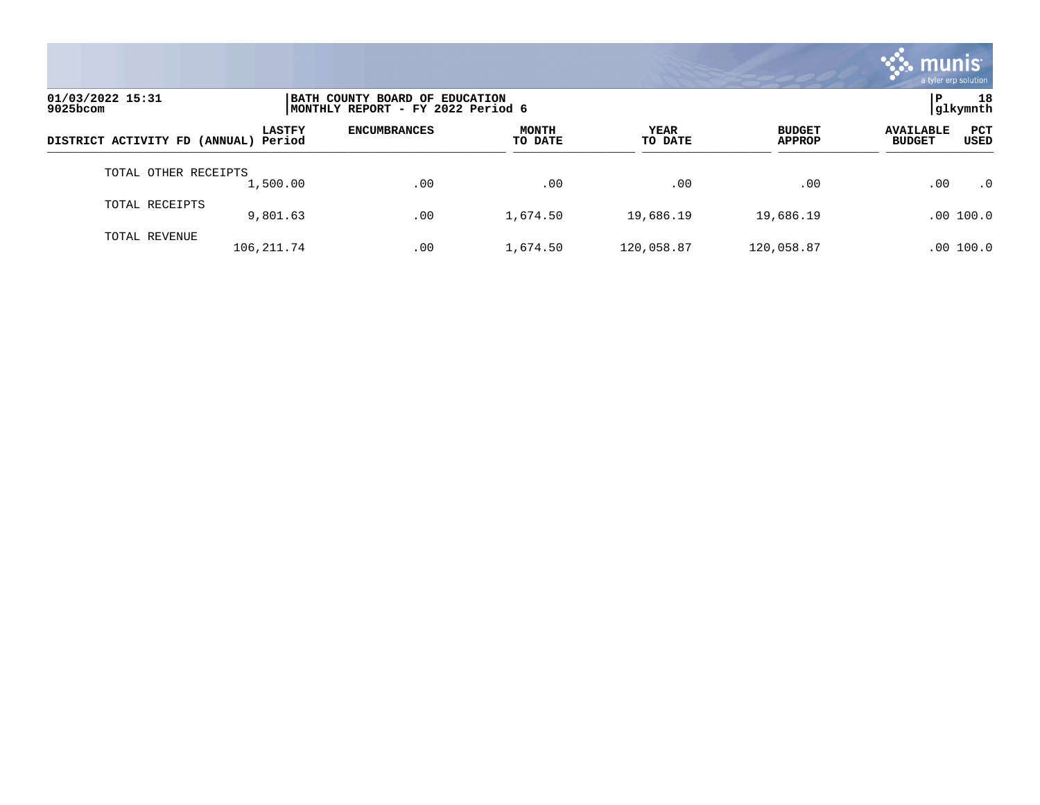01/03/2022 15:31
9025bcom

BATH COUNTY BOARD OF EDUCATION
MONTHLY REPORT - FY 2022 Period 6

P 18
glkymnth

| DISTRICT ACTIVITY FD (ANNUAL) | LASTFY Period | ENCUMBRANCES | MONTH TO DATE | YEAR TO DATE | BUDGET APPROP | AVAILABLE BUDGET | PCT USED |
|---|---|---|---|---|---|---|---|
| TOTAL OTHER RECEIPTS | 1,500.00 | .00 | .00 | .00 | .00 | .00 | .0 |
| TOTAL RECEIPTS | 9,801.63 | .00 | 1,674.50 | 19,686.19 | 19,686.19 | .00 | 100.0 |
| TOTAL REVENUE | 106,211.74 | .00 | 1,674.50 | 120,058.87 | 120,058.87 | .00 | 100.0 |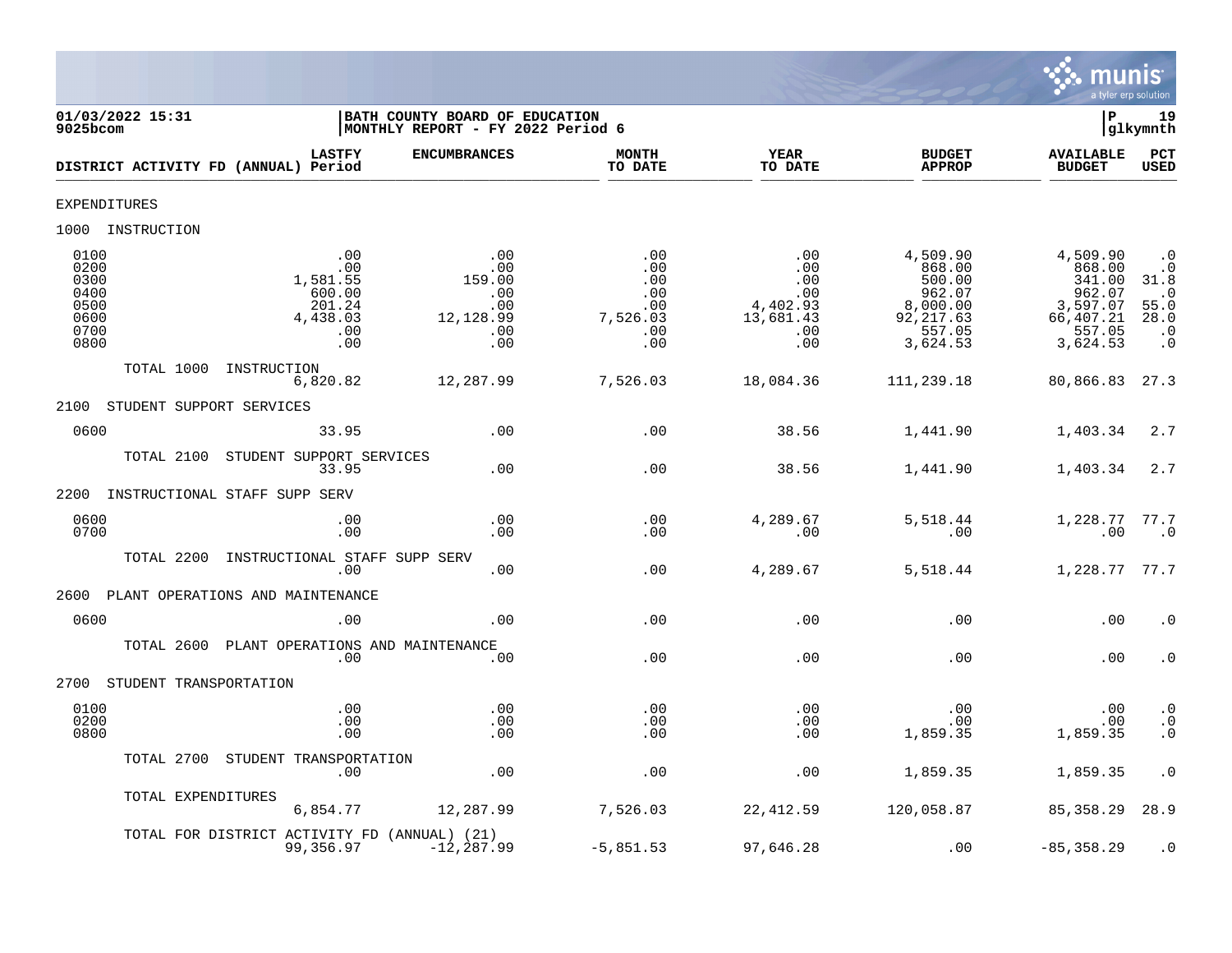01/03/2022 15:31 | BATH COUNTY BOARD OF EDUCATION | P 19
9025bcom | MONTHLY REPORT - FY 2022 Period 6 | glkymnth

| DISTRICT ACTIVITY FD (ANNUAL) | LASTFY Period | ENCUMBRANCES | MONTH TO DATE | YEAR TO DATE | BUDGET APPROP | AVAILABLE BUDGET | PCT USED |
|---|---|---|---|---|---|---|---|
| **EXPENDITURES** | | | | | | | |
| **1000 INSTRUCTION** | | | | | | | |
| 0100 | .00 | .00 | .00 | .00 | 4,509.90 | 4,509.90 | .0 |
| 0200 | .00 | .00 | .00 | .00 | 868.00 | 868.00 | .0 |
| 0300 | 1,581.55 | 159.00 | .00 | .00 | 500.00 | 341.00 | 31.8 |
| 0400 | 600.00 | .00 | .00 | .00 | 962.07 | 962.07 | .0 |
| 0500 | 201.24 | .00 | .00 | 4,402.93 | 8,000.00 | 3,597.07 | 55.0 |
| 0600 | 4,438.03 | 12,128.99 | 7,526.03 | 13,681.43 | 92,217.63 | 66,407.21 | 28.0 |
| 0700 | .00 | .00 | .00 | .00 | 557.05 | 557.05 | .0 |
| 0800 | .00 | .00 | .00 | .00 | 3,624.53 | 3,624.53 | .0 |
| TOTAL 1000 INSTRUCTION | 6,820.82 | 12,287.99 | 7,526.03 | 18,084.36 | 111,239.18 | 80,866.83 | 27.3 |
| **2100 STUDENT SUPPORT SERVICES** | | | | | | | |
| 0600 | 33.95 | .00 | .00 | 38.56 | 1,441.90 | 1,403.34 | 2.7 |
| TOTAL 2100 STUDENT SUPPORT SERVICES | 33.95 | .00 | .00 | 38.56 | 1,441.90 | 1,403.34 | 2.7 |
| **2200 INSTRUCTIONAL STAFF SUPP SERV** | | | | | | | |
| 0600 | .00 | .00 | .00 | 4,289.67 | 5,518.44 | 1,228.77 | 77.7 |
| 0700 | .00 | .00 | .00 | .00 | .00 | .00 | .0 |
| TOTAL 2200 INSTRUCTIONAL STAFF SUPP SERV | .00 | .00 | .00 | 4,289.67 | 5,518.44 | 1,228.77 | 77.7 |
| **2600 PLANT OPERATIONS AND MAINTENANCE** | | | | | | | |
| 0600 | .00 | .00 | .00 | .00 | .00 | .00 | .0 |
| TOTAL 2600 PLANT OPERATIONS AND MAINTENANCE | .00 | .00 | .00 | .00 | .00 | .00 | .0 |
| **2700 STUDENT TRANSPORTATION** | | | | | | | |
| 0100 | .00 | .00 | .00 | .00 | .00 | .00 | .0 |
| 0200 | .00 | .00 | .00 | .00 | .00 | .00 | .0 |
| 0800 | .00 | .00 | .00 | .00 | 1,859.35 | 1,859.35 | .0 |
| TOTAL 2700 STUDENT TRANSPORTATION | .00 | .00 | .00 | .00 | 1,859.35 | 1,859.35 | .0 |
| TOTAL EXPENDITURES | 6,854.77 | 12,287.99 | 7,526.03 | 22,412.59 | 120,058.87 | 85,358.29 | 28.9 |
| TOTAL FOR DISTRICT ACTIVITY FD (ANNUAL) (21) | 99,356.97 | -12,287.99 | -5,851.53 | 97,646.28 | .00 | -85,358.29 | .0 |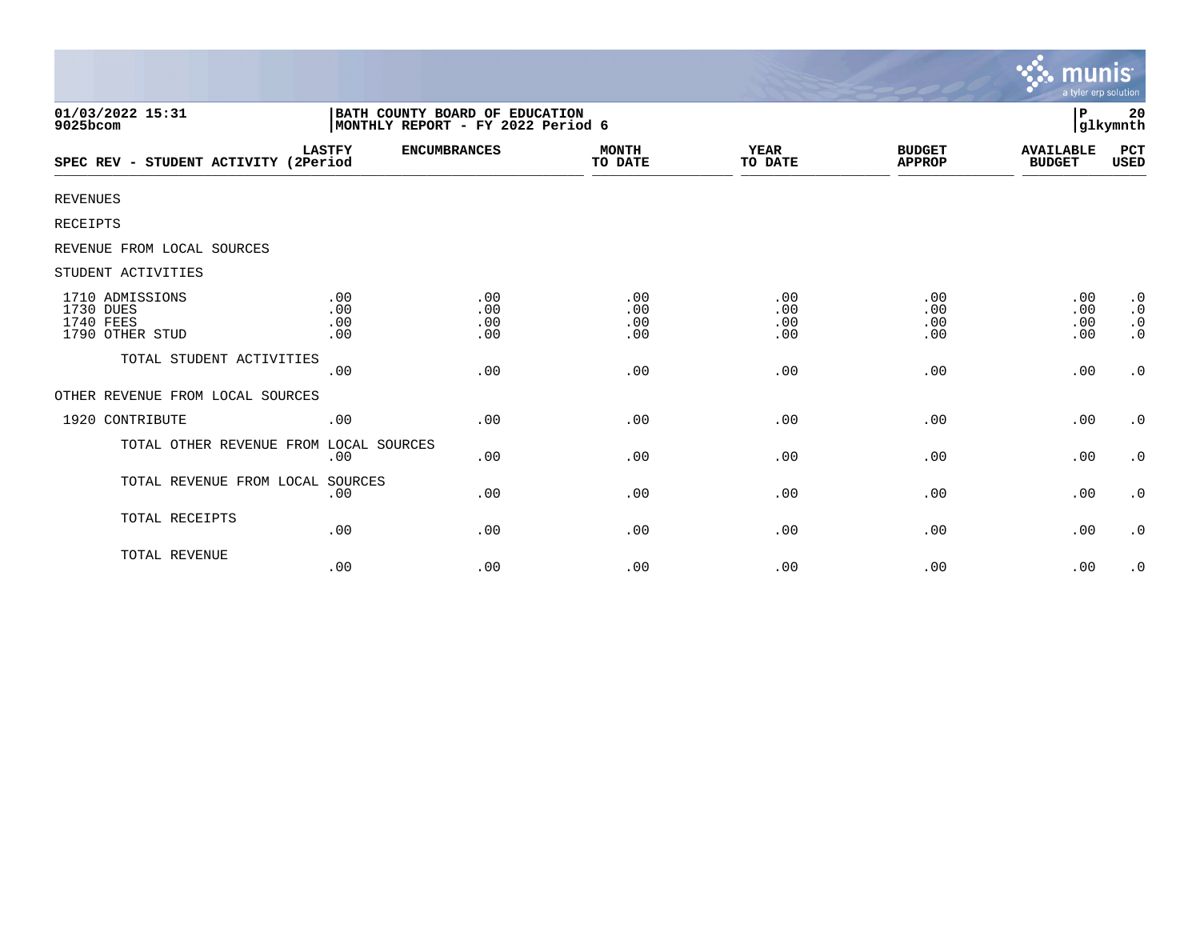01/03/2022 15:31
9025bcom

BATH COUNTY BOARD OF EDUCATION
MONTHLY REPORT - FY 2022 Period 6

P 20
glkymnth

| SPEC REV - STUDENT ACTIVITY | LASTFY (2Period | ENCUMBRANCES | MONTH TO DATE | YEAR TO DATE | BUDGET APPROP | AVAILABLE BUDGET | PCT USED |
|---|---|---|---|---|---|---|---|
| REVENUES | | | | | | | |
| RECEIPTS | | | | | | | |
| REVENUE FROM LOCAL SOURCES | | | | | | | |
| STUDENT ACTIVITIES | | | | | | | |
| 1710 ADMISSIONS | .00 | .00 | .00 | .00 | .00 | .00 | .0 |
| 1730 DUES | .00 | .00 | .00 | .00 | .00 | .00 | .0 |
| 1740 FEES | .00 | .00 | .00 | .00 | .00 | .00 | .0 |
| 1790 OTHER STUD | .00 | .00 | .00 | .00 | .00 | .00 | .0 |
| TOTAL STUDENT ACTIVITIES | .00 | .00 | .00 | .00 | .00 | .00 | .0 |
| OTHER REVENUE FROM LOCAL SOURCES | | | | | | | |
| 1920 CONTRIBUTE | .00 | .00 | .00 | .00 | .00 | .00 | .0 |
| TOTAL OTHER REVENUE FROM LOCAL SOURCES | .00 | .00 | .00 | .00 | .00 | .00 | .0 |
| TOTAL REVENUE FROM LOCAL SOURCES | .00 | .00 | .00 | .00 | .00 | .00 | .0 |
| TOTAL RECEIPTS | .00 | .00 | .00 | .00 | .00 | .00 | .0 |
| TOTAL REVENUE | .00 | .00 | .00 | .00 | .00 | .00 | .0 |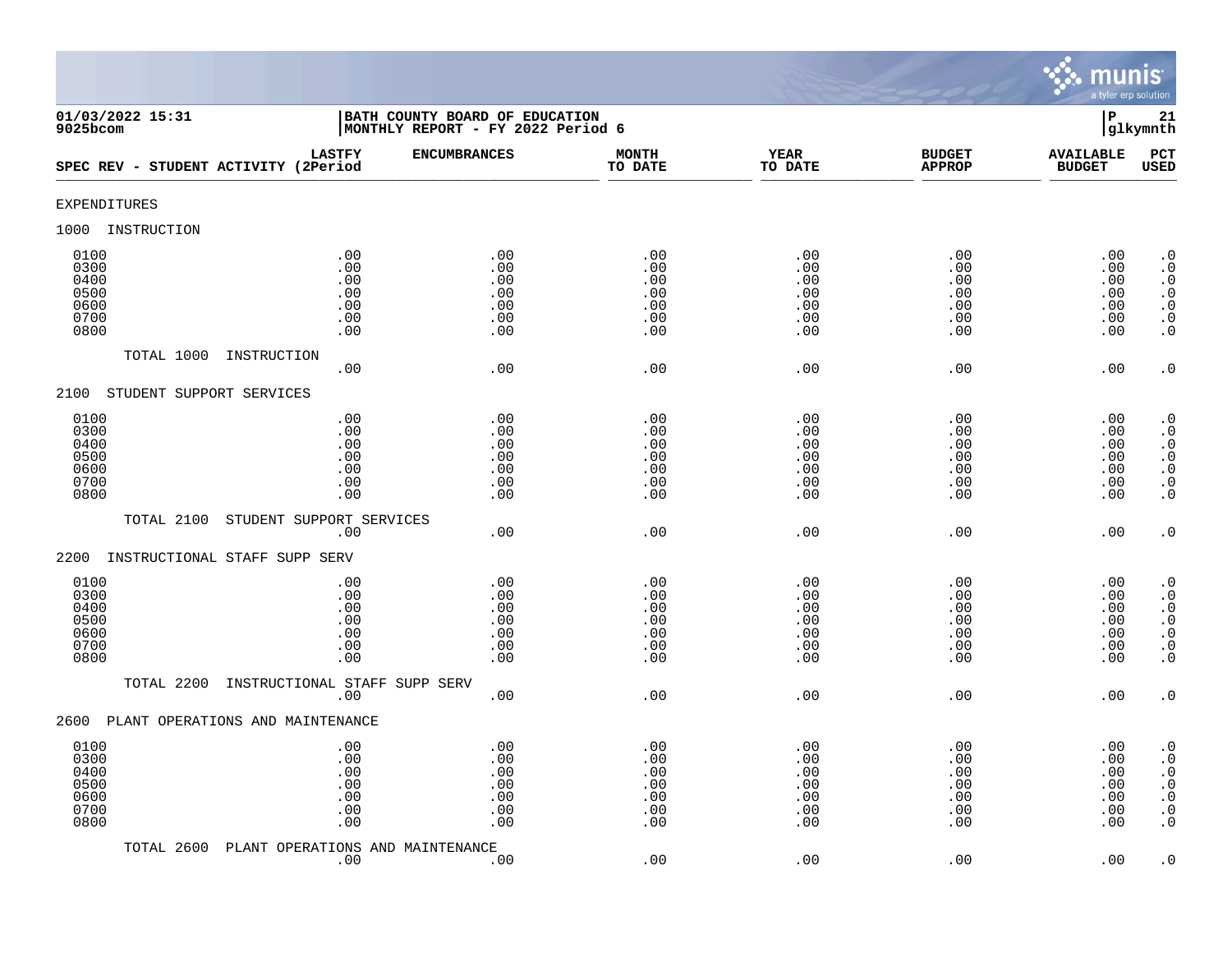01/03/2022 15:31
9025bcom

BATH COUNTY BOARD OF EDUCATION
MONTHLY REPORT - FY 2022 Period 6

P 21
glkymnth

| SPEC REV - STUDENT ACTIVITY (2 | LASTFY Period | ENCUMBRANCES | MONTH TO DATE | YEAR TO DATE | BUDGET APPROP | AVAILABLE BUDGET | PCT USED |
|---|---|---|---|---|---|---|---|
| **EXPENDITURES** | | | | | | | |
| **1000 INSTRUCTION** | | | | | | | |
| 0100 | .00 | .00 | .00 | .00 | .00 | .00 | .0 |
| 0300 | .00 | .00 | .00 | .00 | .00 | .00 | .0 |
| 0400 | .00 | .00 | .00 | .00 | .00 | .00 | .0 |
| 0500 | .00 | .00 | .00 | .00 | .00 | .00 | .0 |
| 0600 | .00 | .00 | .00 | .00 | .00 | .00 | .0 |
| 0700 | .00 | .00 | .00 | .00 | .00 | .00 | .0 |
| 0800 | .00 | .00 | .00 | .00 | .00 | .00 | .0 |
| TOTAL 1000 INSTRUCTION | .00 | .00 | .00 | .00 | .00 | .00 | .0 |
| **2100 STUDENT SUPPORT SERVICES** | | | | | | | |
| 0100 | .00 | .00 | .00 | .00 | .00 | .00 | .0 |
| 0300 | .00 | .00 | .00 | .00 | .00 | .00 | .0 |
| 0400 | .00 | .00 | .00 | .00 | .00 | .00 | .0 |
| 0500 | .00 | .00 | .00 | .00 | .00 | .00 | .0 |
| 0600 | .00 | .00 | .00 | .00 | .00 | .00 | .0 |
| 0700 | .00 | .00 | .00 | .00 | .00 | .00 | .0 |
| 0800 | .00 | .00 | .00 | .00 | .00 | .00 | .0 |
| TOTAL 2100 STUDENT SUPPORT SERVICES | .00 | .00 | .00 | .00 | .00 | .00 | .0 |
| **2200 INSTRUCTIONAL STAFF SUPP SERV** | | | | | | | |
| 0100 | .00 | .00 | .00 | .00 | .00 | .00 | .0 |
| 0300 | .00 | .00 | .00 | .00 | .00 | .00 | .0 |
| 0400 | .00 | .00 | .00 | .00 | .00 | .00 | .0 |
| 0500 | .00 | .00 | .00 | .00 | .00 | .00 | .0 |
| 0600 | .00 | .00 | .00 | .00 | .00 | .00 | .0 |
| 0700 | .00 | .00 | .00 | .00 | .00 | .00 | .0 |
| 0800 | .00 | .00 | .00 | .00 | .00 | .00 | .0 |
| TOTAL 2200 INSTRUCTIONAL STAFF SUPP SERV | .00 | .00 | .00 | .00 | .00 | .00 | .0 |
| **2600 PLANT OPERATIONS AND MAINTENANCE** | | | | | | | |
| 0100 | .00 | .00 | .00 | .00 | .00 | .00 | .0 |
| 0300 | .00 | .00 | .00 | .00 | .00 | .00 | .0 |
| 0400 | .00 | .00 | .00 | .00 | .00 | .00 | .0 |
| 0500 | .00 | .00 | .00 | .00 | .00 | .00 | .0 |
| 0600 | .00 | .00 | .00 | .00 | .00 | .00 | .0 |
| 0700 | .00 | .00 | .00 | .00 | .00 | .00 | .0 |
| 0800 | .00 | .00 | .00 | .00 | .00 | .00 | .0 |
| TOTAL 2600 PLANT OPERATIONS AND MAINTENANCE | .00 | .00 | .00 | .00 | .00 | .00 | .0 |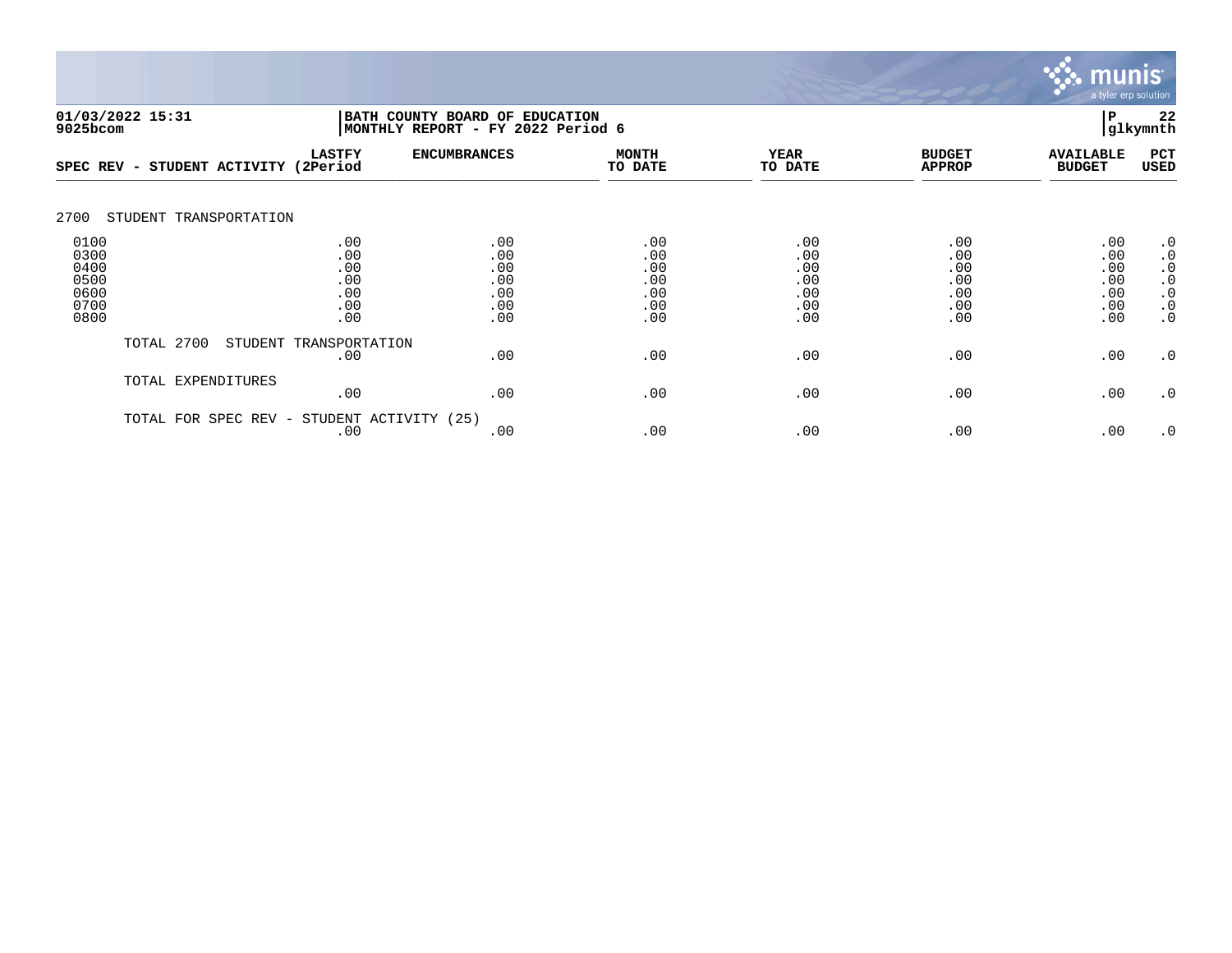01/03/2022 15:31
9025bcom

BATH COUNTY BOARD OF EDUCATION
MONTHLY REPORT - FY 2022 Period 6

P 22
glkymnth

| SPEC REV - STUDENT ACTIVITY | LASTFY (2Period | ENCUMBRANCES | MONTH TO DATE | YEAR TO DATE | BUDGET APPROP | AVAILABLE BUDGET | PCT USED |
|---|---|---|---|---|---|---|---|
| **2700 STUDENT TRANSPORTATION** | | | | | | | |
| 0100 | .00 | .00 | .00 | .00 | .00 | .00 | .0 |
| 0300 | .00 | .00 | .00 | .00 | .00 | .00 | .0 |
| 0400 | .00 | .00 | .00 | .00 | .00 | .00 | .0 |
| 0500 | .00 | .00 | .00 | .00 | .00 | .00 | .0 |
| 0600 | .00 | .00 | .00 | .00 | .00 | .00 | .0 |
| 0700 | .00 | .00 | .00 | .00 | .00 | .00 | .0 |
| 0800 | .00 | .00 | .00 | .00 | .00 | .00 | .0 |
| TOTAL 2700 STUDENT TRANSPORTATION | .00 | .00 | .00 | .00 | .00 | .00 | .0 |
| TOTAL EXPENDITURES | .00 | .00 | .00 | .00 | .00 | .00 | .0 |
| TOTAL FOR SPEC REV - STUDENT ACTIVITY (25) | .00 | .00 | .00 | .00 | .00 | .00 | .0 |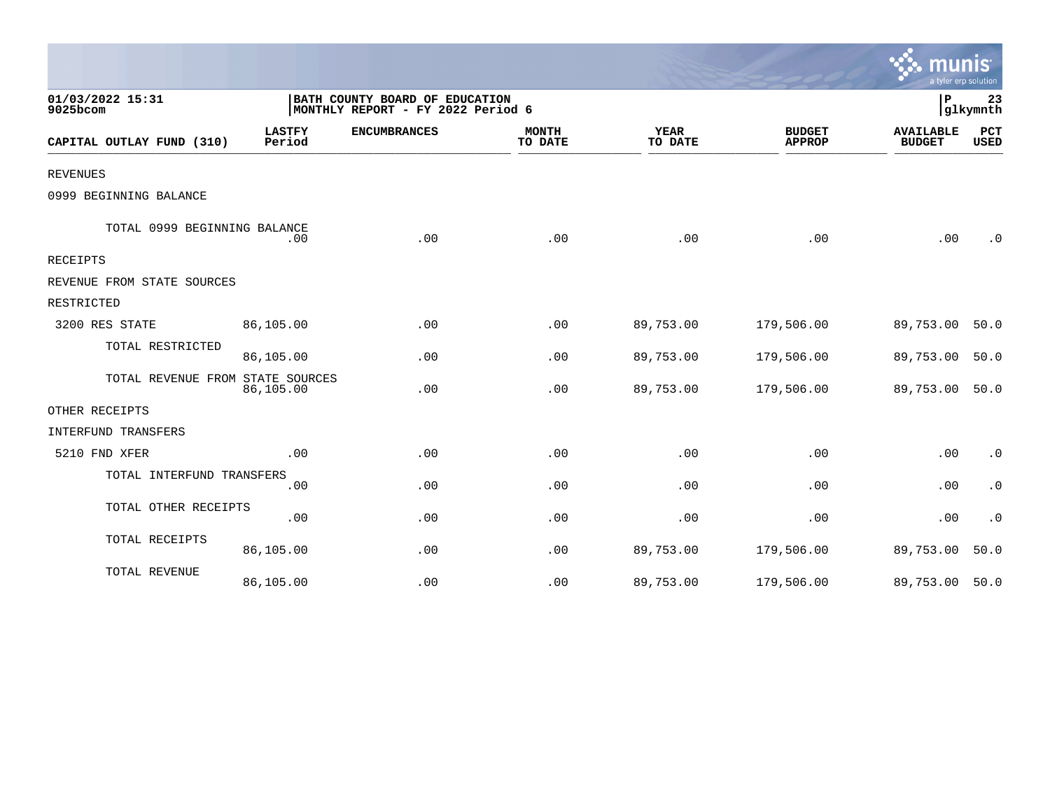01/03/2022 15:31
9025bcom

**BATH COUNTY BOARD OF EDUCATION**
**MONTHLY REPORT - FY 2022 Period 6**

P 23
glkymnth

| CAPITAL OUTLAY FUND (310) | LASTFY Period | ENCUMBRANCES | MONTH TO DATE | YEAR TO DATE | BUDGET APPROP | AVAILABLE BUDGET | PCT USED |
|---|---|---|---|---|---|---|---|
| REVENUES | | | | | | | |
| 0999 BEGINNING BALANCE | | | | | | | |
| TOTAL 0999 BEGINNING BALANCE | .00 | .00 | .00 | .00 | .00 | .00 | .0 |
| RECEIPTS | | | | | | | |
| REVENUE FROM STATE SOURCES | | | | | | | |
| RESTRICTED | | | | | | | |
| 3200 RES STATE | 86,105.00 | .00 | .00 | 89,753.00 | 179,506.00 | 89,753.00 | 50.0 |
| TOTAL RESTRICTED | 86,105.00 | .00 | .00 | 89,753.00 | 179,506.00 | 89,753.00 | 50.0 |
| TOTAL REVENUE FROM STATE SOURCES | 86,105.00 | .00 | .00 | 89,753.00 | 179,506.00 | 89,753.00 | 50.0 |
| OTHER RECEIPTS | | | | | | | |
| INTERFUND TRANSFERS | | | | | | | |
| 5210 FND XFER | .00 | .00 | .00 | .00 | .00 | .00 | .0 |
| TOTAL INTERFUND TRANSFERS | .00 | .00 | .00 | .00 | .00 | .00 | .0 |
| TOTAL OTHER RECEIPTS | .00 | .00 | .00 | .00 | .00 | .00 | .0 |
| TOTAL RECEIPTS | 86,105.00 | .00 | .00 | 89,753.00 | 179,506.00 | 89,753.00 | 50.0 |
| TOTAL REVENUE | 86,105.00 | .00 | .00 | 89,753.00 | 179,506.00 | 89,753.00 | 50.0 |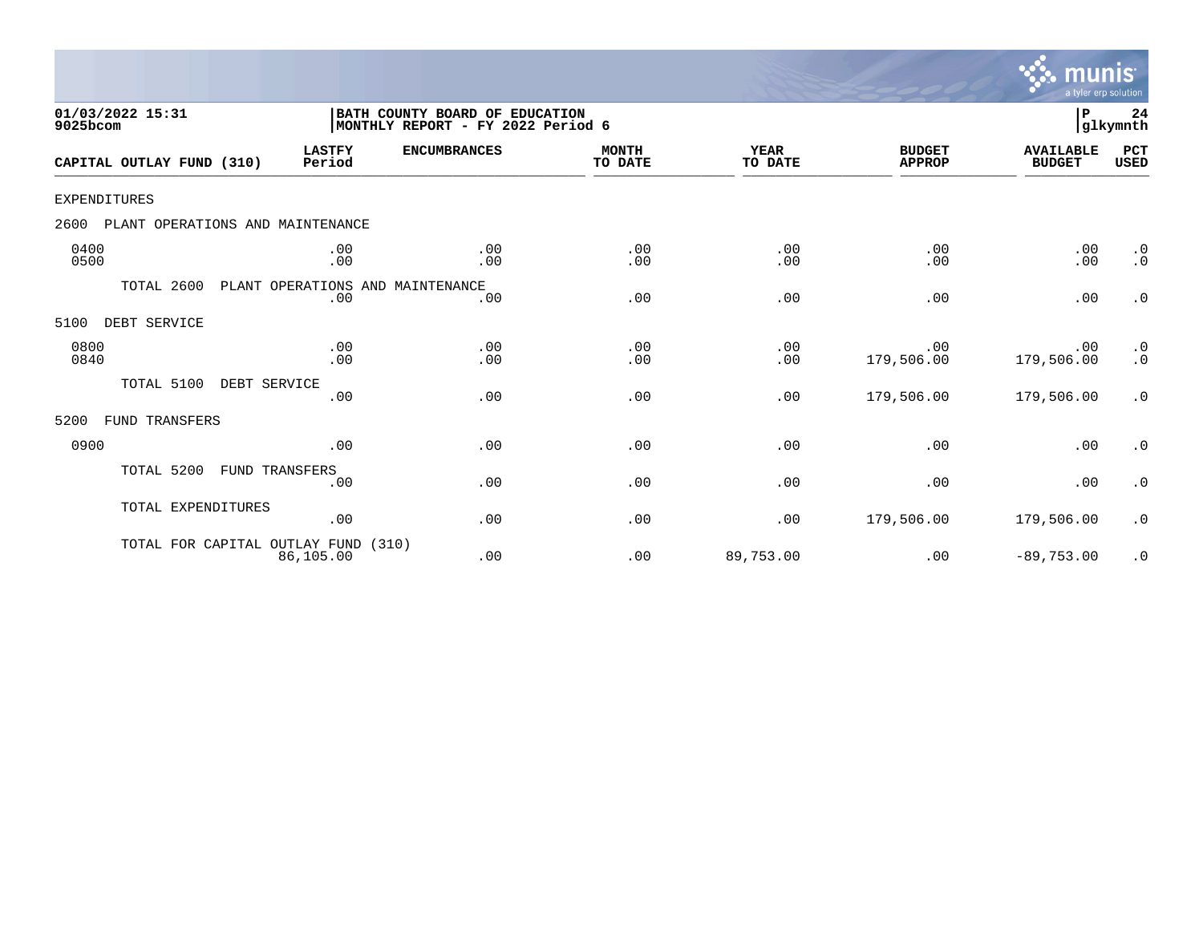01/03/2022 15:31
9025bcom

BATH COUNTY BOARD OF EDUCATION
MONTHLY REPORT - FY 2022 Period 6

P 24
glkymnth

| CAPITAL OUTLAY FUND (310) | LASTFY Period | ENCUMBRANCES | MONTH TO DATE | YEAR TO DATE | BUDGET APPROP | AVAILABLE BUDGET | PCT USED |
|---|---|---|---|---|---|---|---|
| EXPENDITURES | | | | | | | |
| 2600 PLANT OPERATIONS AND MAINTENANCE | | | | | | | |
| 0400 | .00 | .00 | .00 | .00 | .00 | .00 | .0 |
| 0500 | .00 | .00 | .00 | .00 | .00 | .00 | .0 |
| TOTAL 2600 PLANT OPERATIONS AND MAINTENANCE | .00 | .00 | .00 | .00 | .00 | .00 | .0 |
| 5100 DEBT SERVICE | | | | | | | |
| 0800 | .00 | .00 | .00 | .00 | .00 | .00 | .0 |
| 0840 | .00 | .00 | .00 | .00 | 179,506.00 | 179,506.00 | .0 |
| TOTAL 5100 DEBT SERVICE | .00 | .00 | .00 | .00 | 179,506.00 | 179,506.00 | .0 |
| 5200 FUND TRANSFERS | | | | | | | |
| 0900 | .00 | .00 | .00 | .00 | .00 | .00 | .0 |
| TOTAL 5200 FUND TRANSFERS | .00 | .00 | .00 | .00 | .00 | .00 | .0 |
| TOTAL EXPENDITURES | .00 | .00 | .00 | .00 | 179,506.00 | 179,506.00 | .0 |
| TOTAL FOR CAPITAL OUTLAY FUND (310) | 86,105.00 | .00 | .00 | 89,753.00 | .00 | -89,753.00 | .0 |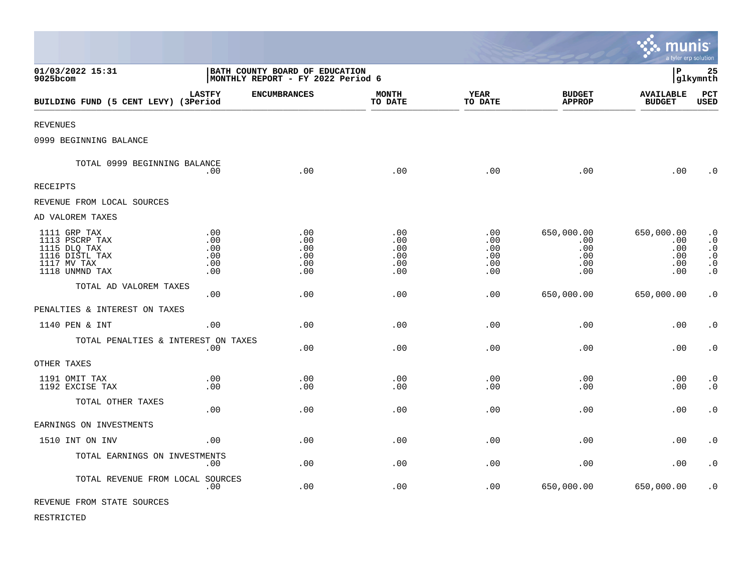01/03/2022 15:31
9025bcom

BATH COUNTY BOARD OF EDUCATION
MONTHLY REPORT - FY 2022 Period 6

glkymnth

| BUILDING FUND (5 CENT LEVY) | LASTFY (3Period | ENCUMBRANCES | MONTH TO DATE | YEAR TO DATE | BUDGET APPROP | AVAILABLE BUDGET | PCT USED |
|---|---|---|---|---|---|---|---|
| REVENUES | | | | | | | |
| 0999 BEGINNING BALANCE | | | | | | | |
| TOTAL 0999 BEGINNING BALANCE | .00 | .00 | .00 | .00 | .00 | .00 | .0 |
| RECEIPTS | | | | | | | |
| REVENUE FROM LOCAL SOURCES | | | | | | | |
| AD VALOREM TAXES | | | | | | | |
| 1111 GRP TAX | .00 | .00 | .00 | .00 | 650,000.00 | 650,000.00 | .0 |
| 1113 PSCRP TAX | .00 | .00 | .00 | .00 | .00 | .00 | .0 |
| 1115 DLQ TAX | .00 | .00 | .00 | .00 | .00 | .00 | .0 |
| 1116 DISTL TAX | .00 | .00 | .00 | .00 | .00 | .00 | .0 |
| 1117 MV TAX | .00 | .00 | .00 | .00 | .00 | .00 | .0 |
| 1118 UNMND TAX | .00 | .00 | .00 | .00 | .00 | .00 | .0 |
| TOTAL AD VALOREM TAXES | .00 | .00 | .00 | .00 | 650,000.00 | 650,000.00 | .0 |
| PENALTIES & INTEREST ON TAXES | | | | | | | |
| 1140 PEN & INT | .00 | .00 | .00 | .00 | .00 | .00 | .0 |
| TOTAL PENALTIES & INTEREST ON TAXES | .00 | .00 | .00 | .00 | .00 | .00 | .0 |
| OTHER TAXES | | | | | | | |
| 1191 OMIT TAX | .00 | .00 | .00 | .00 | .00 | .00 | .0 |
| 1192 EXCISE TAX | .00 | .00 | .00 | .00 | .00 | .00 | .0 |
| TOTAL OTHER TAXES | .00 | .00 | .00 | .00 | .00 | .00 | .0 |
| EARNINGS ON INVESTMENTS | | | | | | | |
| 1510 INT ON INV | .00 | .00 | .00 | .00 | .00 | .00 | .0 |
| TOTAL EARNINGS ON INVESTMENTS | .00 | .00 | .00 | .00 | .00 | .00 | .0 |
| TOTAL REVENUE FROM LOCAL SOURCES | .00 | .00 | .00 | .00 | 650,000.00 | 650,000.00 | .0 |
| REVENUE FROM STATE SOURCES | | | | | | | |
| RESTRICTED | | | | | | | |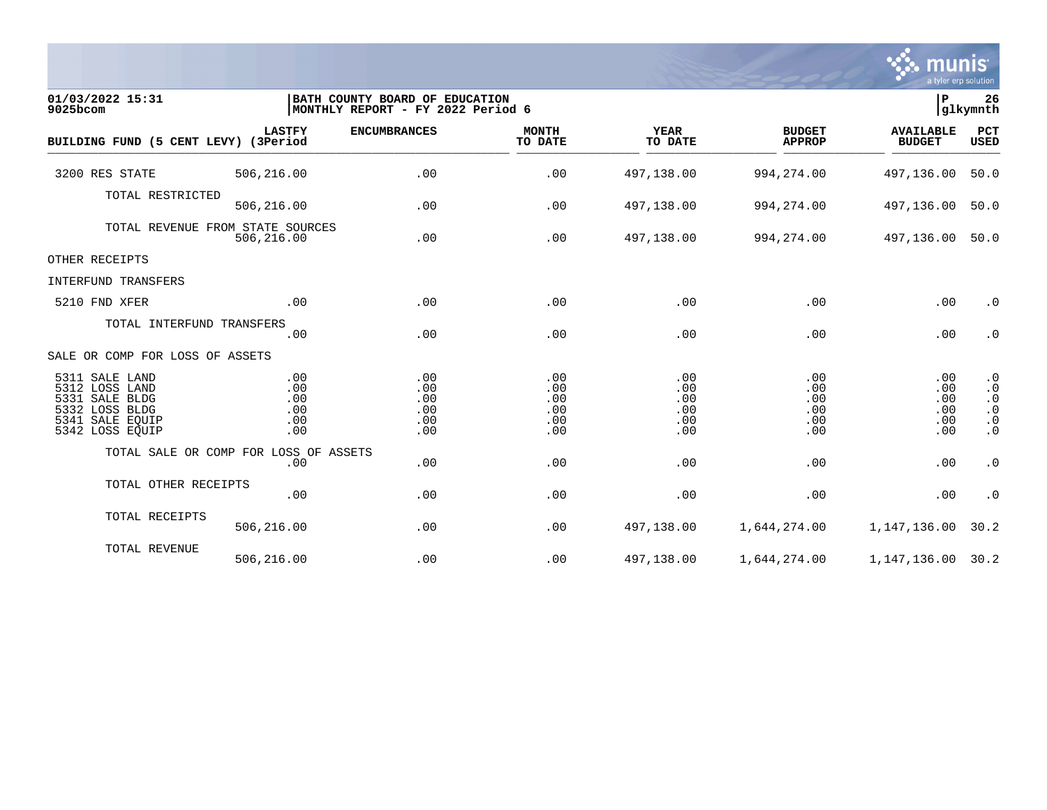**01/03/2022 15:31** | **BATH COUNTY BOARD OF EDUCATION** | **P 26**
**9025bcom** | **MONTHLY REPORT - FY 2022 Period 6** | **glkymnth**

| BUILDING FUND (5 CENT LEVY) | LASTFY (3Period | ENCUMBRANCES | MONTH TO DATE | YEAR TO DATE | BUDGET APPROP | AVAILABLE BUDGET | PCT USED |
|---|---|---|---|---|---|---|---|
| 3200 RES STATE | 506,216.00 | .00 | .00 | 497,138.00 | 994,274.00 | 497,136.00 | 50.0 |
| TOTAL RESTRICTED | 506,216.00 | .00 | .00 | 497,138.00 | 994,274.00 | 497,136.00 | 50.0 |
| TOTAL REVENUE FROM STATE SOURCES | 506,216.00 | .00 | .00 | 497,138.00 | 994,274.00 | 497,136.00 | 50.0 |
| OTHER RECEIPTS | | | | | | | |
| INTERFUND TRANSFERS | | | | | | | |
| 5210 FND XFER | .00 | .00 | .00 | .00 | .00 | .00 | .0 |
| TOTAL INTERFUND TRANSFERS | .00 | .00 | .00 | .00 | .00 | .00 | .0 |
| SALE OR COMP FOR LOSS OF ASSETS | | | | | | | |
| 5311 SALE LAND | .00 | .00 | .00 | .00 | .00 | .00 | .0 |
| 5312 LOSS LAND | .00 | .00 | .00 | .00 | .00 | .00 | .0 |
| 5331 SALE BLDG | .00 | .00 | .00 | .00 | .00 | .00 | .0 |
| 5332 LOSS BLDG | .00 | .00 | .00 | .00 | .00 | .00 | .0 |
| 5341 SALE EQUIP | .00 | .00 | .00 | .00 | .00 | .00 | .0 |
| 5342 LOSS EQUIP | .00 | .00 | .00 | .00 | .00 | .00 | .0 |
| TOTAL SALE OR COMP FOR LOSS OF ASSETS | .00 | .00 | .00 | .00 | .00 | .00 | .0 |
| TOTAL OTHER RECEIPTS | .00 | .00 | .00 | .00 | .00 | .00 | .0 |
| TOTAL RECEIPTS | 506,216.00 | .00 | .00 | 497,138.00 | 1,644,274.00 | 1,147,136.00 | 30.2 |
| TOTAL REVENUE | 506,216.00 | .00 | .00 | 497,138.00 | 1,644,274.00 | 1,147,136.00 | 30.2 |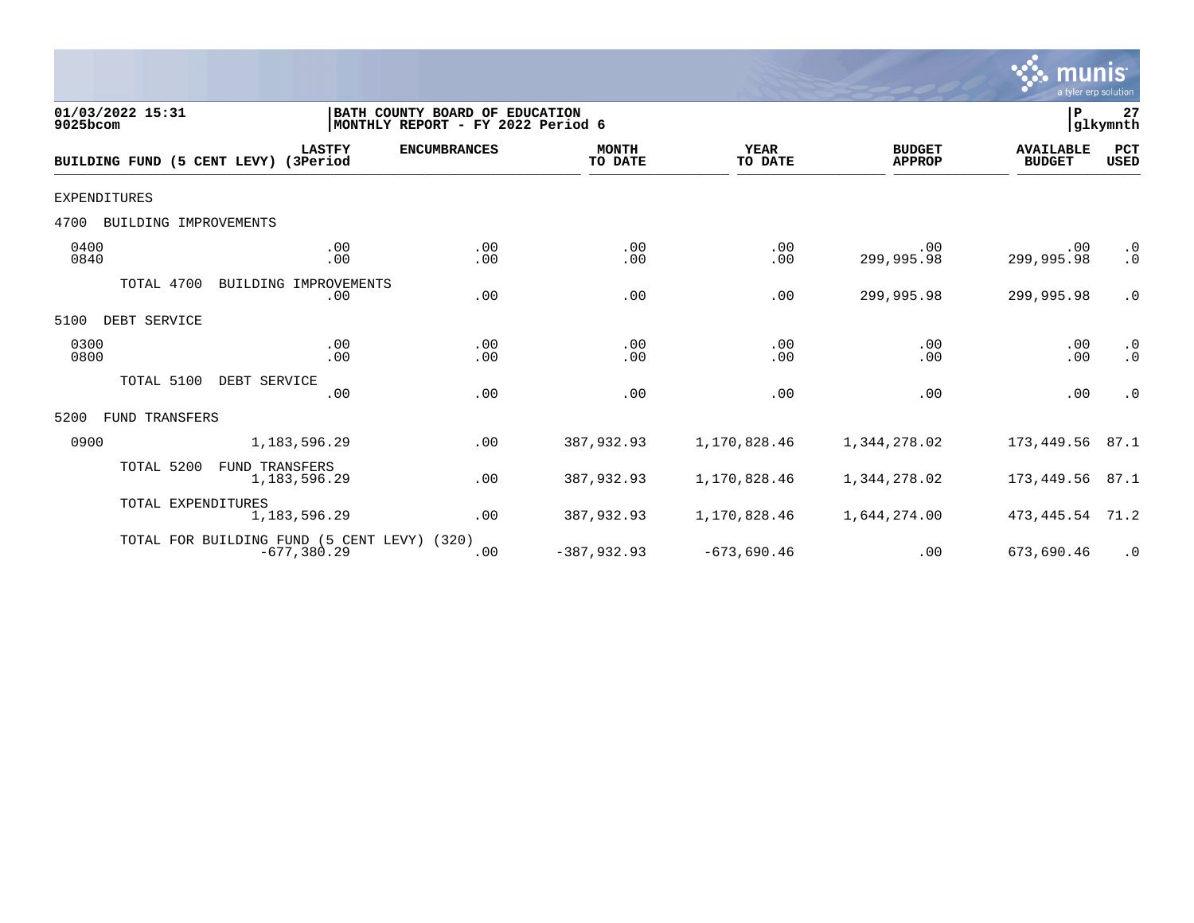01/03/2022 15:31
9025bcom

**BATH COUNTY BOARD OF EDUCATION**
**MONTHLY REPORT - FY 2022 Period 6**

P 27
glkymnth

| BUILDING FUND (5 CENT LEVY) | LASTFY (3Period | ENCUMBRANCES | MONTH TO DATE | YEAR TO DATE | BUDGET APPROP | AVAILABLE BUDGET | PCT USED |
|---|---|---|---|---|---|---|---|
| EXPENDITURES | | | | | | | |
| 4700 BUILDING IMPROVEMENTS | | | | | | | |
| 0400 | .00 | .00 | .00 | .00 | .00 | .00 | .0 |
| 0840 | .00 | .00 | .00 | .00 | 299,995.98 | 299,995.98 | .0 |
| TOTAL 4700 BUILDING IMPROVEMENTS | .00 | .00 | .00 | .00 | 299,995.98 | 299,995.98 | .0 |
| 5100 DEBT SERVICE | | | | | | | |
| 0300 | .00 | .00 | .00 | .00 | .00 | .00 | .0 |
| 0800 | .00 | .00 | .00 | .00 | .00 | .00 | .0 |
| TOTAL 5100 DEBT SERVICE | .00 | .00 | .00 | .00 | .00 | .00 | .0 |
| 5200 FUND TRANSFERS | | | | | | | |
| 0900 | 1,183,596.29 | .00 | 387,932.93 | 1,170,828.46 | 1,344,278.02 | 173,449.56 | 87.1 |
| TOTAL 5200 FUND TRANSFERS | 1,183,596.29 | .00 | 387,932.93 | 1,170,828.46 | 1,344,278.02 | 173,449.56 | 87.1 |
| TOTAL EXPENDITURES | 1,183,596.29 | .00 | 387,932.93 | 1,170,828.46 | 1,644,274.00 | 473,445.54 | 71.2 |
| TOTAL FOR BUILDING FUND (5 CENT LEVY) (320) | -677,380.29 | .00 | -387,932.93 | -673,690.46 | .00 | 673,690.46 | .0 |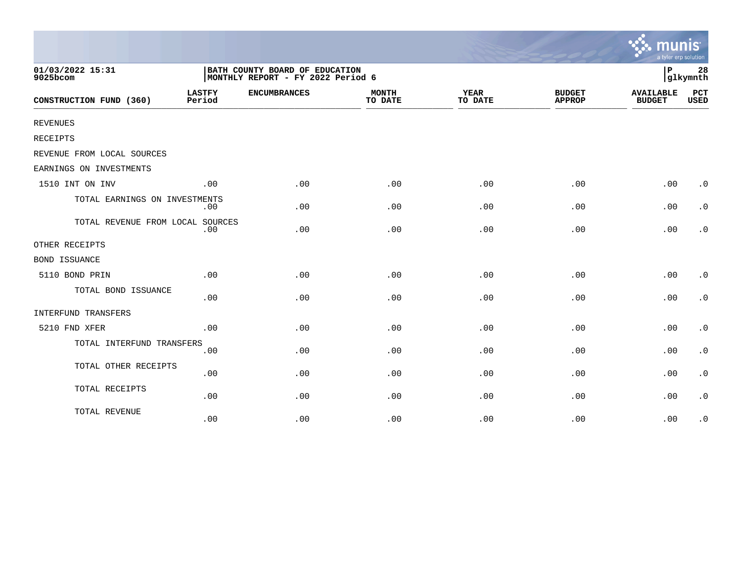01/03/2022 15:31
9025bcom

**BATH COUNTY BOARD OF EDUCATION**
**MONTHLY REPORT - FY 2022 Period 6**

P 28
glkymnth

| CONSTRUCTION FUND (360) | LASTFY Period | ENCUMBRANCES | MONTH TO DATE | YEAR TO DATE | BUDGET APPROP | AVAILABLE BUDGET | PCT USED |
|---|---|---|---|---|---|---|---|
| REVENUES | | | | | | | |
| RECEIPTS | | | | | | | |
| REVENUE FROM LOCAL SOURCES | | | | | | | |
| EARNINGS ON INVESTMENTS | | | | | | | |
| 1510 INT ON INV | .00 | .00 | .00 | .00 | .00 | .00 | .0 |
| TOTAL EARNINGS ON INVESTMENTS | .00 | .00 | .00 | .00 | .00 | .00 | .0 |
| TOTAL REVENUE FROM LOCAL SOURCES | .00 | .00 | .00 | .00 | .00 | .00 | .0 |
| OTHER RECEIPTS | | | | | | | |
| BOND ISSUANCE | | | | | | | |
| 5110 BOND PRIN | .00 | .00 | .00 | .00 | .00 | .00 | .0 |
| TOTAL BOND ISSUANCE | .00 | .00 | .00 | .00 | .00 | .00 | .0 |
| INTERFUND TRANSFERS | | | | | | | |
| 5210 FND XFER | .00 | .00 | .00 | .00 | .00 | .00 | .0 |
| TOTAL INTERFUND TRANSFERS | .00 | .00 | .00 | .00 | .00 | .00 | .0 |
| TOTAL OTHER RECEIPTS | .00 | .00 | .00 | .00 | .00 | .00 | .0 |
| TOTAL RECEIPTS | .00 | .00 | .00 | .00 | .00 | .00 | .0 |
| TOTAL REVENUE | .00 | .00 | .00 | .00 | .00 | .00 | .0 |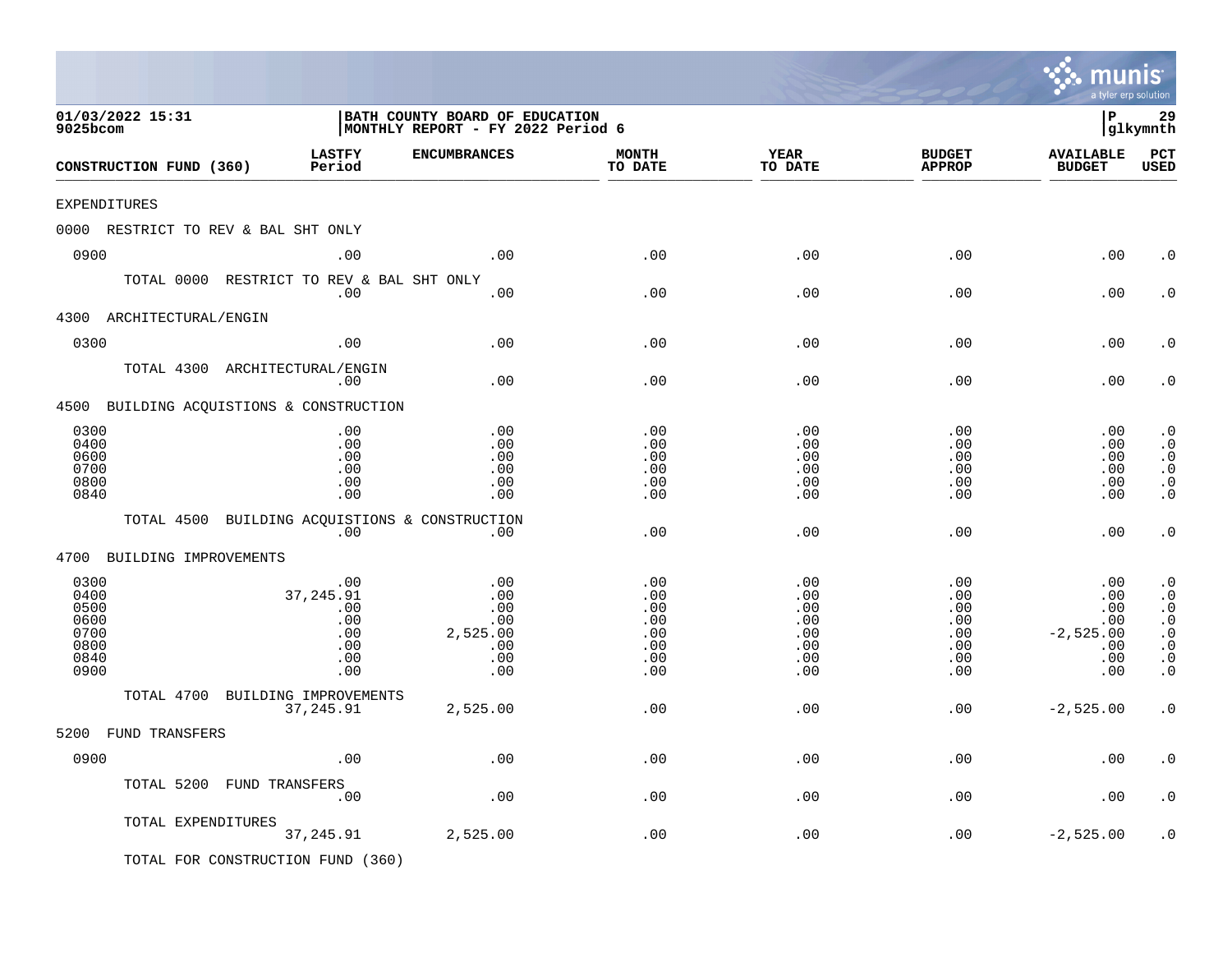01/03/2022 15:31
9025bcom

BATH COUNTY BOARD OF EDUCATION
MONTHLY REPORT - FY 2022 Period 6

P 29
glkymnth

| CONSTRUCTION FUND (360) | LASTFY Period | ENCUMBRANCES | MONTH TO DATE | YEAR TO DATE | BUDGET APPROP | AVAILABLE BUDGET | PCT USED |
|---|---|---|---|---|---|---|---|
| EXPENDITURES | | | | | | | |
| 0000 RESTRICT TO REV & BAL SHT ONLY | | | | | | | |
| 0900 | .00 | .00 | .00 | .00 | .00 | .00 | .0 |
| TOTAL 0000 RESTRICT TO REV & BAL SHT ONLY | .00 | .00 | .00 | .00 | .00 | .00 | .0 |
| 4300 ARCHITECTURAL/ENGIN | | | | | | | |
| 0300 | .00 | .00 | .00 | .00 | .00 | .00 | .0 |
| TOTAL 4300 ARCHITECTURAL/ENGIN | .00 | .00 | .00 | .00 | .00 | .00 | .0 |
| 4500 BUILDING ACQUISTIONS & CONSTRUCTION | | | | | | | |
| 0300 | .00 | .00 | .00 | .00 | .00 | .00 | .0 |
| 0400 | .00 | .00 | .00 | .00 | .00 | .00 | .0 |
| 0600 | .00 | .00 | .00 | .00 | .00 | .00 | .0 |
| 0700 | .00 | .00 | .00 | .00 | .00 | .00 | .0 |
| 0800 | .00 | .00 | .00 | .00 | .00 | .00 | .0 |
| 0840 | .00 | .00 | .00 | .00 | .00 | .00 | .0 |
| TOTAL 4500 BUILDING ACQUISTIONS & CONSTRUCTION | .00 | .00 | .00 | .00 | .00 | .00 | .0 |
| 4700 BUILDING IMPROVEMENTS | | | | | | | |
| 0300 | .00 | .00 | .00 | .00 | .00 | .00 | .0 |
| 0400 | 37,245.91 | .00 | .00 | .00 | .00 | .00 | .0 |
| 0500 | .00 | .00 | .00 | .00 | .00 | .00 | .0 |
| 0600 | .00 | .00 | .00 | .00 | .00 | .00 | .0 |
| 0700 | .00 | 2,525.00 | .00 | .00 | .00 | -2,525.00 | .0 |
| 0800 | .00 | .00 | .00 | .00 | .00 | .00 | .0 |
| 0840 | .00 | .00 | .00 | .00 | .00 | .00 | .0 |
| 0900 | .00 | .00 | .00 | .00 | .00 | .00 | .0 |
| TOTAL 4700 BUILDING IMPROVEMENTS | 37,245.91 | 2,525.00 | .00 | .00 | .00 | -2,525.00 | .0 |
| 5200 FUND TRANSFERS | | | | | | | |
| 0900 | .00 | .00 | .00 | .00 | .00 | .00 | .0 |
| TOTAL 5200 FUND TRANSFERS | .00 | .00 | .00 | .00 | .00 | .00 | .0 |
| TOTAL EXPENDITURES | 37,245.91 | 2,525.00 | .00 | .00 | .00 | -2,525.00 | .0 |

TOTAL FOR CONSTRUCTION FUND (360)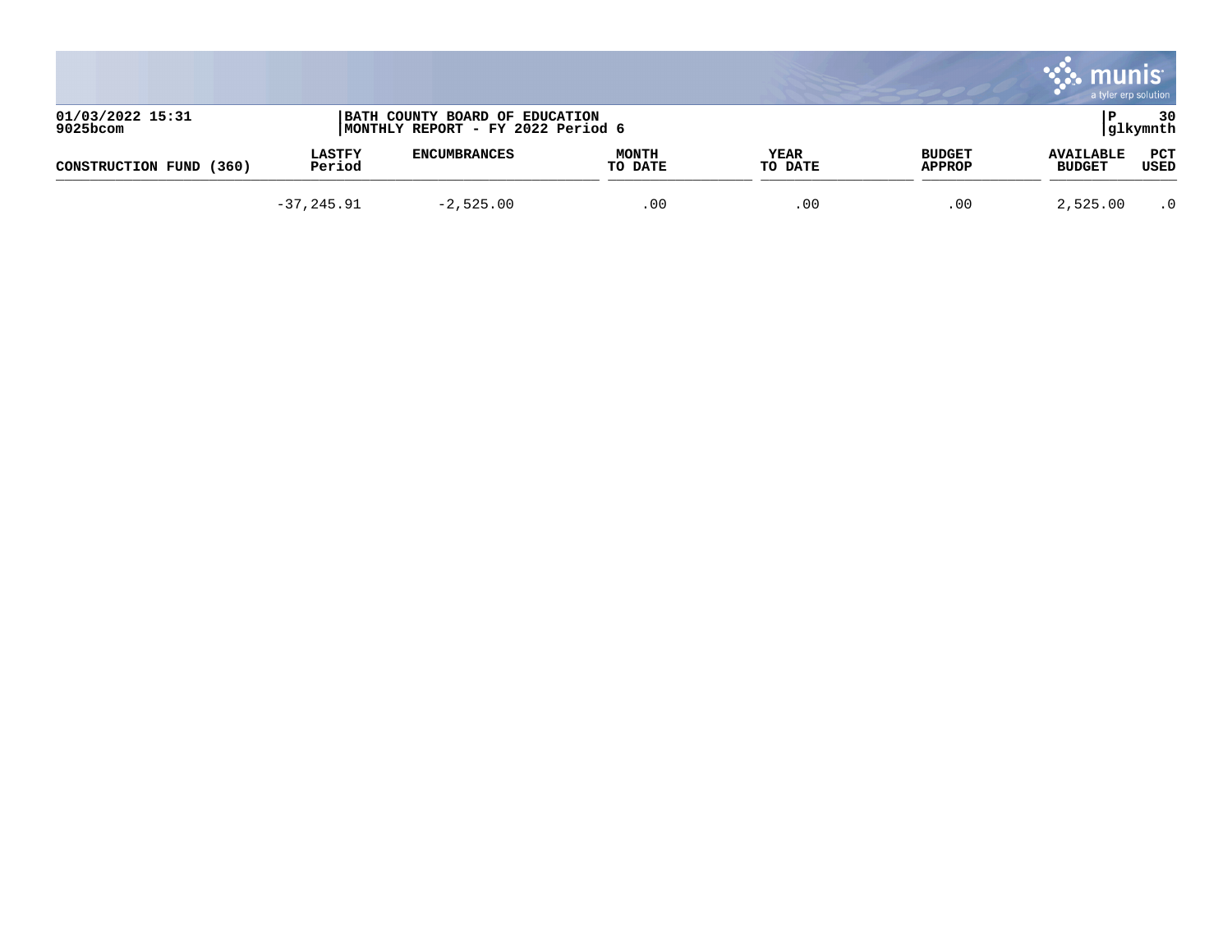01/03/2022 15:31
9025bcom

BATH COUNTY BOARD OF EDUCATION
MONTHLY REPORT - FY 2022 Period 6

P 30
glkymnth

| CONSTRUCTION FUND (360) | LASTFY Period | ENCUMBRANCES | MONTH TO DATE | YEAR TO DATE | BUDGET APPROP | AVAILABLE BUDGET | PCT USED |
|---|---|---|---|---|---|---|---|
| | -37,245.91 | -2,525.00 | .00 | .00 | .00 | 2,525.00 | .0 |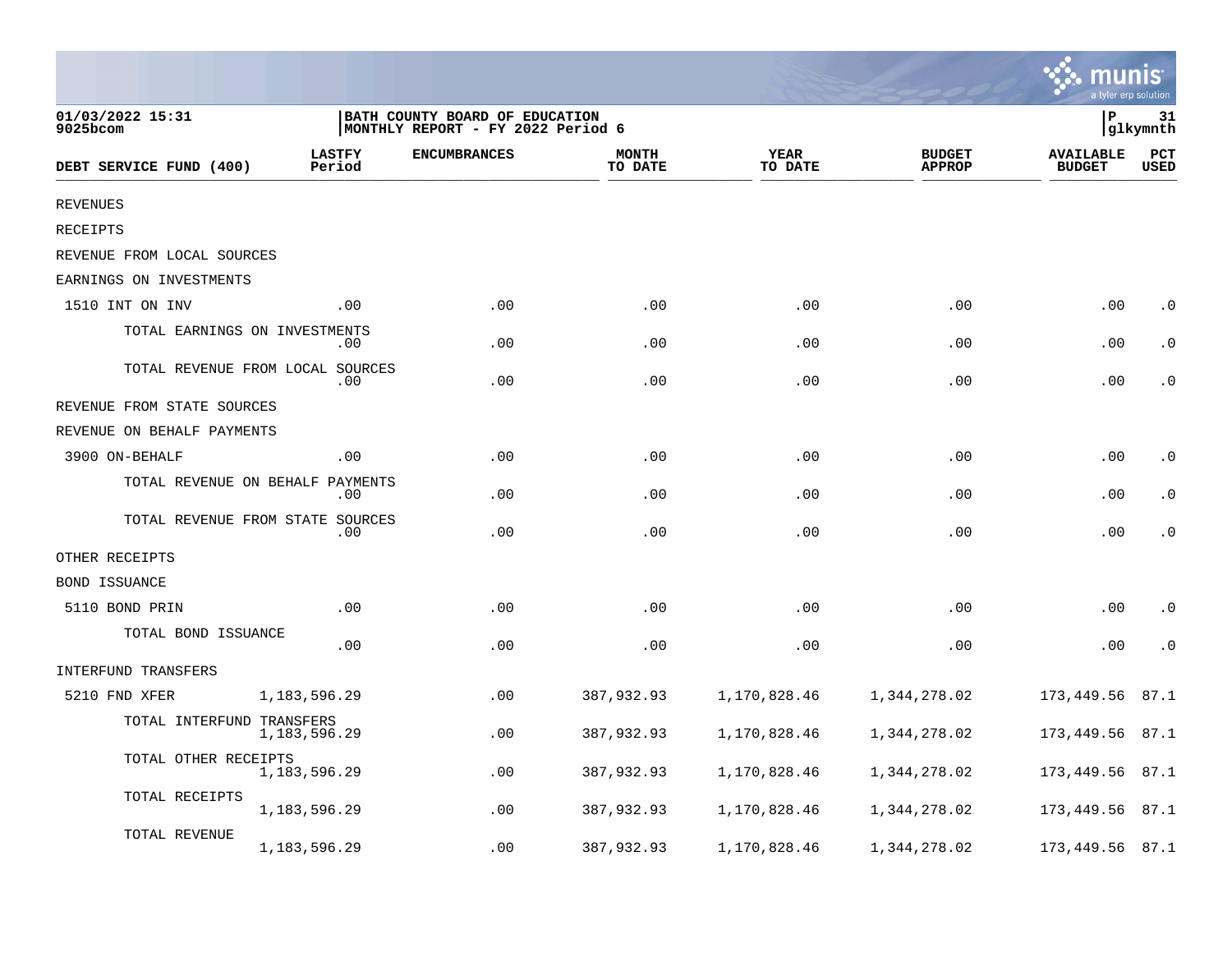01/03/2022 15:31
9025bcom

BATH COUNTY BOARD OF EDUCATION
MONTHLY REPORT - FY 2022 Period 6

P 31
glkymnth

| DEBT SERVICE FUND (400) | LASTFY Period | ENCUMBRANCES | MONTH TO DATE | YEAR TO DATE | BUDGET APPROP | AVAILABLE BUDGET | PCT USED |
|---|---|---|---|---|---|---|---|
| REVENUES | | | | | | | |
| RECEIPTS | | | | | | | |
| REVENUE FROM LOCAL SOURCES | | | | | | | |
| EARNINGS ON INVESTMENTS | | | | | | | |
| 1510 INT ON INV | .00 | .00 | .00 | .00 | .00 | .00 | .0 |
| TOTAL EARNINGS ON INVESTMENTS | .00 | .00 | .00 | .00 | .00 | .00 | .0 |
| TOTAL REVENUE FROM LOCAL SOURCES | .00 | .00 | .00 | .00 | .00 | .00 | .0 |
| REVENUE FROM STATE SOURCES | | | | | | | |
| REVENUE ON BEHALF PAYMENTS | | | | | | | |
| 3900 ON-BEHALF | .00 | .00 | .00 | .00 | .00 | .00 | .0 |
| TOTAL REVENUE ON BEHALF PAYMENTS | .00 | .00 | .00 | .00 | .00 | .00 | .0 |
| TOTAL REVENUE FROM STATE SOURCES | .00 | .00 | .00 | .00 | .00 | .00 | .0 |
| OTHER RECEIPTS | | | | | | | |
| BOND ISSUANCE | | | | | | | |
| 5110 BOND PRIN | .00 | .00 | .00 | .00 | .00 | .00 | .0 |
| TOTAL BOND ISSUANCE | .00 | .00 | .00 | .00 | .00 | .00 | .0 |
| INTERFUND TRANSFERS | | | | | | | |
| 5210 FND XFER | 1,183,596.29 | .00 | 387,932.93 | 1,170,828.46 | 1,344,278.02 | 173,449.56 | 87.1 |
| TOTAL INTERFUND TRANSFERS | 1,183,596.29 | .00 | 387,932.93 | 1,170,828.46 | 1,344,278.02 | 173,449.56 | 87.1 |
| TOTAL OTHER RECEIPTS | 1,183,596.29 | .00 | 387,932.93 | 1,170,828.46 | 1,344,278.02 | 173,449.56 | 87.1 |
| TOTAL RECEIPTS | 1,183,596.29 | .00 | 387,932.93 | 1,170,828.46 | 1,344,278.02 | 173,449.56 | 87.1 |
| TOTAL REVENUE | 1,183,596.29 | .00 | 387,932.93 | 1,170,828.46 | 1,344,278.02 | 173,449.56 | 87.1 |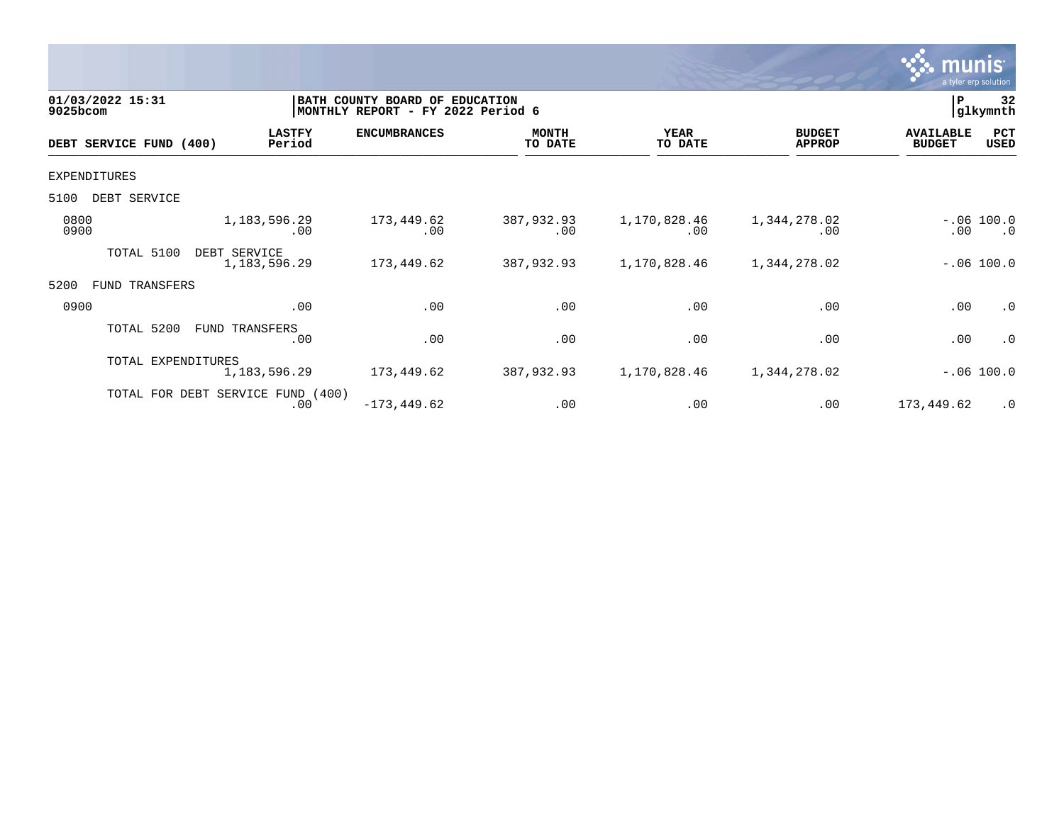01/03/2022 15:31
9025bcom

BATH COUNTY BOARD OF EDUCATION
MONTHLY REPORT - FY 2022 Period 6

P 32
glkymnth

| DEBT SERVICE FUND (400) | LASTFY Period | ENCUMBRANCES | MONTH TO DATE | YEAR TO DATE | BUDGET APPROP | AVAILABLE BUDGET | PCT USED |
|---|---|---|---|---|---|---|---|
| EXPENDITURES | | | | | | | |
| 5100 DEBT SERVICE | | | | | | | |
| 0800 | 1,183,596.29 | 173,449.62 | 387,932.93 | 1,170,828.46 | 1,344,278.02 | -.06 | 100.0 |
| 0900 | .00 | .00 | .00 | .00 | .00 | .00 | .0 |
| TOTAL 5100 DEBT SERVICE | 1,183,596.29 | 173,449.62 | 387,932.93 | 1,170,828.46 | 1,344,278.02 | -.06 | 100.0 |
| 5200 FUND TRANSFERS | | | | | | | |
| 0900 | .00 | .00 | .00 | .00 | .00 | .00 | .0 |
| TOTAL 5200 FUND TRANSFERS | .00 | .00 | .00 | .00 | .00 | .00 | .0 |
| TOTAL EXPENDITURES | 1,183,596.29 | 173,449.62 | 387,932.93 | 1,170,828.46 | 1,344,278.02 | -.06 | 100.0 |
| TOTAL FOR DEBT SERVICE FUND (400) | .00 | -173,449.62 | .00 | .00 | .00 | 173,449.62 | .0 |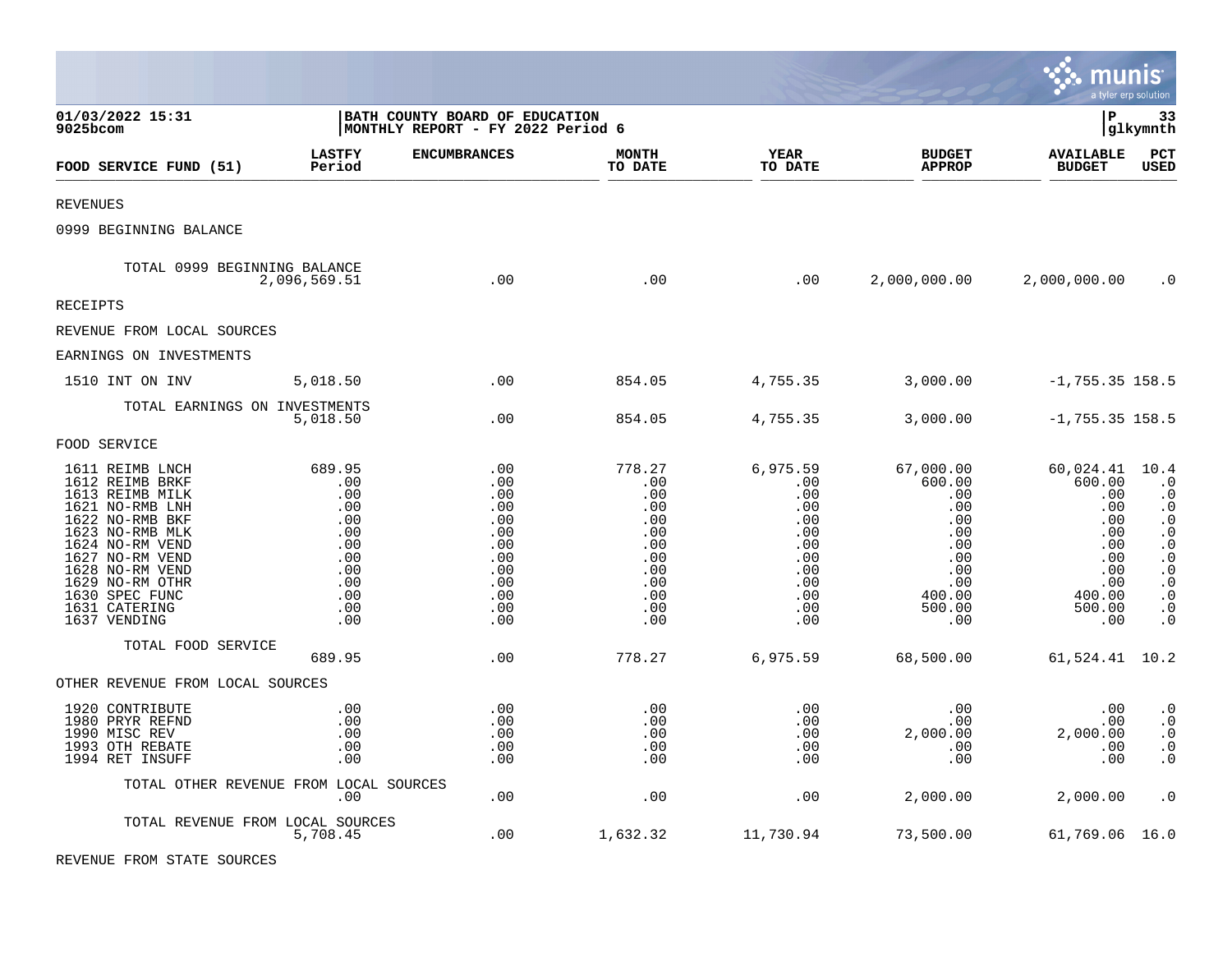01/03/2022 15:31
9025bcom

BATH COUNTY BOARD OF EDUCATION
MONTHLY REPORT - FY 2022 Period 6

| FOOD SERVICE FUND (51) | LASTFY Period | ENCUMBRANCES | MONTH TO DATE | YEAR TO DATE | BUDGET APPROP | AVAILABLE BUDGET | PCT USED |
|---|---|---|---|---|---|---|---|
| REVENUES | | | | | | | |
| 0999 BEGINNING BALANCE | | | | | | | |
| TOTAL 0999 BEGINNING BALANCE | 2,096,569.51 | .00 | .00 | .00 | 2,000,000.00 | 2,000,000.00 | .0 |
| RECEIPTS | | | | | | | |
| REVENUE FROM LOCAL SOURCES | | | | | | | |
| EARNINGS ON INVESTMENTS | | | | | | | |
| 1510 INT ON INV | 5,018.50 | .00 | 854.05 | 4,755.35 | 3,000.00 | -1,755.35 | 158.5 |
| TOTAL EARNINGS ON INVESTMENTS | 5,018.50 | .00 | 854.05 | 4,755.35 | 3,000.00 | -1,755.35 | 158.5 |
| FOOD SERVICE | | | | | | | |
| 1611 REIMB LNCH | 689.95 | .00 | 778.27 | 6,975.59 | 67,000.00 | 60,024.41 | 10.4 |
| 1612 REIMB BRKF | .00 | .00 | .00 | .00 | 600.00 | 600.00 | .0 |
| 1613 REIMB MILK | .00 | .00 | .00 | .00 | .00 | .00 | .0 |
| 1621 NO-RMB LNH | .00 | .00 | .00 | .00 | .00 | .00 | .0 |
| 1622 NO-RMB BKF | .00 | .00 | .00 | .00 | .00 | .00 | .0 |
| 1623 NO-RMB MLK | .00 | .00 | .00 | .00 | .00 | .00 | .0 |
| 1624 NO-RM VEND | .00 | .00 | .00 | .00 | .00 | .00 | .0 |
| 1627 NO-RM VEND | .00 | .00 | .00 | .00 | .00 | .00 | .0 |
| 1628 NO-RM VEND | .00 | .00 | .00 | .00 | .00 | .00 | .0 |
| 1629 NO-RM OTHR | .00 | .00 | .00 | .00 | .00 | .00 | .0 |
| 1630 SPEC FUNC | .00 | .00 | .00 | .00 | 400.00 | 400.00 | .0 |
| 1631 CATERING | .00 | .00 | .00 | .00 | 500.00 | 500.00 | .0 |
| 1637 VENDING | .00 | .00 | .00 | .00 | .00 | .00 | .0 |
| TOTAL FOOD SERVICE | 689.95 | .00 | 778.27 | 6,975.59 | 68,500.00 | 61,524.41 | 10.2 |
| OTHER REVENUE FROM LOCAL SOURCES | | | | | | | |
| 1920 CONTRIBUTE | .00 | .00 | .00 | .00 | .00 | .00 | .0 |
| 1980 PRYR REFND | .00 | .00 | .00 | .00 | .00 | .00 | .0 |
| 1990 MISC REV | .00 | .00 | .00 | .00 | 2,000.00 | 2,000.00 | .0 |
| 1993 OTH REBATE | .00 | .00 | .00 | .00 | .00 | .00 | .0 |
| 1994 RET INSUFF | .00 | .00 | .00 | .00 | .00 | .00 | .0 |
| TOTAL OTHER REVENUE FROM LOCAL SOURCES | .00 | .00 | .00 | .00 | 2,000.00 | 2,000.00 | .0 |
| TOTAL REVENUE FROM LOCAL SOURCES | 5,708.45 | .00 | 1,632.32 | 11,730.94 | 73,500.00 | 61,769.06 | 16.0 |
| REVENUE FROM STATE SOURCES | | | | | | | |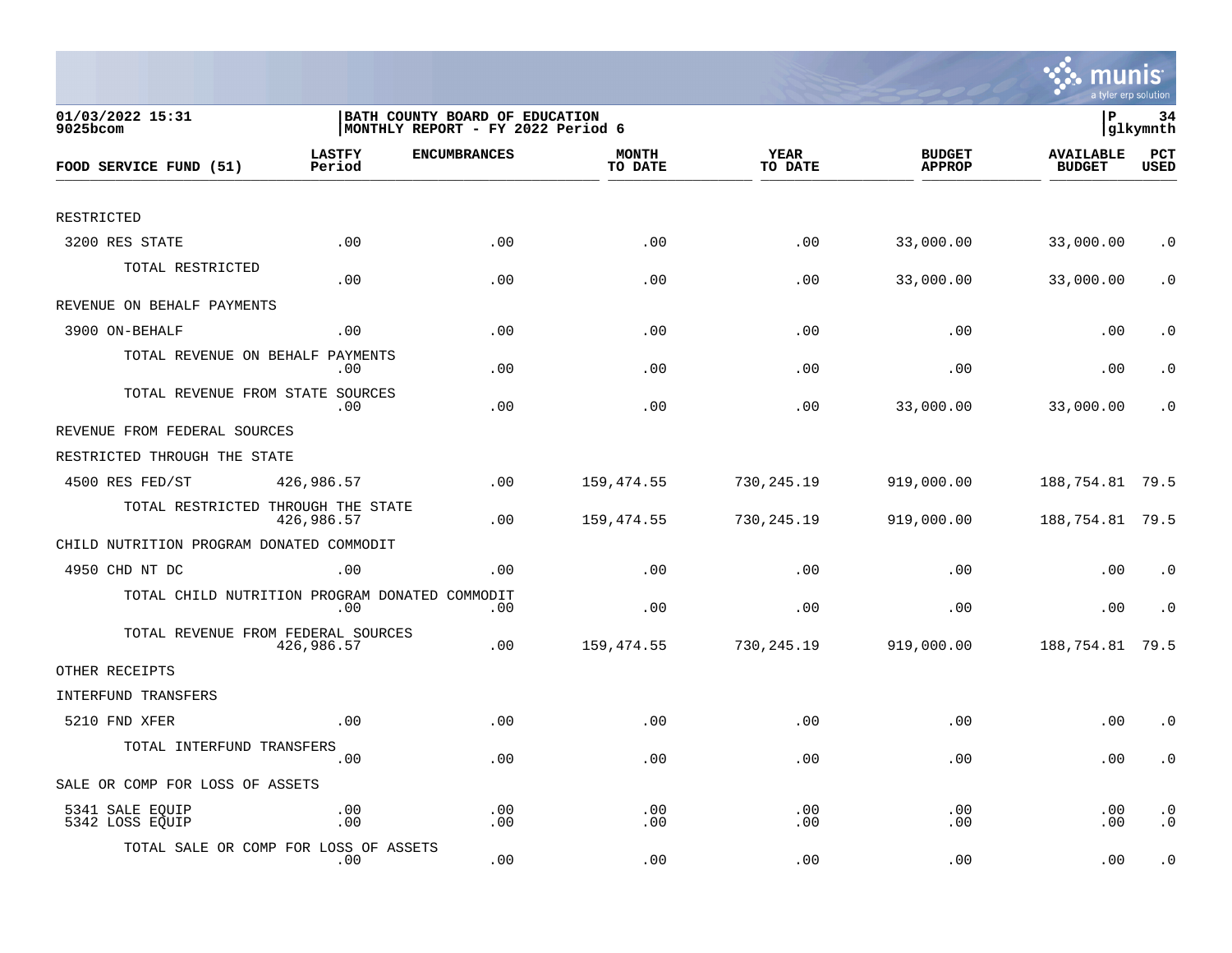01/03/2022 15:31
9025bcom

BATH COUNTY BOARD OF EDUCATION
MONTHLY REPORT - FY 2022 Period 6

P 34
glkymnth

| FOOD SERVICE FUND (51) | LASTFY Period | ENCUMBRANCES | MONTH TO DATE | YEAR TO DATE | BUDGET APPROP | AVAILABLE BUDGET | PCT USED |
|---|---|---|---|---|---|---|---|
| RESTRICTED | | | | | | | |
| 3200 RES STATE | .00 | .00 | .00 | .00 | 33,000.00 | 33,000.00 | .0 |
| TOTAL RESTRICTED | .00 | .00 | .00 | .00 | 33,000.00 | 33,000.00 | .0 |
| REVENUE ON BEHALF PAYMENTS | | | | | | | |
| 3900 ON-BEHALF | .00 | .00 | .00 | .00 | .00 | .00 | .0 |
| TOTAL REVENUE ON BEHALF PAYMENTS | .00 | .00 | .00 | .00 | .00 | .00 | .0 |
| TOTAL REVENUE FROM STATE SOURCES | .00 | .00 | .00 | .00 | 33,000.00 | 33,000.00 | .0 |
| REVENUE FROM FEDERAL SOURCES | | | | | | | |
| RESTRICTED THROUGH THE STATE | | | | | | | |
| 4500 RES FED/ST | 426,986.57 | .00 | 159,474.55 | 730,245.19 | 919,000.00 | 188,754.81 | 79.5 |
| TOTAL RESTRICTED THROUGH THE STATE | 426,986.57 | .00 | 159,474.55 | 730,245.19 | 919,000.00 | 188,754.81 | 79.5 |
| CHILD NUTRITION PROGRAM DONATED COMMODIT | | | | | | | |
| 4950 CHD NT DC | .00 | .00 | .00 | .00 | .00 | .00 | .0 |
| TOTAL CHILD NUTRITION PROGRAM DONATED COMMODIT | .00 | .00 | .00 | .00 | .00 | .00 | .0 |
| TOTAL REVENUE FROM FEDERAL SOURCES | 426,986.57 | .00 | 159,474.55 | 730,245.19 | 919,000.00 | 188,754.81 | 79.5 |
| OTHER RECEIPTS | | | | | | | |
| INTERFUND TRANSFERS | | | | | | | |
| 5210 FND XFER | .00 | .00 | .00 | .00 | .00 | .00 | .0 |
| TOTAL INTERFUND TRANSFERS | .00 | .00 | .00 | .00 | .00 | .00 | .0 |
| SALE OR COMP FOR LOSS OF ASSETS | | | | | | | |
| 5341 SALE EQUIP | .00 | .00 | .00 | .00 | .00 | .00 | .0 |
| 5342 LOSS EQUIP | .00 | .00 | .00 | .00 | .00 | .00 | .0 |
| TOTAL SALE OR COMP FOR LOSS OF ASSETS | .00 | .00 | .00 | .00 | .00 | .00 | .0 |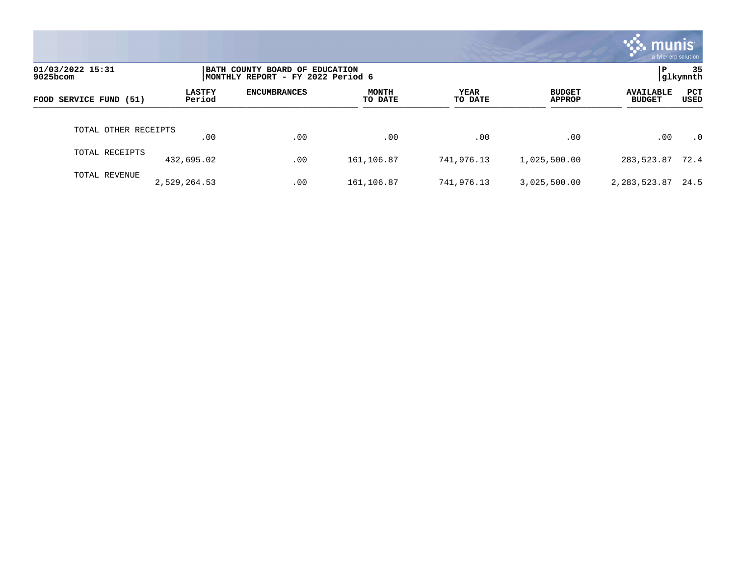01/03/2022 15:31
9025bcom

BATH COUNTY BOARD OF EDUCATION
MONTHLY REPORT - FY 2022 Period 6

P 35
glkymnth

| FOOD SERVICE FUND (51) | LASTFY Period | ENCUMBRANCES | MONTH TO DATE | YEAR TO DATE | BUDGET APPROP | AVAILABLE BUDGET | PCT USED |
|---|---|---|---|---|---|---|---|
| TOTAL OTHER RECEIPTS | .00 | .00 | .00 | .00 | .00 | .00 | .0 |
| TOTAL RECEIPTS | 432,695.02 | .00 | 161,106.87 | 741,976.13 | 1,025,500.00 | 283,523.87 | 72.4 |
| TOTAL REVENUE | 2,529,264.53 | .00 | 161,106.87 | 741,976.13 | 3,025,500.00 | 2,283,523.87 | 24.5 |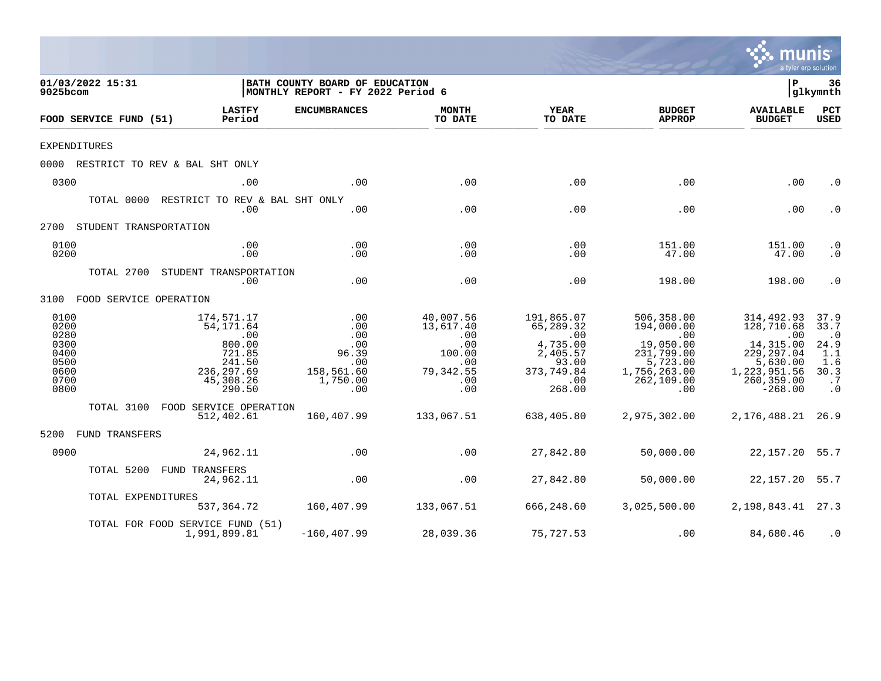01/03/2022 15:31 | BATH COUNTY BOARD OF EDUCATION | P 36
9025bcom | MONTHLY REPORT - FY 2022 Period 6 | glkymnth

| FOOD SERVICE FUND (51) | LASTFY Period | ENCUMBRANCES | MONTH TO DATE | YEAR TO DATE | BUDGET APPROP | AVAILABLE BUDGET | PCT USED |
|---|---|---|---|---|---|---|---|
| EXPENDITURES | | | | | | | |
| 0000 RESTRICT TO REV & BAL SHT ONLY | | | | | | | |
| 0300 | .00 | .00 | .00 | .00 | .00 | .00 | .0 |
| TOTAL 0000 RESTRICT TO REV & BAL SHT ONLY | .00 | .00 | .00 | .00 | .00 | .00 | .0 |
| 2700 STUDENT TRANSPORTATION | | | | | | | |
| 0100 | .00 | .00 | .00 | .00 | 151.00 | 151.00 | .0 |
| 0200 | .00 | .00 | .00 | .00 | 47.00 | 47.00 | .0 |
| TOTAL 2700 STUDENT TRANSPORTATION | .00 | .00 | .00 | .00 | 198.00 | 198.00 | .0 |
| 3100 FOOD SERVICE OPERATION | | | | | | | |
| 0100 | 174,571.17 | .00 | 40,007.56 | 191,865.07 | 506,358.00 | 314,492.93 | 37.9 |
| 0200 | 54,171.64 | .00 | 13,617.40 | 65,289.32 | 194,000.00 | 128,710.68 | 33.7 |
| 0280 | .00 | .00 | .00 | .00 | .00 | .00 | .0 |
| 0300 | 800.00 | .00 | .00 | 4,735.00 | 19,050.00 | 14,315.00 | 24.9 |
| 0400 | 721.85 | 96.39 | 100.00 | 2,405.57 | 231,799.00 | 229,297.04 | 1.1 |
| 0500 | 241.50 | .00 | .00 | 93.00 | 5,723.00 | 5,630.00 | 1.6 |
| 0600 | 236,297.69 | 158,561.60 | 79,342.55 | 373,749.84 | 1,756,263.00 | 1,223,951.56 | 30.3 |
| 0700 | 45,308.26 | 1,750.00 | .00 | .00 | 262,109.00 | 260,359.00 | .7 |
| 0800 | 290.50 | .00 | .00 | 268.00 | .00 | -268.00 | .0 |
| TOTAL 3100 FOOD SERVICE OPERATION | 512,402.61 | 160,407.99 | 133,067.51 | 638,405.80 | 2,975,302.00 | 2,176,488.21 | 26.9 |
| 5200 FUND TRANSFERS | | | | | | | |
| 0900 | 24,962.11 | .00 | .00 | 27,842.80 | 50,000.00 | 22,157.20 | 55.7 |
| TOTAL 5200 FUND TRANSFERS | 24,962.11 | .00 | .00 | 27,842.80 | 50,000.00 | 22,157.20 | 55.7 |
| TOTAL EXPENDITURES | 537,364.72 | 160,407.99 | 133,067.51 | 666,248.60 | 3,025,500.00 | 2,198,843.41 | 27.3 |
| TOTAL FOR FOOD SERVICE FUND (51) | 1,991,899.81 | -160,407.99 | 28,039.36 | 75,727.53 | .00 | 84,680.46 | .0 |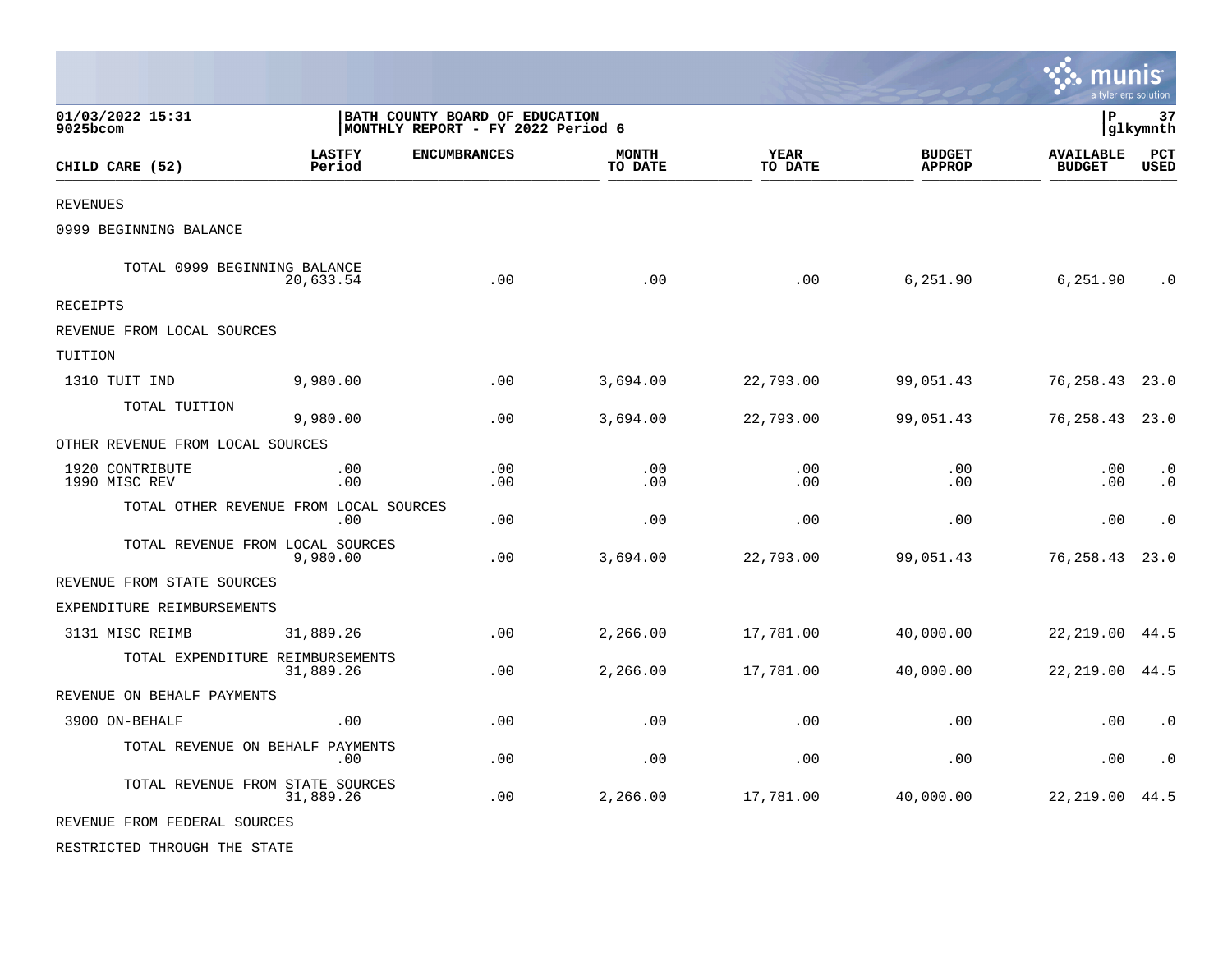01/03/2022 15:31
9025bcom

BATH COUNTY BOARD OF EDUCATION
MONTHLY REPORT - FY 2022 Period 6

| CHILD CARE (52) | LASTFY Period | ENCUMBRANCES | MONTH TO DATE | YEAR TO DATE | BUDGET APPROP | AVAILABLE BUDGET | PCT USED |
|---|---|---|---|---|---|---|---|
| REVENUES | | | | | | | |
| 0999 BEGINNING BALANCE | | | | | | | |
| TOTAL 0999 BEGINNING BALANCE | 20,633.54 | .00 | .00 | .00 | 6,251.90 | 6,251.90 | .0 |
| RECEIPTS | | | | | | | |
| REVENUE FROM LOCAL SOURCES | | | | | | | |
| TUITION | | | | | | | |
| 1310 TUIT IND | 9,980.00 | .00 | 3,694.00 | 22,793.00 | 99,051.43 | 76,258.43 | 23.0 |
| TOTAL TUITION | 9,980.00 | .00 | 3,694.00 | 22,793.00 | 99,051.43 | 76,258.43 | 23.0 |
| OTHER REVENUE FROM LOCAL SOURCES | | | | | | | |
| 1920 CONTRIBUTE | .00 | .00 | .00 | .00 | .00 | .00 | .0 |
| 1990 MISC REV | .00 | .00 | .00 | .00 | .00 | .00 | .0 |
| TOTAL OTHER REVENUE FROM LOCAL SOURCES | .00 | .00 | .00 | .00 | .00 | .00 | .0 |
| TOTAL REVENUE FROM LOCAL SOURCES | 9,980.00 | .00 | 3,694.00 | 22,793.00 | 99,051.43 | 76,258.43 | 23.0 |
| REVENUE FROM STATE SOURCES | | | | | | | |
| EXPENDITURE REIMBURSEMENTS | | | | | | | |
| 3131 MISC REIMB | 31,889.26 | .00 | 2,266.00 | 17,781.00 | 40,000.00 | 22,219.00 | 44.5 |
| TOTAL EXPENDITURE REIMBURSEMENTS | 31,889.26 | .00 | 2,266.00 | 17,781.00 | 40,000.00 | 22,219.00 | 44.5 |
| REVENUE ON BEHALF PAYMENTS | | | | | | | |
| 3900 ON-BEHALF | .00 | .00 | .00 | .00 | .00 | .00 | .0 |
| TOTAL REVENUE ON BEHALF PAYMENTS | .00 | .00 | .00 | .00 | .00 | .00 | .0 |
| TOTAL REVENUE FROM STATE SOURCES | 31,889.26 | .00 | 2,266.00 | 17,781.00 | 40,000.00 | 22,219.00 | 44.5 |
| REVENUE FROM FEDERAL SOURCES | | | | | | | |
| RESTRICTED THROUGH THE STATE | | | | | | | |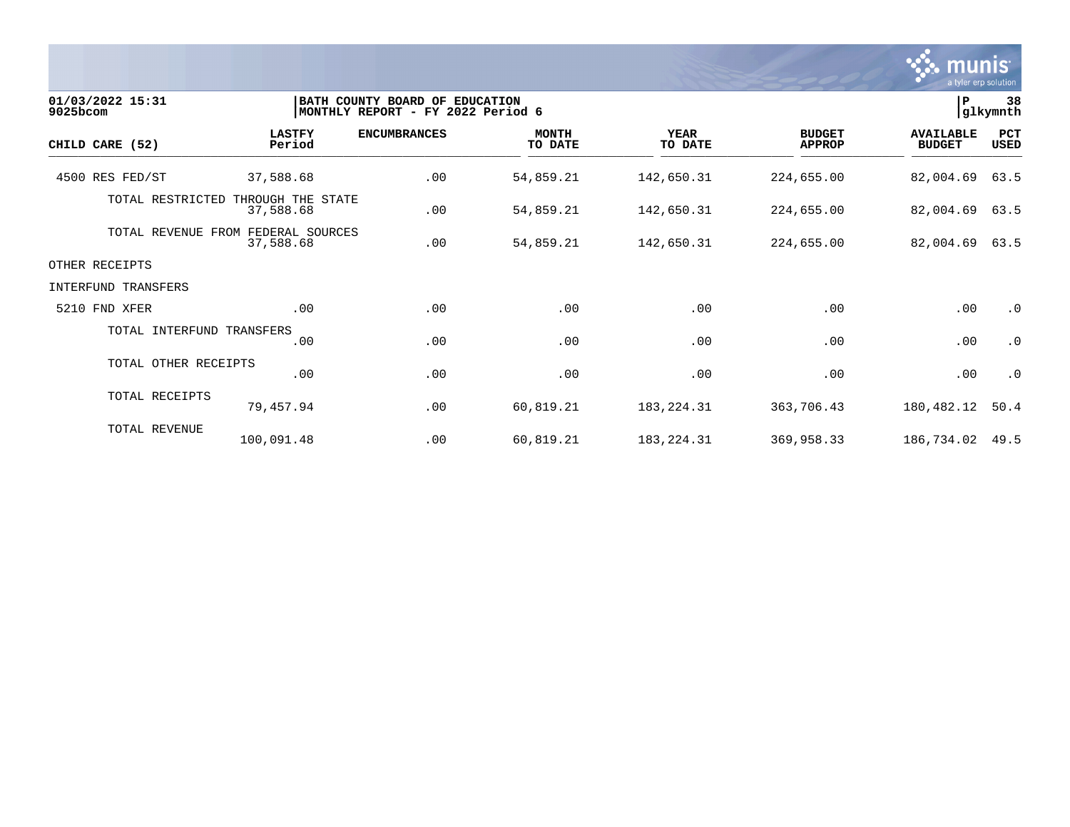01/03/2022 15:31 | BATH COUNTY BOARD OF EDUCATION | P 38
9025bcom | MONTHLY REPORT - FY 2022 Period 6 | glkymnth

| CHILD CARE (52) | LASTFY Period | ENCUMBRANCES | MONTH TO DATE | YEAR TO DATE | BUDGET APPROP | AVAILABLE BUDGET | PCT USED |
|---|---|---|---|---|---|---|---|
| 4500 RES FED/ST | 37,588.68 | .00 | 54,859.21 | 142,650.31 | 224,655.00 | 82,004.69 | 63.5 |
| TOTAL RESTRICTED THROUGH THE STATE | 37,588.68 | .00 | 54,859.21 | 142,650.31 | 224,655.00 | 82,004.69 | 63.5 |
| TOTAL REVENUE FROM FEDERAL SOURCES | 37,588.68 | .00 | 54,859.21 | 142,650.31 | 224,655.00 | 82,004.69 | 63.5 |
| OTHER RECEIPTS | | | | | | | |
| INTERFUND TRANSFERS | | | | | | | |
| 5210 FND XFER | .00 | .00 | .00 | .00 | .00 | .00 | .0 |
| TOTAL INTERFUND TRANSFERS | .00 | .00 | .00 | .00 | .00 | .00 | .0 |
| TOTAL OTHER RECEIPTS | .00 | .00 | .00 | .00 | .00 | .00 | .0 |
| TOTAL RECEIPTS | 79,457.94 | .00 | 60,819.21 | 183,224.31 | 363,706.43 | 180,482.12 | 50.4 |
| TOTAL REVENUE | 100,091.48 | .00 | 60,819.21 | 183,224.31 | 369,958.33 | 186,734.02 | 49.5 |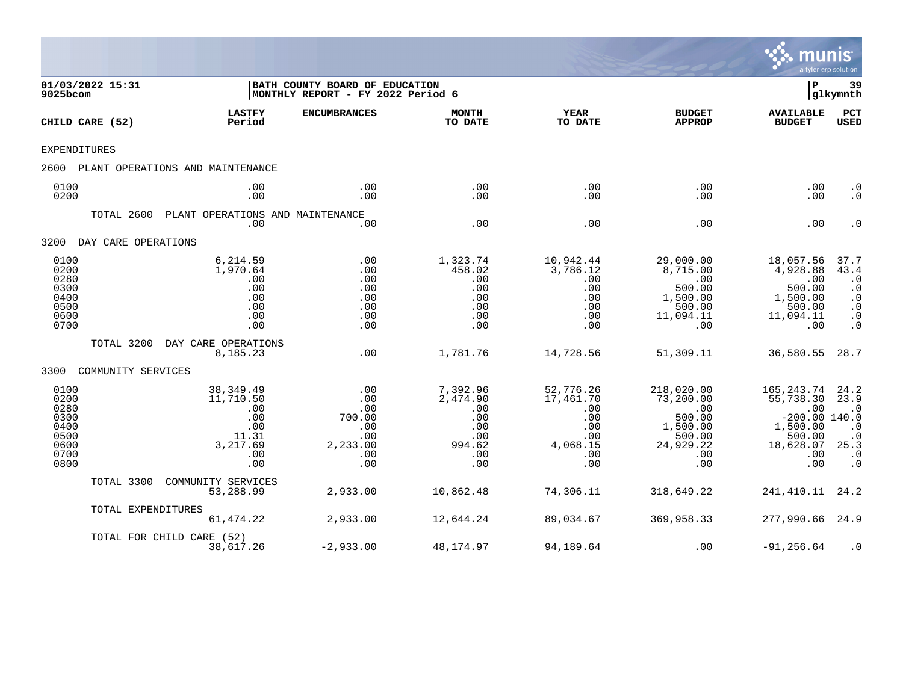**01/03/2022 15:31**
**9025bcom**

**BATH COUNTY BOARD OF EDUCATION**
**MONTHLY REPORT - FY 2022 Period 6**

**P 39**
**glkymnth**

| CHILD CARE (52) | LASTFY Period | ENCUMBRANCES | MONTH TO DATE | YEAR TO DATE | BUDGET APPROP | AVAILABLE BUDGET | PCT USED |
|---|---|---|---|---|---|---|---|
| EXPENDITURES | | | | | | | |
| 2600 PLANT OPERATIONS AND MAINTENANCE | | | | | | | |
| 0100 | .00 | .00 | .00 | .00 | .00 | .00 | .0 |
| 0200 | .00 | .00 | .00 | .00 | .00 | .00 | .0 |
| TOTAL 2600 PLANT OPERATIONS AND MAINTENANCE | .00 | .00 | .00 | .00 | .00 | .00 | .0 |
| 3200 DAY CARE OPERATIONS | | | | | | | |
| 0100 | 6,214.59 | .00 | 1,323.74 | 10,942.44 | 29,000.00 | 18,057.56 | 37.7 |
| 0200 | 1,970.64 | .00 | 458.02 | 3,786.12 | 8,715.00 | 4,928.88 | 43.4 |
| 0280 | .00 | .00 | .00 | .00 | .00 | .00 | .0 |
| 0300 | .00 | .00 | .00 | .00 | 500.00 | 500.00 | .0 |
| 0400 | .00 | .00 | .00 | .00 | 1,500.00 | 1,500.00 | .0 |
| 0500 | .00 | .00 | .00 | .00 | 500.00 | 500.00 | .0 |
| 0600 | .00 | .00 | .00 | .00 | 11,094.11 | 11,094.11 | .0 |
| 0700 | .00 | .00 | .00 | .00 | .00 | .00 | .0 |
| TOTAL 3200 DAY CARE OPERATIONS | 8,185.23 | .00 | 1,781.76 | 14,728.56 | 51,309.11 | 36,580.55 | 28.7 |
| 3300 COMMUNITY SERVICES | | | | | | | |
| 0100 | 38,349.49 | .00 | 7,392.96 | 52,776.26 | 218,020.00 | 165,243.74 | 24.2 |
| 0200 | 11,710.50 | .00 | 2,474.90 | 17,461.70 | 73,200.00 | 55,738.30 | 23.9 |
| 0280 | .00 | .00 | .00 | .00 | .00 | .00 | .0 |
| 0300 | .00 | 700.00 | .00 | .00 | 500.00 | -200.00 | 140.0 |
| 0400 | .00 | .00 | .00 | .00 | 1,500.00 | 1,500.00 | .0 |
| 0500 | 11.31 | .00 | .00 | .00 | 500.00 | 500.00 | .0 |
| 0600 | 3,217.69 | 2,233.00 | 994.62 | 4,068.15 | 24,929.22 | 18,628.07 | 25.3 |
| 0700 | .00 | .00 | .00 | .00 | .00 | .00 | .0 |
| 0800 | .00 | .00 | .00 | .00 | .00 | .00 | .0 |
| TOTAL 3300 COMMUNITY SERVICES | 53,288.99 | 2,933.00 | 10,862.48 | 74,306.11 | 318,649.22 | 241,410.11 | 24.2 |
| TOTAL EXPENDITURES | 61,474.22 | 2,933.00 | 12,644.24 | 89,034.67 | 369,958.33 | 277,990.66 | 24.9 |
| TOTAL FOR CHILD CARE (52) | 38,617.26 | -2,933.00 | 48,174.97 | 94,189.64 | .00 | -91,256.64 | .0 |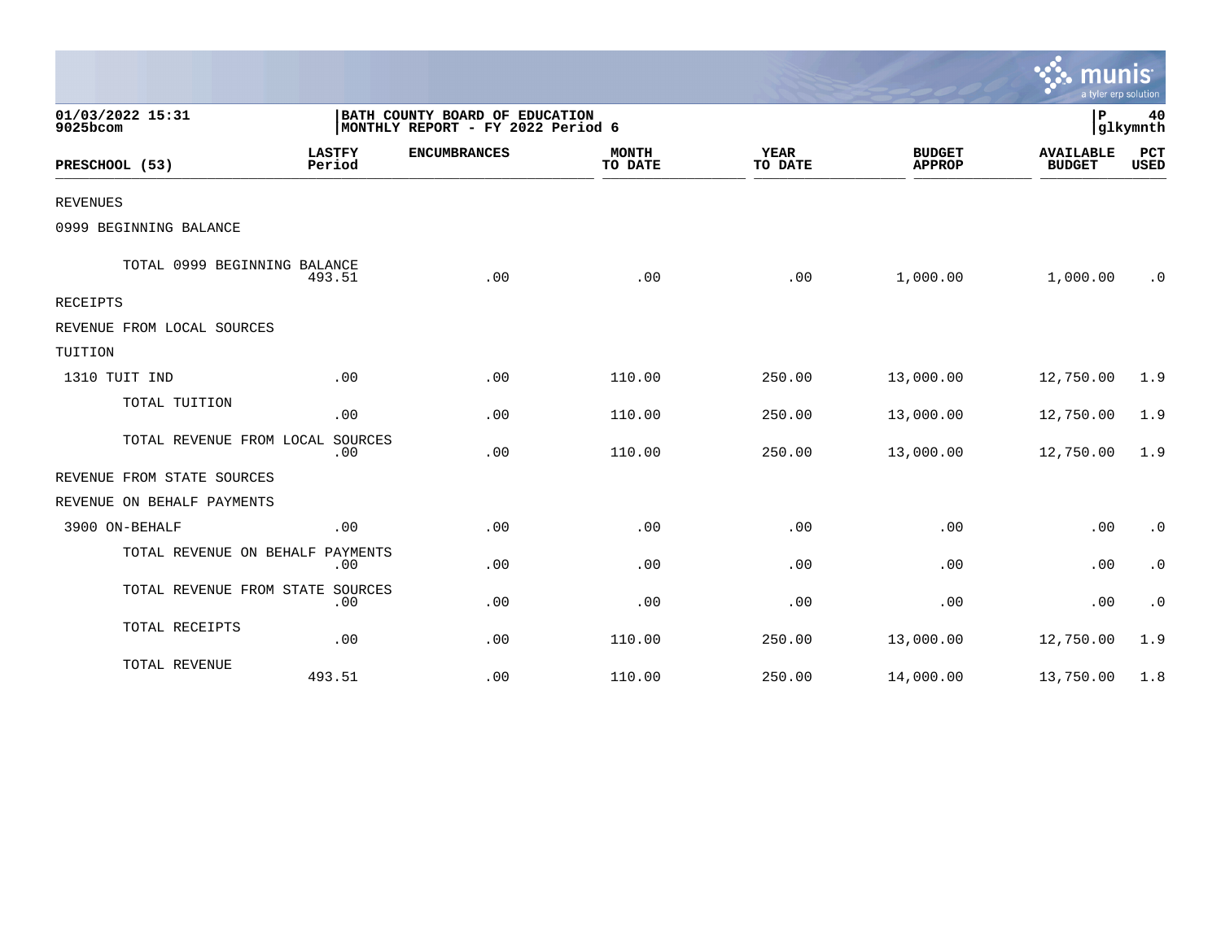01/03/2022 15:31
9025bcom

BATH COUNTY BOARD OF EDUCATION
MONTHLY REPORT - FY 2022 Period 6

P 40
glkymnth

| PRESCHOOL (53) | LASTFY Period | ENCUMBRANCES | MONTH TO DATE | YEAR TO DATE | BUDGET APPROP | AVAILABLE BUDGET | PCT USED |
|---|---|---|---|---|---|---|---|
| REVENUES | | | | | | | |
| 0999 BEGINNING BALANCE | | | | | | | |
| TOTAL 0999 BEGINNING BALANCE | 493.51 | .00 | .00 | .00 | 1,000.00 | 1,000.00 | .0 |
| RECEIPTS | | | | | | | |
| REVENUE FROM LOCAL SOURCES | | | | | | | |
| TUITION | | | | | | | |
| 1310 TUIT IND | .00 | .00 | 110.00 | 250.00 | 13,000.00 | 12,750.00 | 1.9 |
| TOTAL TUITION | .00 | .00 | 110.00 | 250.00 | 13,000.00 | 12,750.00 | 1.9 |
| TOTAL REVENUE FROM LOCAL SOURCES | .00 | .00 | 110.00 | 250.00 | 13,000.00 | 12,750.00 | 1.9 |
| REVENUE FROM STATE SOURCES | | | | | | | |
| REVENUE ON BEHALF PAYMENTS | | | | | | | |
| 3900 ON-BEHALF | .00 | .00 | .00 | .00 | .00 | .00 | .0 |
| TOTAL REVENUE ON BEHALF PAYMENTS | .00 | .00 | .00 | .00 | .00 | .00 | .0 |
| TOTAL REVENUE FROM STATE SOURCES | .00 | .00 | .00 | .00 | .00 | .00 | .0 |
| TOTAL RECEIPTS | .00 | .00 | 110.00 | 250.00 | 13,000.00 | 12,750.00 | 1.9 |
| TOTAL REVENUE | 493.51 | .00 | 110.00 | 250.00 | 14,000.00 | 13,750.00 | 1.8 |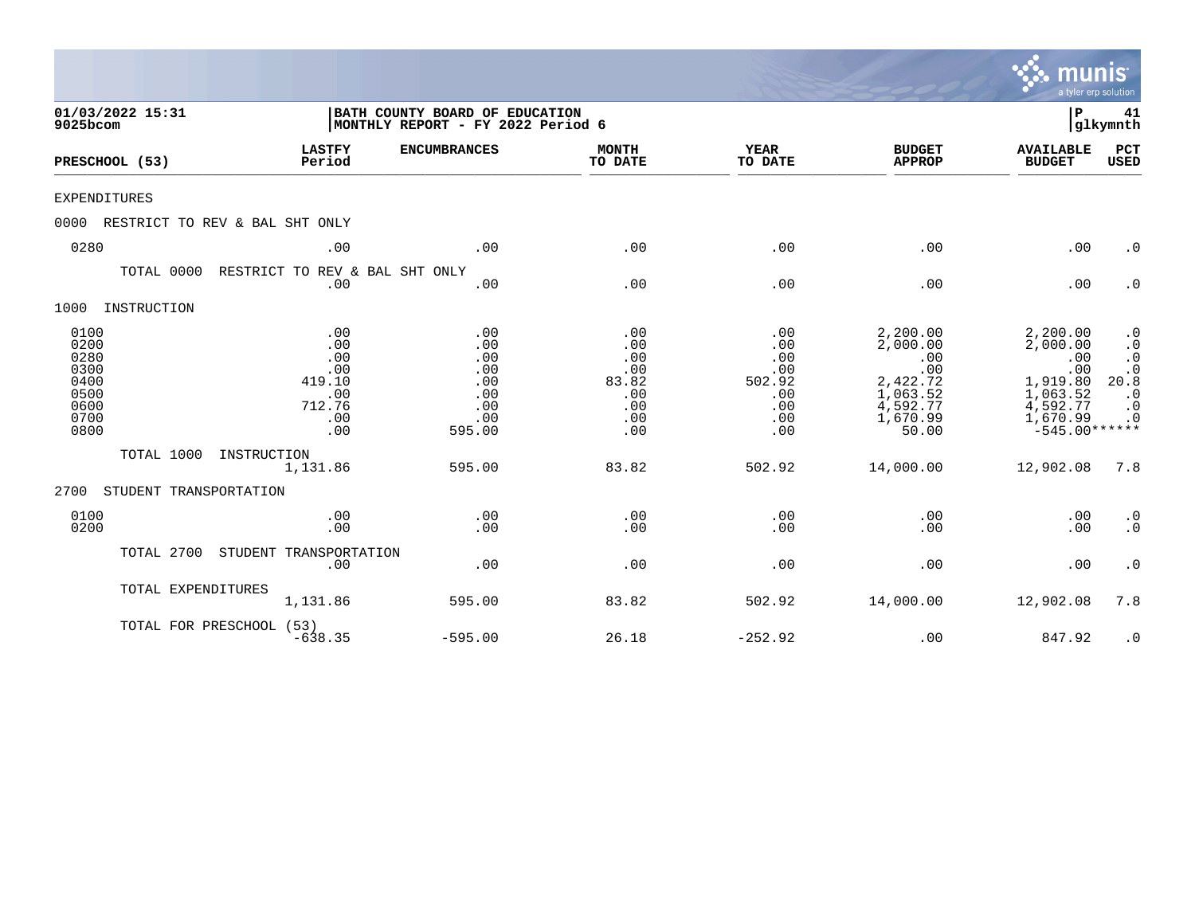01/03/2022 15:31
9025bcom

**BATH COUNTY BOARD OF EDUCATION**
**MONTHLY REPORT - FY 2022 Period 6**

P 41
glkymnth

| PRESCHOOL (53) | LASTFY Period | ENCUMBRANCES | MONTH TO DATE | YEAR TO DATE | BUDGET APPROP | AVAILABLE BUDGET | PCT USED |
|---|---|---|---|---|---|---|---|
| EXPENDITURES | | | | | | | |
| 0000 RESTRICT TO REV & BAL SHT ONLY | | | | | | | |
| 0280 | .00 | .00 | .00 | .00 | .00 | .00 | .0 |
| TOTAL 0000 RESTRICT TO REV & BAL SHT ONLY | .00 | .00 | .00 | .00 | .00 | .00 | .0 |
| 1000 INSTRUCTION | | | | | | | |
| 0100 | .00 | .00 | .00 | .00 | 2,200.00 | 2,200.00 | .0 |
| 0200 | .00 | .00 | .00 | .00 | 2,000.00 | 2,000.00 | .0 |
| 0280 | .00 | .00 | .00 | .00 | .00 | .00 | .0 |
| 0300 | .00 | .00 | .00 | .00 | .00 | .00 | .0 |
| 0400 | 419.10 | .00 | 83.82 | 502.92 | 2,422.72 | 1,919.80 | 20.8 |
| 0500 | .00 | .00 | .00 | .00 | 1,063.52 | 1,063.52 | .0 |
| 0600 | 712.76 | .00 | .00 | .00 | 4,592.77 | 4,592.77 | .0 |
| 0700 | .00 | .00 | .00 | .00 | 1,670.99 | 1,670.99 | .0 |
| 0800 | .00 | 595.00 | .00 | .00 | 50.00 | -545.00 | ****** |
| TOTAL 1000 INSTRUCTION | 1,131.86 | 595.00 | 83.82 | 502.92 | 14,000.00 | 12,902.08 | 7.8 |
| 2700 STUDENT TRANSPORTATION | | | | | | | |
| 0100 | .00 | .00 | .00 | .00 | .00 | .00 | .0 |
| 0200 | .00 | .00 | .00 | .00 | .00 | .00 | .0 |
| TOTAL 2700 STUDENT TRANSPORTATION | .00 | .00 | .00 | .00 | .00 | .00 | .0 |
| TOTAL EXPENDITURES | 1,131.86 | 595.00 | 83.82 | 502.92 | 14,000.00 | 12,902.08 | 7.8 |
| TOTAL FOR PRESCHOOL (53) | -638.35 | -595.00 | 26.18 | -252.92 | .00 | 847.92 | .0 |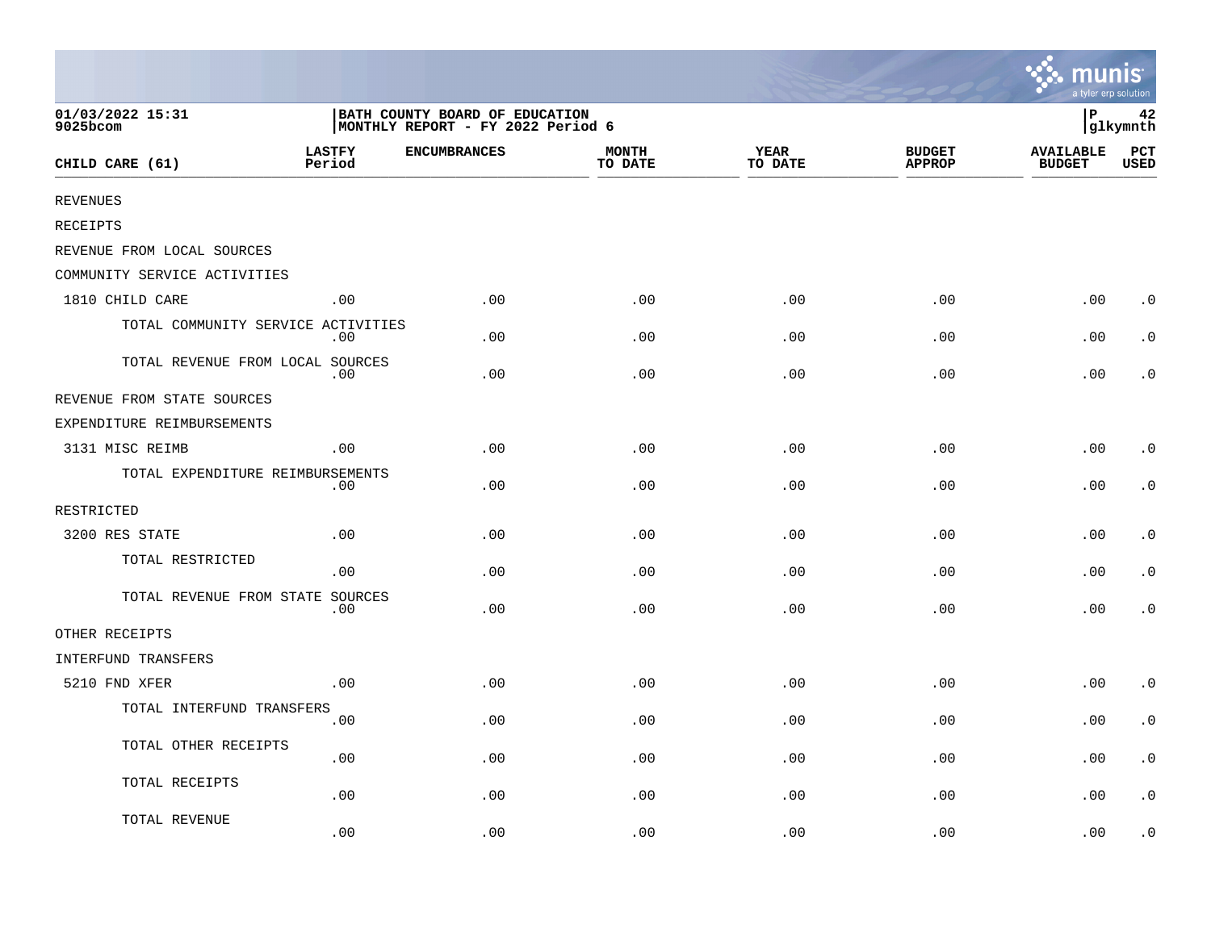01/03/2022 15:31
9025bcom

BATH COUNTY BOARD OF EDUCATION
MONTHLY REPORT - FY 2022 Period 6

P 42
glkymnth

| CHILD CARE (61) | LASTFY Period | ENCUMBRANCES | MONTH TO DATE | YEAR TO DATE | BUDGET APPROP | AVAILABLE BUDGET | PCT USED |
|---|---|---|---|---|---|---|---|
| REVENUES | | | | | | | |
| RECEIPTS | | | | | | | |
| REVENUE FROM LOCAL SOURCES | | | | | | | |
| COMMUNITY SERVICE ACTIVITIES | | | | | | | |
| 1810 CHILD CARE | .00 | .00 | .00 | .00 | .00 | .00 | .0 |
| TOTAL COMMUNITY SERVICE ACTIVITIES | .00 | .00 | .00 | .00 | .00 | .00 | .0 |
| TOTAL REVENUE FROM LOCAL SOURCES | .00 | .00 | .00 | .00 | .00 | .00 | .0 |
| REVENUE FROM STATE SOURCES | | | | | | | |
| EXPENDITURE REIMBURSEMENTS | | | | | | | |
| 3131 MISC REIMB | .00 | .00 | .00 | .00 | .00 | .00 | .0 |
| TOTAL EXPENDITURE REIMBURSEMENTS | .00 | .00 | .00 | .00 | .00 | .00 | .0 |
| RESTRICTED | | | | | | | |
| 3200 RES STATE | .00 | .00 | .00 | .00 | .00 | .00 | .0 |
| TOTAL RESTRICTED | .00 | .00 | .00 | .00 | .00 | .00 | .0 |
| TOTAL REVENUE FROM STATE SOURCES | .00 | .00 | .00 | .00 | .00 | .00 | .0 |
| OTHER RECEIPTS | | | | | | | |
| INTERFUND TRANSFERS | | | | | | | |
| 5210 FND XFER | .00 | .00 | .00 | .00 | .00 | .00 | .0 |
| TOTAL INTERFUND TRANSFERS | .00 | .00 | .00 | .00 | .00 | .00 | .0 |
| TOTAL OTHER RECEIPTS | .00 | .00 | .00 | .00 | .00 | .00 | .0 |
| TOTAL RECEIPTS | .00 | .00 | .00 | .00 | .00 | .00 | .0 |
| TOTAL REVENUE | .00 | .00 | .00 | .00 | .00 | .00 | .0 |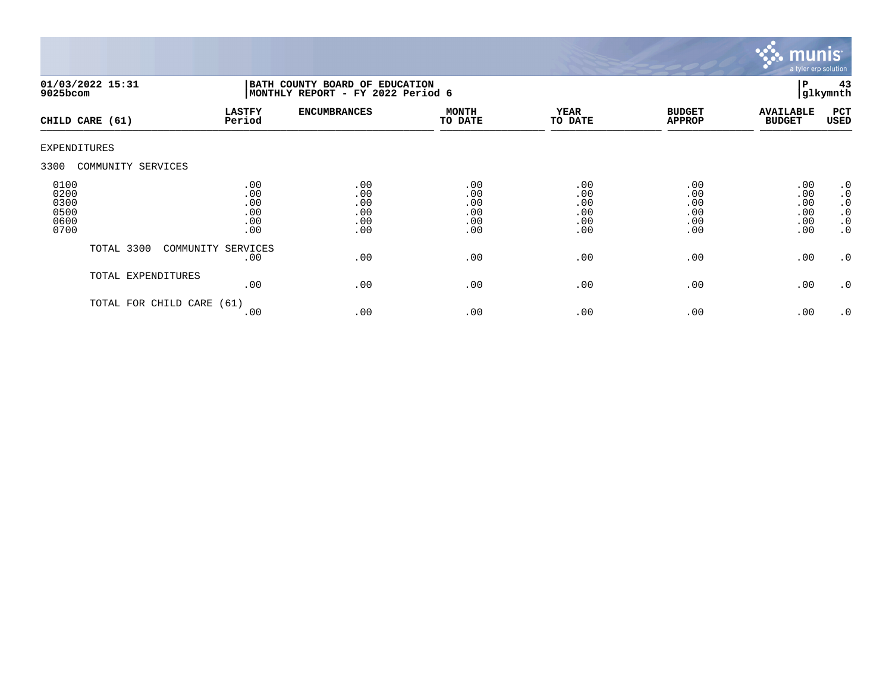01/03/2022 15:31
9025bcom

BATH COUNTY BOARD OF EDUCATION
MONTHLY REPORT - FY 2022 Period 6

P 43
glkymnth

| CHILD CARE (61) | LASTFY Period | ENCUMBRANCES | MONTH TO DATE | YEAR TO DATE | BUDGET APPROP | AVAILABLE BUDGET | PCT USED |
|---|---|---|---|---|---|---|---|
| EXPENDITURES | | | | | | | |
| 3300 COMMUNITY SERVICES | | | | | | | |
| 0100 | .00 | .00 | .00 | .00 | .00 | .00 | .0 |
| 0200 | .00 | .00 | .00 | .00 | .00 | .00 | .0 |
| 0300 | .00 | .00 | .00 | .00 | .00 | .00 | .0 |
| 0500 | .00 | .00 | .00 | .00 | .00 | .00 | .0 |
| 0600 | .00 | .00 | .00 | .00 | .00 | .00 | .0 |
| 0700 | .00 | .00 | .00 | .00 | .00 | .00 | .0 |
| TOTAL 3300 COMMUNITY SERVICES | .00 | .00 | .00 | .00 | .00 | .00 | .0 |
| TOTAL EXPENDITURES | .00 | .00 | .00 | .00 | .00 | .00 | .0 |
| TOTAL FOR CHILD CARE (61) | .00 | .00 | .00 | .00 | .00 | .00 | .0 |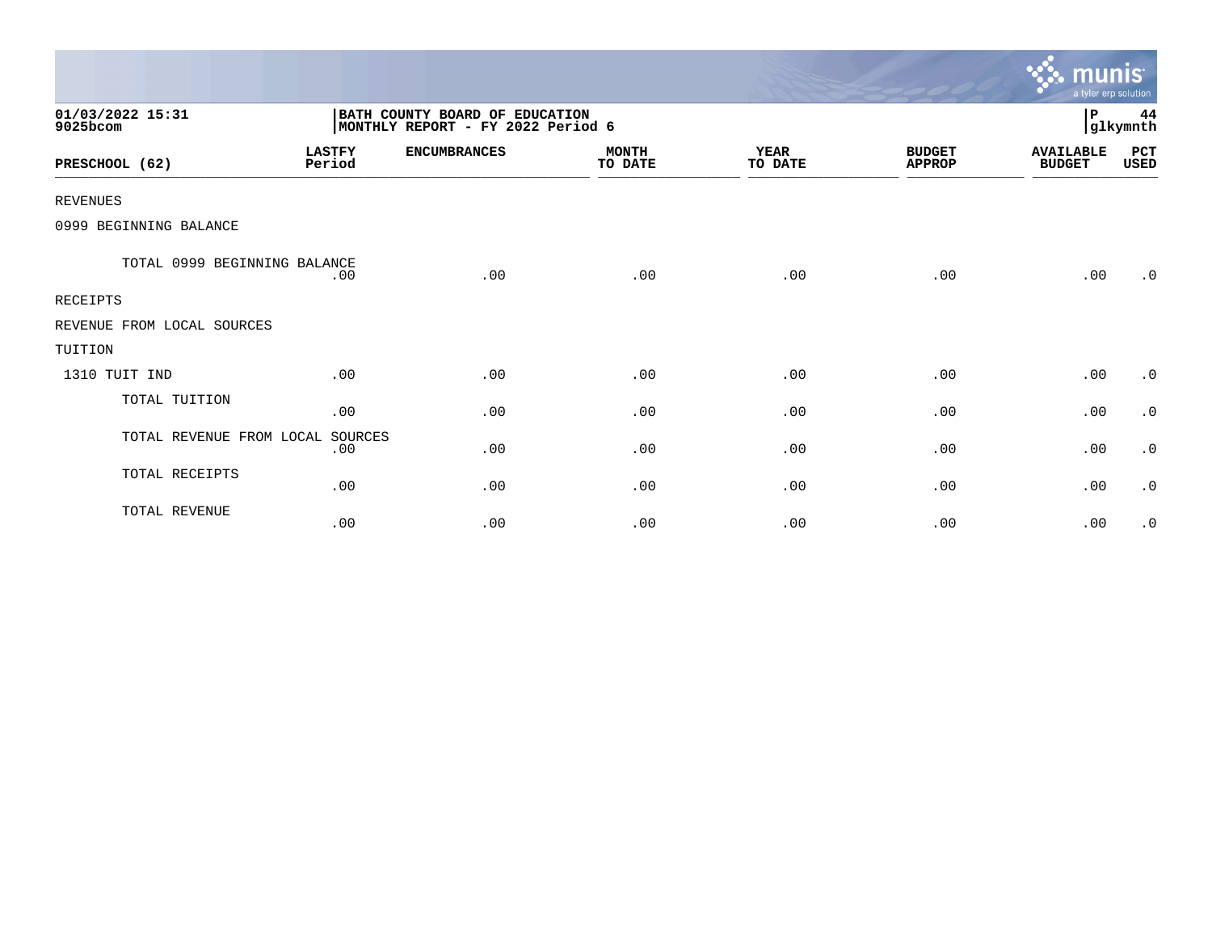01/03/2022 15:31
9025bcom

BATH COUNTY BOARD OF EDUCATION
MONTHLY REPORT - FY 2022 Period 6

P 44
glkymnth

| PRESCHOOL (62) | LASTFY Period | ENCUMBRANCES | MONTH TO DATE | YEAR TO DATE | BUDGET APPROP | AVAILABLE BUDGET | PCT USED |
|---|---|---|---|---|---|---|---|
| REVENUES | | | | | | | |
| 0999 BEGINNING BALANCE | | | | | | | |
| TOTAL 0999 BEGINNING BALANCE | .00 | .00 | .00 | .00 | .00 | .00 | .0 |
| RECEIPTS | | | | | | | |
| REVENUE FROM LOCAL SOURCES | | | | | | | |
| TUITION | | | | | | | |
| 1310 TUIT IND | .00 | .00 | .00 | .00 | .00 | .00 | .0 |
| TOTAL TUITION | .00 | .00 | .00 | .00 | .00 | .00 | .0 |
| TOTAL REVENUE FROM LOCAL SOURCES | .00 | .00 | .00 | .00 | .00 | .00 | .0 |
| TOTAL RECEIPTS | .00 | .00 | .00 | .00 | .00 | .00 | .0 |
| TOTAL REVENUE | .00 | .00 | .00 | .00 | .00 | .00 | .0 |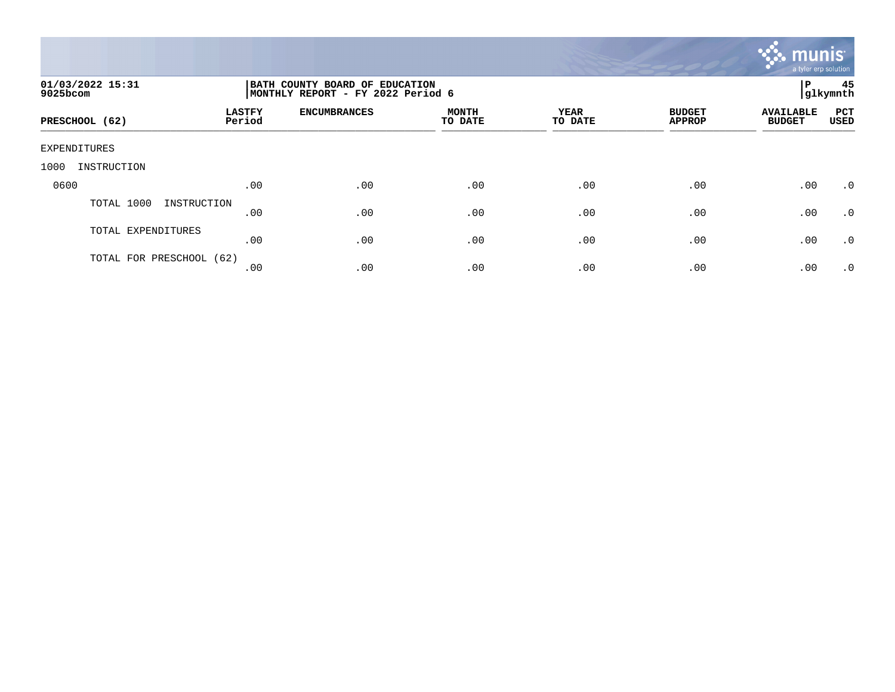01/03/2022 15:31 | BATH COUNTY BOARD OF EDUCATION | P 45
9025bcom | MONTHLY REPORT - FY 2022 Period 6 | glkymnth

| PRESCHOOL (62) | LASTFY Period | ENCUMBRANCES | MONTH TO DATE | YEAR TO DATE | BUDGET APPROP | AVAILABLE BUDGET | PCT USED |
|---|---|---|---|---|---|---|---|
| EXPENDITURES | | | | | | | |
| 1000 INSTRUCTION | | | | | | | |
| 0600 | .00 | .00 | .00 | .00 | .00 | .00 | .0 |
| TOTAL 1000 INSTRUCTION | .00 | .00 | .00 | .00 | .00 | .00 | .0 |
| TOTAL EXPENDITURES | .00 | .00 | .00 | .00 | .00 | .00 | .0 |
| TOTAL FOR PRESCHOOL (62) | .00 | .00 | .00 | .00 | .00 | .00 | .0 |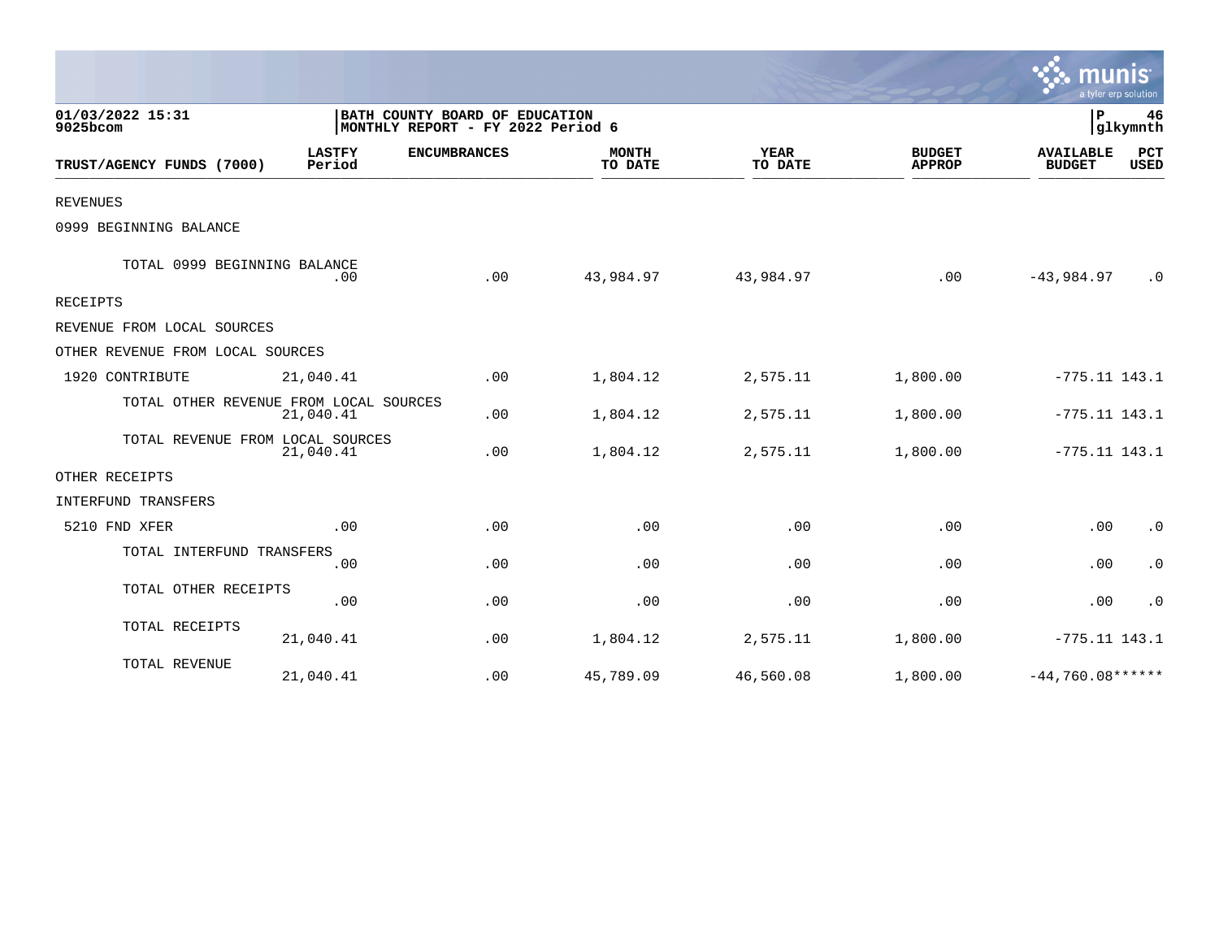01/03/2022 15:31 | BATH COUNTY BOARD OF EDUCATION
9025bcom | MONTHLY REPORT - FY 2022 Period 6

| TRUST/AGENCY FUNDS (7000) | LASTFY Period | ENCUMBRANCES | MONTH TO DATE | YEAR TO DATE | BUDGET APPROP | AVAILABLE BUDGET | PCT USED |
|---|---|---|---|---|---|---|---|
| REVENUES | | | | | | | |
| 0999 BEGINNING BALANCE | | | | | | | |
| TOTAL 0999 BEGINNING BALANCE | .00 | .00 | 43,984.97 | 43,984.97 | .00 | -43,984.97 | .0 |
| RECEIPTS | | | | | | | |
| REVENUE FROM LOCAL SOURCES | | | | | | | |
| OTHER REVENUE FROM LOCAL SOURCES | | | | | | | |
| 1920 CONTRIBUTE | 21,040.41 | .00 | 1,804.12 | 2,575.11 | 1,800.00 | -775.11 | 143.1 |
| TOTAL OTHER REVENUE FROM LOCAL SOURCES | 21,040.41 | .00 | 1,804.12 | 2,575.11 | 1,800.00 | -775.11 | 143.1 |
| TOTAL REVENUE FROM LOCAL SOURCES | 21,040.41 | .00 | 1,804.12 | 2,575.11 | 1,800.00 | -775.11 | 143.1 |
| OTHER RECEIPTS | | | | | | | |
| INTERFUND TRANSFERS | | | | | | | |
| 5210 FND XFER | .00 | .00 | .00 | .00 | .00 | .00 | .0 |
| TOTAL INTERFUND TRANSFERS | .00 | .00 | .00 | .00 | .00 | .00 | .0 |
| TOTAL OTHER RECEIPTS | .00 | .00 | .00 | .00 | .00 | .00 | .0 |
| TOTAL RECEIPTS | 21,040.41 | .00 | 1,804.12 | 2,575.11 | 1,800.00 | -775.11 | 143.1 |
| TOTAL REVENUE | 21,040.41 | .00 | 45,789.09 | 46,560.08 | 1,800.00 | -44,760.08 | ****** |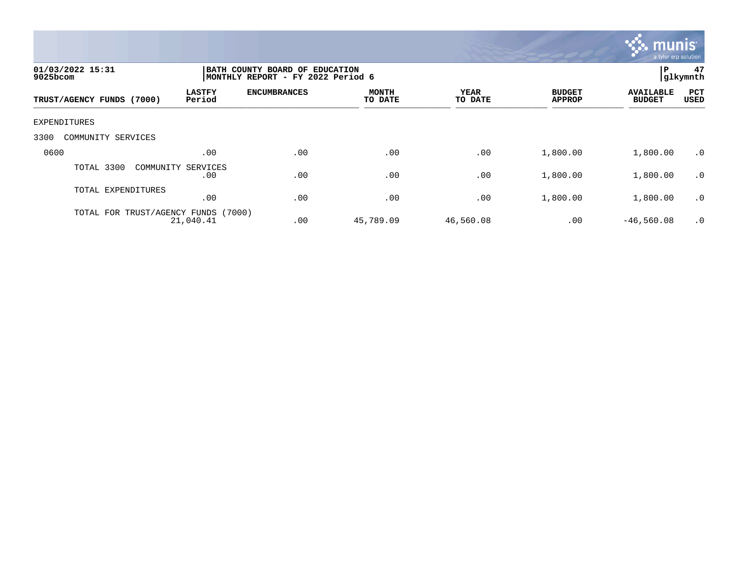01/03/2022 15:31
9025bcom

BATH COUNTY BOARD OF EDUCATION
MONTHLY REPORT - FY 2022 Period 6

P 47
glkymnth

| TRUST/AGENCY FUNDS (7000) | LASTFY Period | ENCUMBRANCES | MONTH TO DATE | YEAR TO DATE | BUDGET APPROP | AVAILABLE BUDGET | PCT USED |
|---|---|---|---|---|---|---|---|
| EXPENDITURES | | | | | | | |
| 3300 COMMUNITY SERVICES | | | | | | | |
| 0600 | .00 | .00 | .00 | .00 | 1,800.00 | 1,800.00 | .0 |
| TOTAL 3300 COMMUNITY SERVICES | .00 | .00 | .00 | .00 | 1,800.00 | 1,800.00 | .0 |
| TOTAL EXPENDITURES | .00 | .00 | .00 | .00 | 1,800.00 | 1,800.00 | .0 |
| TOTAL FOR TRUST/AGENCY FUNDS (7000) | 21,040.41 | .00 | 45,789.09 | 46,560.08 | .00 | -46,560.08 | .0 |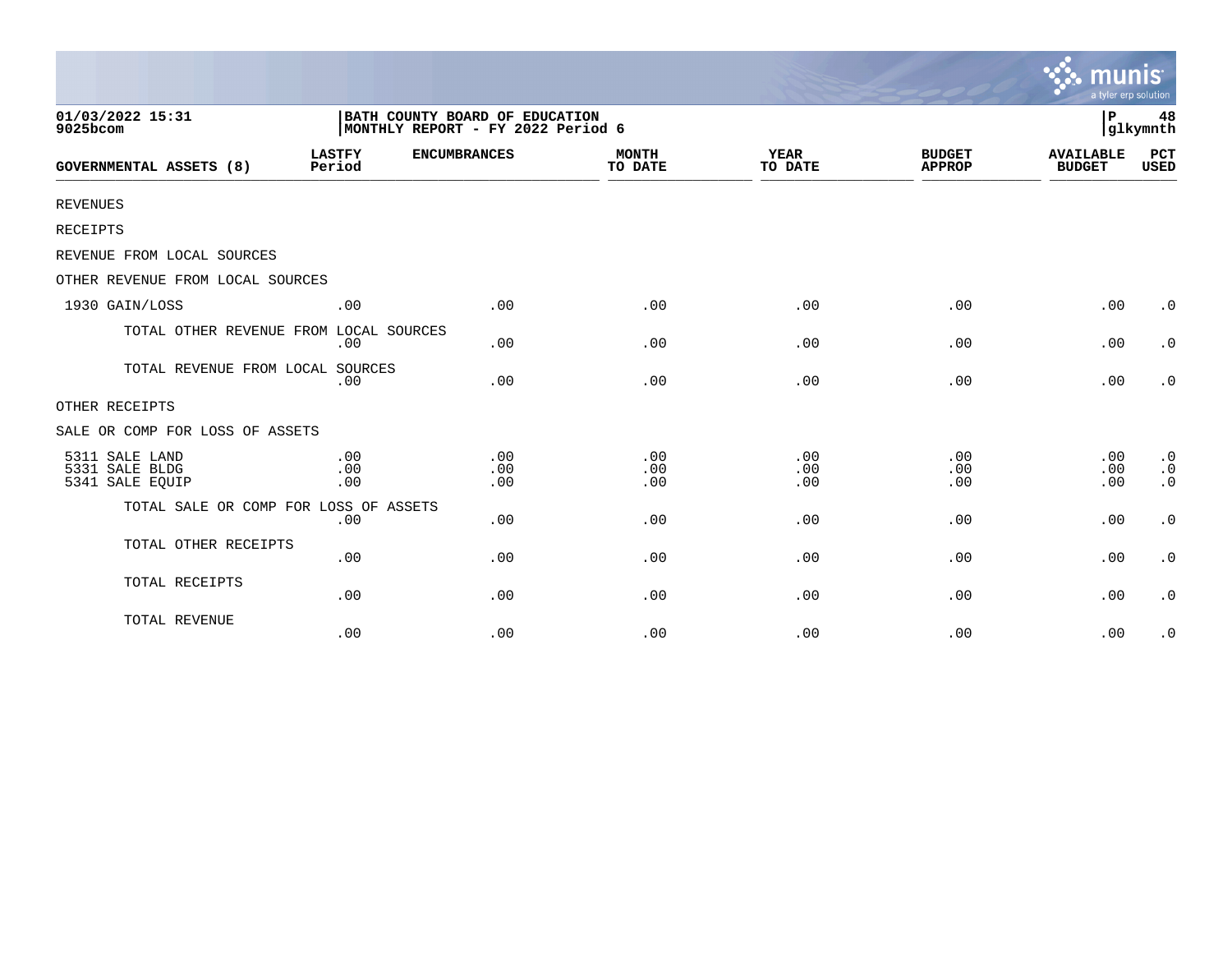01/03/2022 15:31
9025bcom

BATH COUNTY BOARD OF EDUCATION
MONTHLY REPORT - FY 2022 Period 6

P 48
glkymnth

| GOVERNMENTAL ASSETS (8) | LASTFY Period | ENCUMBRANCES | MONTH TO DATE | YEAR TO DATE | BUDGET APPROP | AVAILABLE BUDGET | PCT USED |
|---|---|---|---|---|---|---|---|
| REVENUES | | | | | | | |
| RECEIPTS | | | | | | | |
| REVENUE FROM LOCAL SOURCES | | | | | | | |
| OTHER REVENUE FROM LOCAL SOURCES | | | | | | | |
| 1930 GAIN/LOSS | .00 | .00 | .00 | .00 | .00 | .00 | .0 |
| TOTAL OTHER REVENUE FROM LOCAL SOURCES | .00 | .00 | .00 | .00 | .00 | .00 | .0 |
| TOTAL REVENUE FROM LOCAL SOURCES | .00 | .00 | .00 | .00 | .00 | .00 | .0 |
| OTHER RECEIPTS | | | | | | | |
| SALE OR COMP FOR LOSS OF ASSETS | | | | | | | |
| 5311 SALE LAND | .00 | .00 | .00 | .00 | .00 | .00 | .0 |
| 5331 SALE BLDG | .00 | .00 | .00 | .00 | .00 | .00 | .0 |
| 5341 SALE EQUIP | .00 | .00 | .00 | .00 | .00 | .00 | .0 |
| TOTAL SALE OR COMP FOR LOSS OF ASSETS | .00 | .00 | .00 | .00 | .00 | .00 | .0 |
| TOTAL OTHER RECEIPTS | .00 | .00 | .00 | .00 | .00 | .00 | .0 |
| TOTAL RECEIPTS | .00 | .00 | .00 | .00 | .00 | .00 | .0 |
| TOTAL REVENUE | .00 | .00 | .00 | .00 | .00 | .00 | .0 |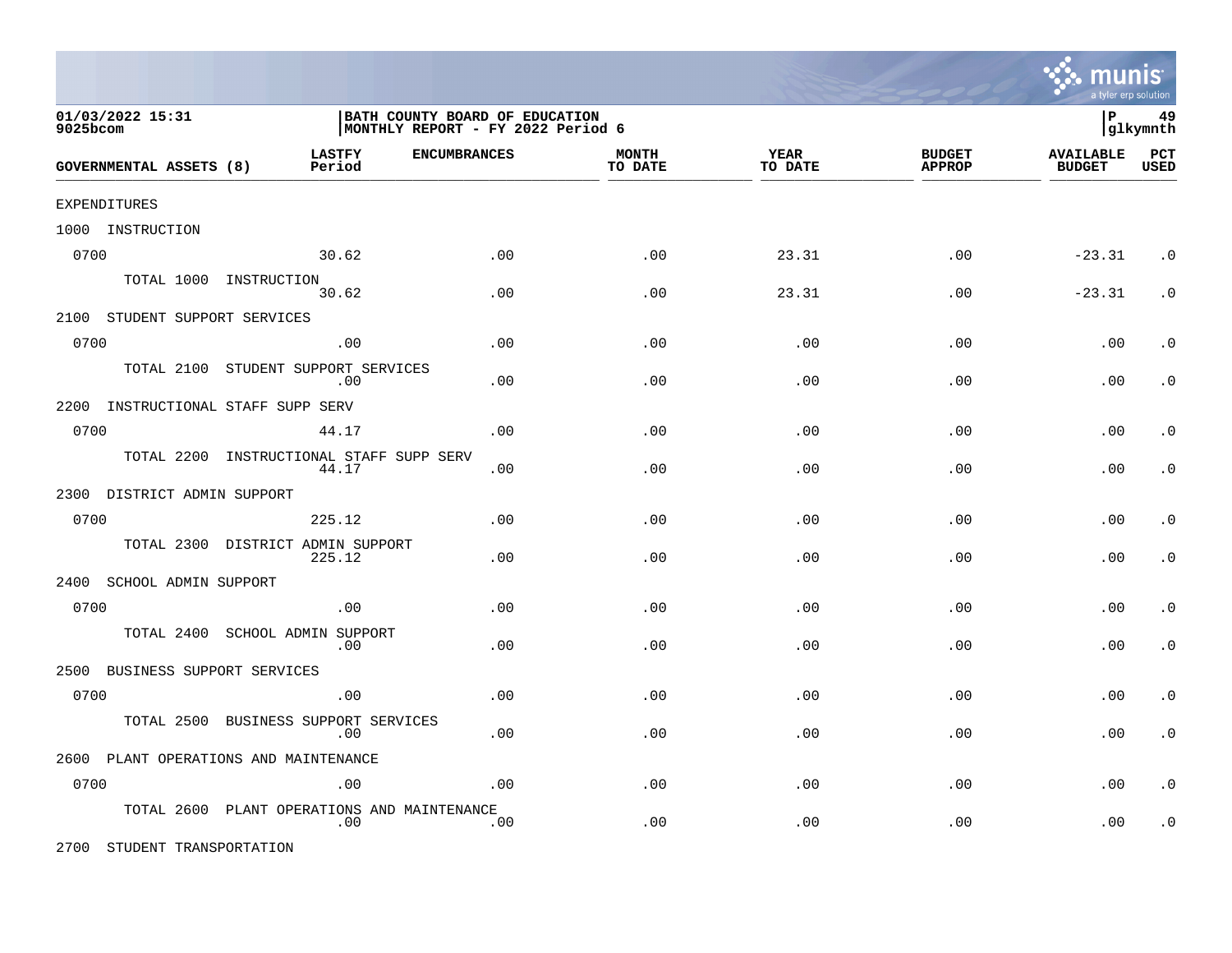**BATH COUNTY BOARD OF EDUCATION**
**MONTHLY REPORT - FY 2022 Period 6**

01/03/2022 15:31
9025bcom

| GOVERNMENTAL ASSETS (8) | LASTFY Period | ENCUMBRANCES | MONTH TO DATE | YEAR TO DATE | BUDGET APPROP | AVAILABLE BUDGET | PCT USED |
|---|---|---|---|---|---|---|---|
| EXPENDITURES | | | | | | | |
| 1000 INSTRUCTION | | | | | | | |
| 0700 | 30.62 | .00 | .00 | 23.31 | .00 | -23.31 | .0 |
| TOTAL 1000 INSTRUCTION | 30.62 | .00 | .00 | 23.31 | .00 | -23.31 | .0 |
| 2100 STUDENT SUPPORT SERVICES | | | | | | | |
| 0700 | .00 | .00 | .00 | .00 | .00 | .00 | .0 |
| TOTAL 2100 STUDENT SUPPORT SERVICES | .00 | .00 | .00 | .00 | .00 | .00 | .0 |
| 2200 INSTRUCTIONAL STAFF SUPP SERV | | | | | | | |
| 0700 | 44.17 | .00 | .00 | .00 | .00 | .00 | .0 |
| TOTAL 2200 INSTRUCTIONAL STAFF SUPP SERV | 44.17 | .00 | .00 | .00 | .00 | .00 | .0 |
| 2300 DISTRICT ADMIN SUPPORT | | | | | | | |
| 0700 | 225.12 | .00 | .00 | .00 | .00 | .00 | .0 |
| TOTAL 2300 DISTRICT ADMIN SUPPORT | 225.12 | .00 | .00 | .00 | .00 | .00 | .0 |
| 2400 SCHOOL ADMIN SUPPORT | | | | | | | |
| 0700 | .00 | .00 | .00 | .00 | .00 | .00 | .0 |
| TOTAL 2400 SCHOOL ADMIN SUPPORT | .00 | .00 | .00 | .00 | .00 | .00 | .0 |
| 2500 BUSINESS SUPPORT SERVICES | | | | | | | |
| 0700 | .00 | .00 | .00 | .00 | .00 | .00 | .0 |
| TOTAL 2500 BUSINESS SUPPORT SERVICES | .00 | .00 | .00 | .00 | .00 | .00 | .0 |
| 2600 PLANT OPERATIONS AND MAINTENANCE | | | | | | | |
| 0700 | .00 | .00 | .00 | .00 | .00 | .00 | .0 |
| TOTAL 2600 PLANT OPERATIONS AND MAINTENANCE | .00 | .00 | .00 | .00 | .00 | .00 | .0 |
| 2700 STUDENT TRANSPORTATION | | | | | | | |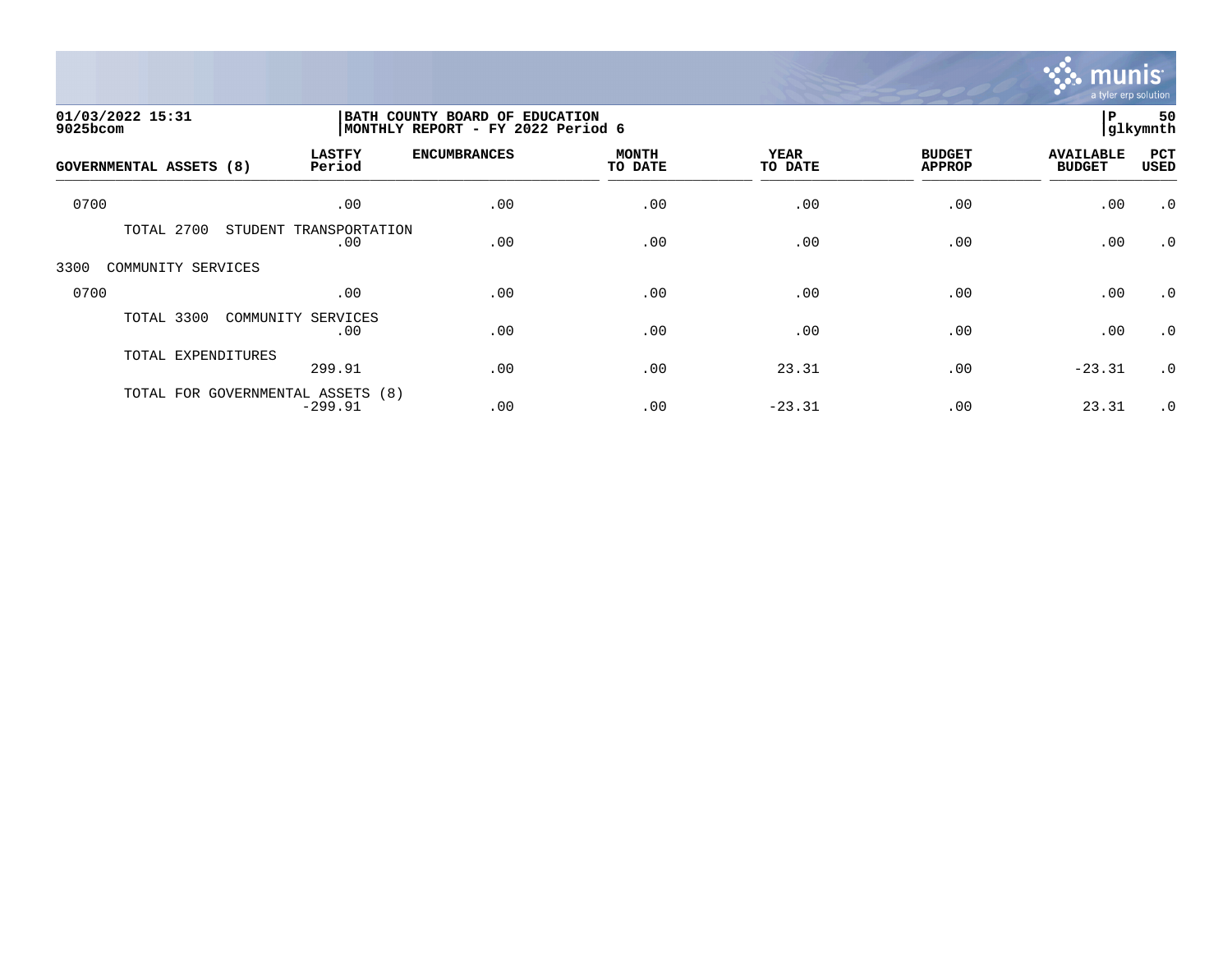**01/03/2022 15:31**
**9025bcom**

**BATH COUNTY BOARD OF EDUCATION**
**MONTHLY REPORT - FY 2022 Period 6**

**P 50**
**glkymnth**

| GOVERNMENTAL ASSETS (8) | LASTFY Period | ENCUMBRANCES | MONTH TO DATE | YEAR TO DATE | BUDGET APPROP | AVAILABLE BUDGET | PCT USED |
|---|---|---|---|---|---|---|---|
| 0700 | .00 | .00 | .00 | .00 | .00 | .00 | .0 |
| TOTAL 2700 STUDENT TRANSPORTATION | .00 | .00 | .00 | .00 | .00 | .00 | .0 |
| 3300 COMMUNITY SERVICES | | | | | | | |
| 0700 | .00 | .00 | .00 | .00 | .00 | .00 | .0 |
| TOTAL 3300 COMMUNITY SERVICES | .00 | .00 | .00 | .00 | .00 | .00 | .0 |
| TOTAL EXPENDITURES | 299.91 | .00 | .00 | 23.31 | .00 | -23.31 | .0 |
| TOTAL FOR GOVERNMENTAL ASSETS (8) | -299.91 | .00 | .00 | -23.31 | .00 | 23.31 | .0 |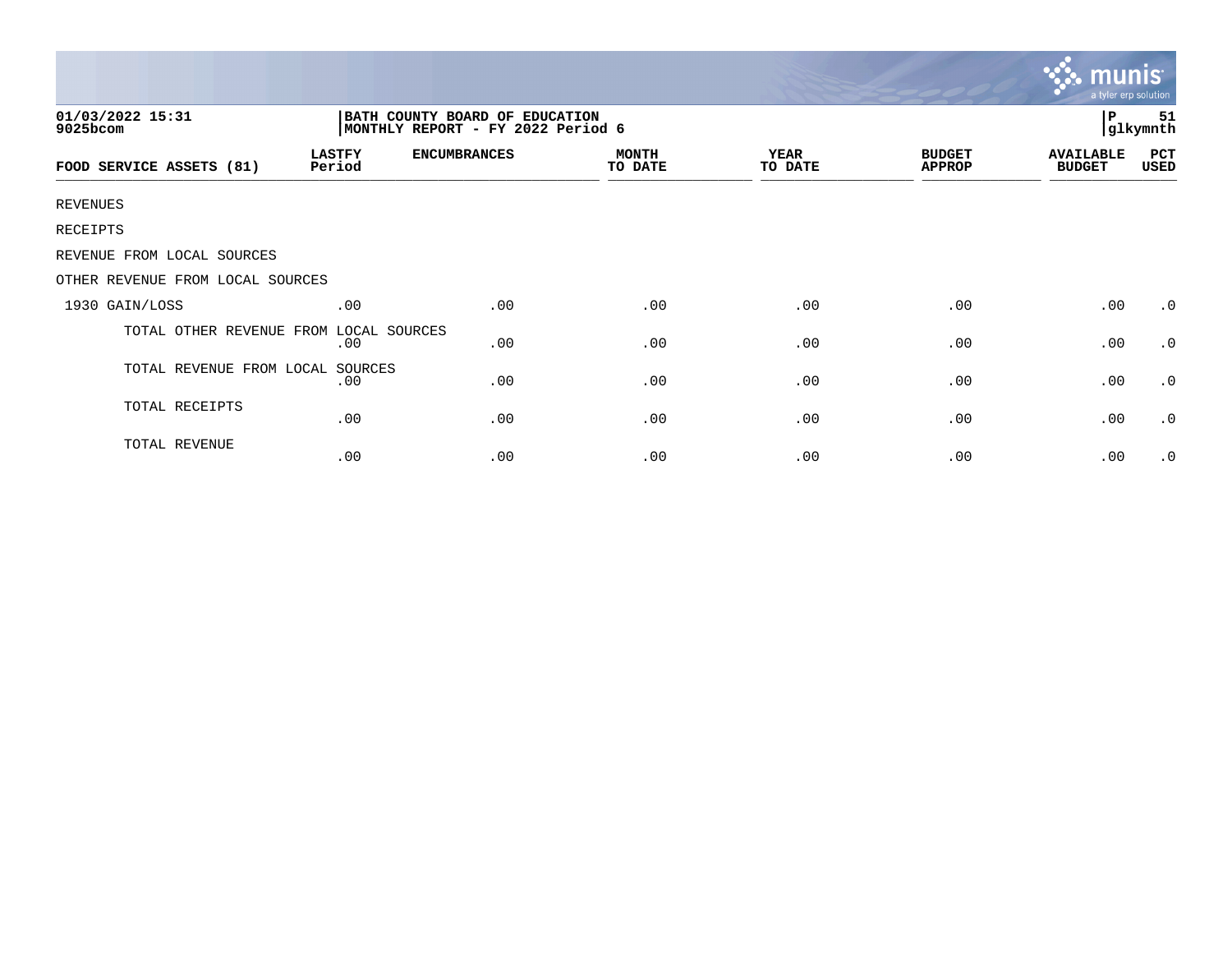01/03/2022 15:31
9025bcom

BATH COUNTY BOARD OF EDUCATION
MONTHLY REPORT - FY 2022 Period 6

P 51
glkymnth

| FOOD SERVICE ASSETS (81) | LASTFY Period | ENCUMBRANCES | MONTH TO DATE | YEAR TO DATE | BUDGET APPROP | AVAILABLE BUDGET | PCT USED |
|---|---|---|---|---|---|---|---|
| REVENUES | | | | | | | |
| RECEIPTS | | | | | | | |
| REVENUE FROM LOCAL SOURCES | | | | | | | |
| OTHER REVENUE FROM LOCAL SOURCES | | | | | | | |
| 1930 GAIN/LOSS | .00 | .00 | .00 | .00 | .00 | .00 | .0 |
| TOTAL OTHER REVENUE FROM LOCAL SOURCES | .00 | .00 | .00 | .00 | .00 | .00 | .0 |
| TOTAL REVENUE FROM LOCAL SOURCES | .00 | .00 | .00 | .00 | .00 | .00 | .0 |
| TOTAL RECEIPTS | .00 | .00 | .00 | .00 | .00 | .00 | .0 |
| TOTAL REVENUE | .00 | .00 | .00 | .00 | .00 | .00 | .0 |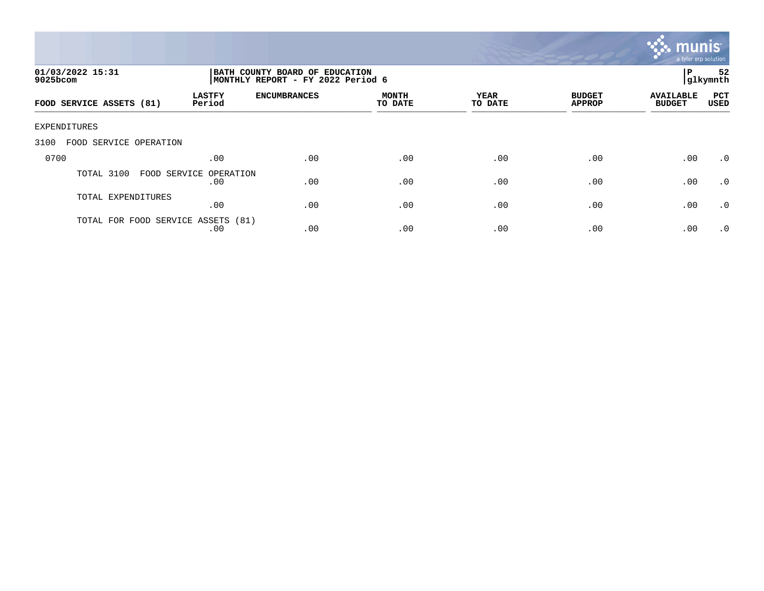**01/03/2022 15:31**
**9025bcom**

**BATH COUNTY BOARD OF EDUCATION**
**MONTHLY REPORT - FY 2022 Period 6**

**P 52**
**glkymnth**

| FOOD SERVICE ASSETS (81) | LASTFY Period | ENCUMBRANCES | MONTH TO DATE | YEAR TO DATE | BUDGET APPROP | AVAILABLE BUDGET | PCT USED |
|---|---|---|---|---|---|---|---|
| EXPENDITURES | | | | | | | |
| 3100 FOOD SERVICE OPERATION | | | | | | | |
| 0700 | .00 | .00 | .00 | .00 | .00 | .00 | .0 |
| TOTAL 3100 FOOD SERVICE OPERATION | .00 | .00 | .00 | .00 | .00 | .00 | .0 |
| TOTAL EXPENDITURES | .00 | .00 | .00 | .00 | .00 | .00 | .0 |
| TOTAL FOR FOOD SERVICE ASSETS (81) | .00 | .00 | .00 | .00 | .00 | .00 | .0 |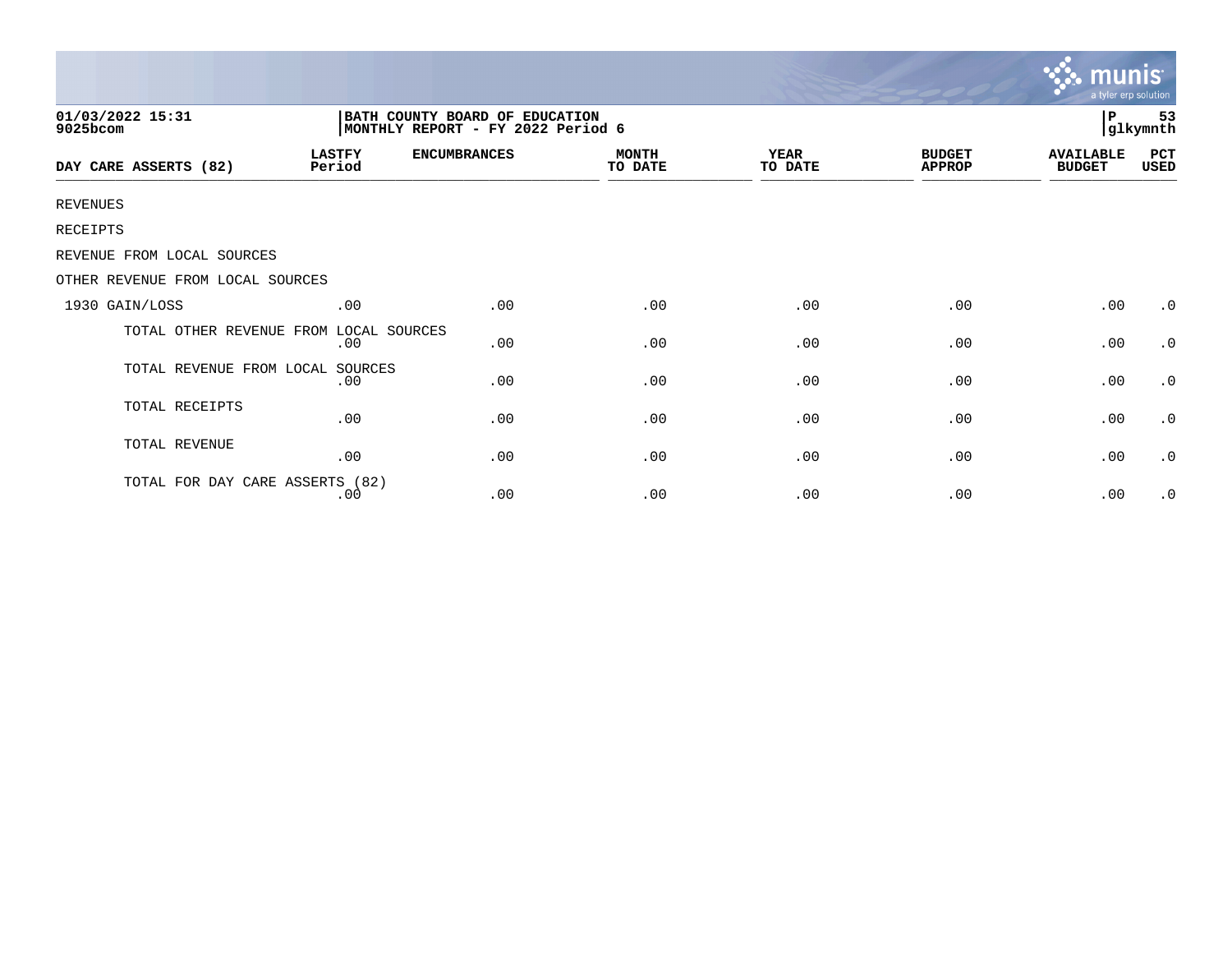01/03/2022 15:31
9025bcom

BATH COUNTY BOARD OF EDUCATION
MONTHLY REPORT - FY 2022 Period 6

P 53
glkymnth

| DAY CARE ASSERTS (82) | LASTFY Period | ENCUMBRANCES | MONTH TO DATE | YEAR TO DATE | BUDGET APPROP | AVAILABLE BUDGET | PCT USED |
|---|---|---|---|---|---|---|---|
| REVENUES | | | | | | | |
| RECEIPTS | | | | | | | |
| REVENUE FROM LOCAL SOURCES | | | | | | | |
| OTHER REVENUE FROM LOCAL SOURCES | | | | | | | |
| 1930 GAIN/LOSS | .00 | .00 | .00 | .00 | .00 | .00 | .0 |
| TOTAL OTHER REVENUE FROM LOCAL SOURCES | .00 | .00 | .00 | .00 | .00 | .00 | .0 |
| TOTAL REVENUE FROM LOCAL SOURCES | .00 | .00 | .00 | .00 | .00 | .00 | .0 |
| TOTAL RECEIPTS | .00 | .00 | .00 | .00 | .00 | .00 | .0 |
| TOTAL REVENUE | .00 | .00 | .00 | .00 | .00 | .00 | .0 |
| TOTAL FOR DAY CARE ASSERTS (82) | .00 | .00 | .00 | .00 | .00 | .00 | .0 |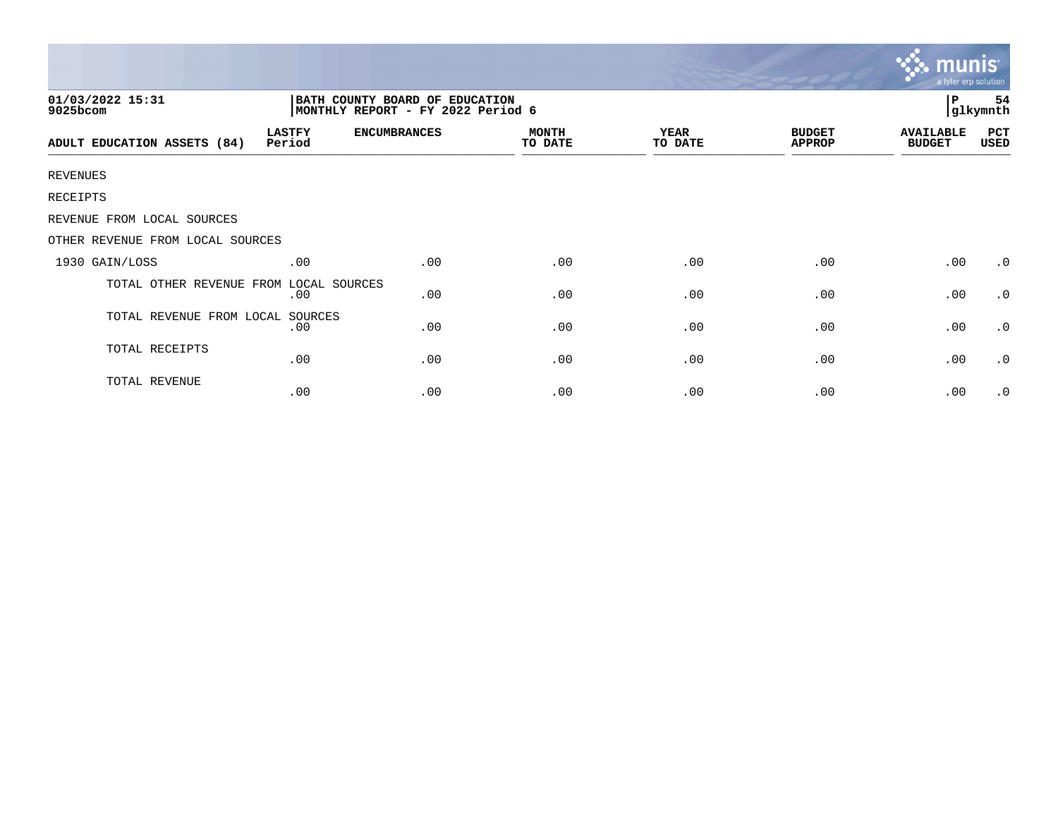01/03/2022 15:31
9025bcom

BATH COUNTY BOARD OF EDUCATION
MONTHLY REPORT - FY 2022 Period 6

P 54
glkymnth

| ADULT EDUCATION ASSETS (84) | LASTFY Period | ENCUMBRANCES | MONTH TO DATE | YEAR TO DATE | BUDGET APPROP | AVAILABLE BUDGET | PCT USED |
|---|---|---|---|---|---|---|---|
| REVENUES | | | | | | | |
| RECEIPTS | | | | | | | |
| REVENUE FROM LOCAL SOURCES | | | | | | | |
| OTHER REVENUE FROM LOCAL SOURCES | | | | | | | |
| 1930 GAIN/LOSS | .00 | .00 | .00 | .00 | .00 | .00 | .0 |
| TOTAL OTHER REVENUE FROM LOCAL SOURCES | .00 | .00 | .00 | .00 | .00 | .00 | .0 |
| TOTAL REVENUE FROM LOCAL SOURCES | .00 | .00 | .00 | .00 | .00 | .00 | .0 |
| TOTAL RECEIPTS | .00 | .00 | .00 | .00 | .00 | .00 | .0 |
| TOTAL REVENUE | .00 | .00 | .00 | .00 | .00 | .00 | .0 |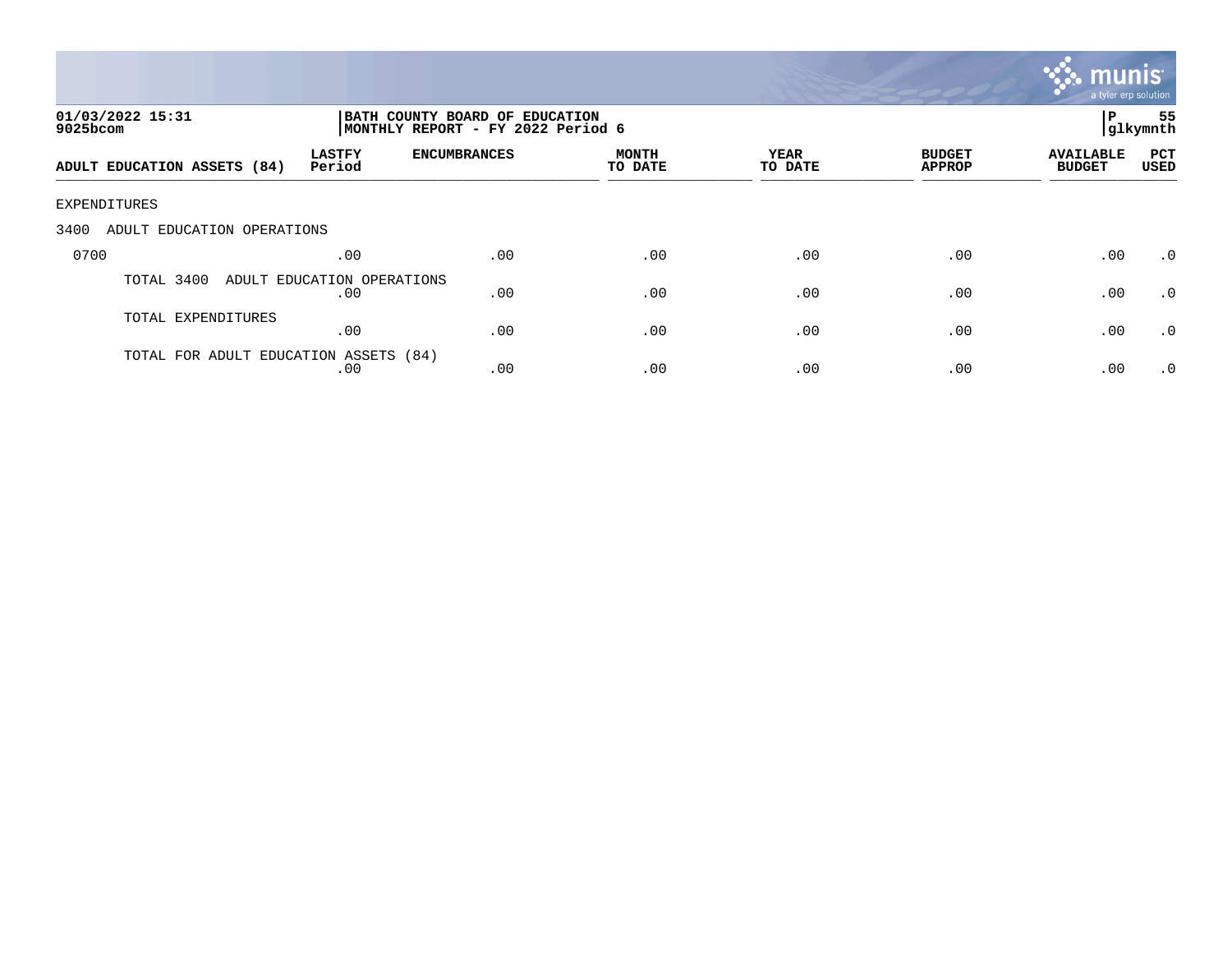01/03/2022 15:31
9025bcom

BATH COUNTY BOARD OF EDUCATION
MONTHLY REPORT - FY 2022 Period 6

P 55
glkymnth

| ADULT EDUCATION ASSETS (84) | LASTFY Period | ENCUMBRANCES | MONTH TO DATE | YEAR TO DATE | BUDGET APPROP | AVAILABLE BUDGET | PCT USED |
|---|---|---|---|---|---|---|---|
| EXPENDITURES | | | | | | | |
| 3400 ADULT EDUCATION OPERATIONS | | | | | | | |
| 0700 | .00 | .00 | .00 | .00 | .00 | .00 | .0 |
| TOTAL 3400 ADULT EDUCATION OPERATIONS | .00 | .00 | .00 | .00 | .00 | .00 | .0 |
| TOTAL EXPENDITURES | .00 | .00 | .00 | .00 | .00 | .00 | .0 |
| TOTAL FOR ADULT EDUCATION ASSETS (84) | .00 | .00 | .00 | .00 | .00 | .00 | .0 |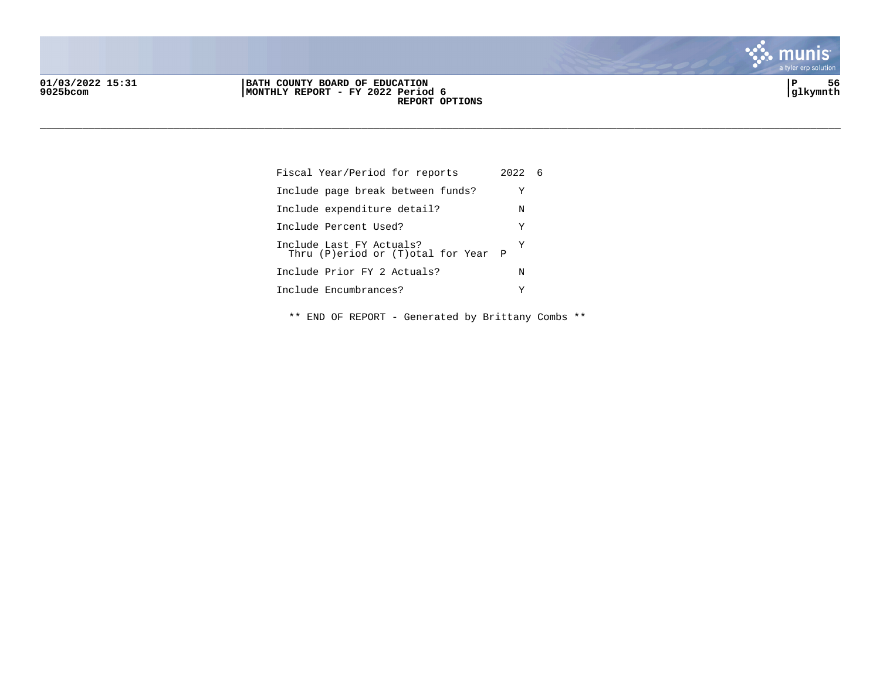## REPORT OPTIONS

| | |
|---|---|
| Fiscal Year/Period for reports | 2022 6 |
| Include page break between funds? | Y |
| Include expenditure detail? | N |
| Include Percent Used? | Y |
| Include Last FY Actuals? | Y |
| Thru (P)eriod or (T)otal for Year | P |
| Include Prior FY 2 Actuals? | N |
| Include Encumbrances? | Y |

** END OF REPORT - Generated by Brittany Combs **